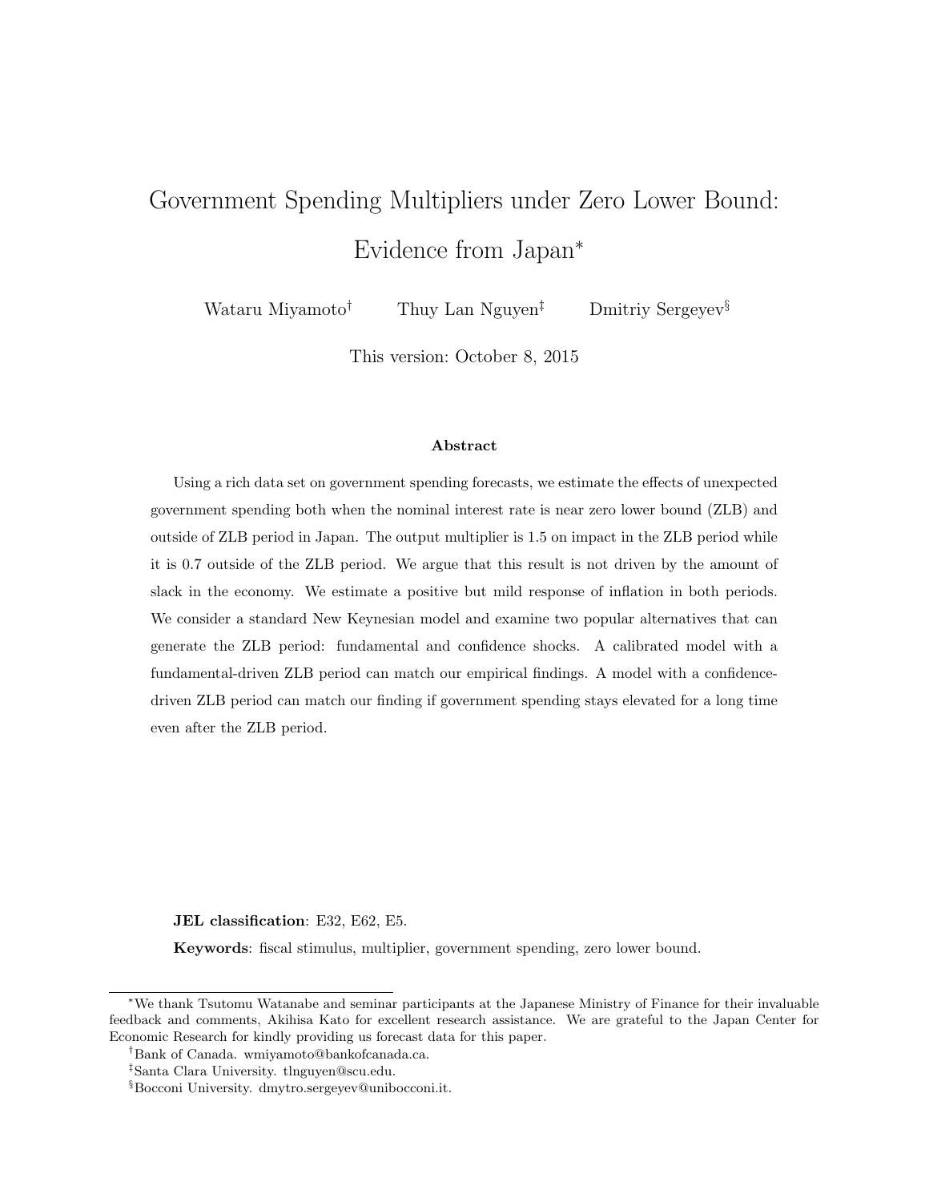# Government Spending Multipliers under Zero Lower Bound: Evidence from Japan[*]

Wataru Miyamoto[†] Thuy Lan Nguyen[‡] Dmitriy Sergeyev[§]

This version: October 8, 2015

### Abstract

Using a rich data set on government spending forecasts, we estimate the effects of unexpected government spending both when the nominal interest rate is near zero lower bound (ZLB) and outside of ZLB period in Japan. The output multiplier is 1.5 on impact in the ZLB period while it is 0.7 outside of the ZLB period. We argue that this result is not driven by the amount of slack in the economy. We estimate a positive but mild response of inflation in both periods. We consider a standard New Keynesian model and examine two popular alternatives that can generate the ZLB period: fundamental and confidence shocks. A calibrated model with a fundamental-driven ZLB period can match our empirical findings. A model with a confidence-driven ZLB period can match our finding if government spending stays elevated for a long time even after the ZLB period.

**JEL classification**: E32, E62, E5.

**Keywords**: fiscal stimulus, multiplier, government spending, zero lower bound.

---

[*] We thank Tsutomu Watanabe and seminar participants at the Japanese Ministry of Finance for their invaluable feedback and comments, Akihisa Kato for excellent research assistance. We are grateful to the Japan Center for Economic Research for kindly providing us forecast data for this paper.

[†] Bank of Canada. wmiyamoto@bankofcanada.ca.

[‡] Santa Clara University. tlnguyen@scu.edu.

[§] Bocconi University. dmytro.sergeyev@unibocconi.it.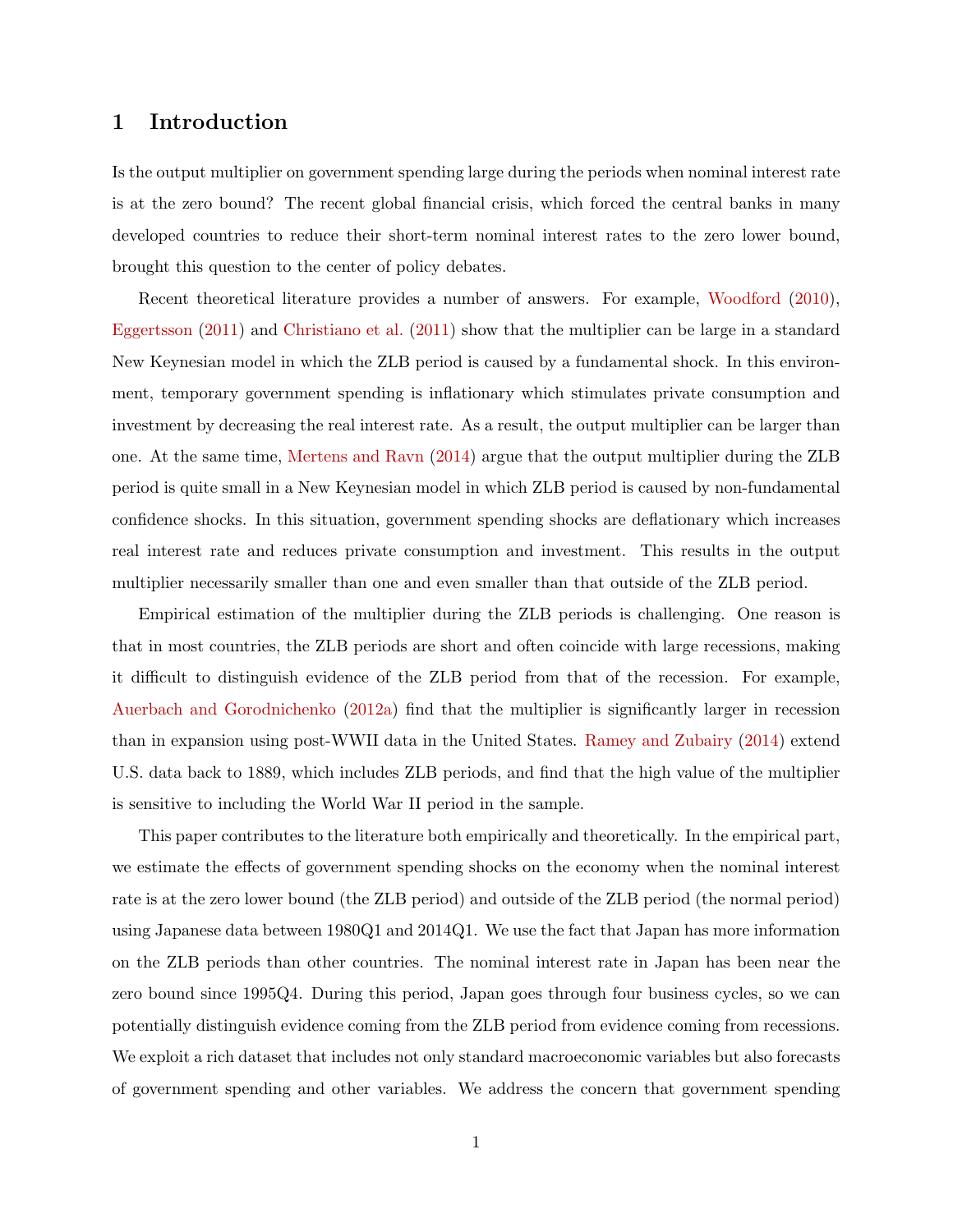# 1 Introduction

Is the output multiplier on government spending large during the periods when nominal interest rate is at the zero bound? The recent global financial crisis, which forced the central banks in many developed countries to reduce their short-term nominal interest rates to the zero lower bound, brought this question to the center of policy debates.

Recent theoretical literature provides a number of answers. For example, Woodford (2010), Eggertsson (2011) and Christiano et al. (2011) show that the multiplier can be large in a standard New Keynesian model in which the ZLB period is caused by a fundamental shock. In this environment, temporary government spending is inflationary which stimulates private consumption and investment by decreasing the real interest rate. As a result, the output multiplier can be larger than one. At the same time, Mertens and Ravn (2014) argue that the output multiplier during the ZLB period is quite small in a New Keynesian model in which ZLB period is caused by non-fundamental confidence shocks. In this situation, government spending shocks are deflationary which increases real interest rate and reduces private consumption and investment. This results in the output multiplier necessarily smaller than one and even smaller than that outside of the ZLB period.

Empirical estimation of the multiplier during the ZLB periods is challenging. One reason is that in most countries, the ZLB periods are short and often coincide with large recessions, making it difficult to distinguish evidence of the ZLB period from that of the recession. For example, Auerbach and Gorodnichenko (2012a) find that the multiplier is significantly larger in recession than in expansion using post-WWII data in the United States. Ramey and Zubairy (2014) extend U.S. data back to 1889, which includes ZLB periods, and find that the high value of the multiplier is sensitive to including the World War II period in the sample.

This paper contributes to the literature both empirically and theoretically. In the empirical part, we estimate the effects of government spending shocks on the economy when the nominal interest rate is at the zero lower bound (the ZLB period) and outside of the ZLB period (the normal period) using Japanese data between 1980Q1 and 2014Q1. We use the fact that Japan has more information on the ZLB periods than other countries. The nominal interest rate in Japan has been near the zero bound since 1995Q4. During this period, Japan goes through four business cycles, so we can potentially distinguish evidence coming from the ZLB period from evidence coming from recessions. We exploit a rich dataset that includes not only standard macroeconomic variables but also forecasts of government spending and other variables. We address the concern that government spending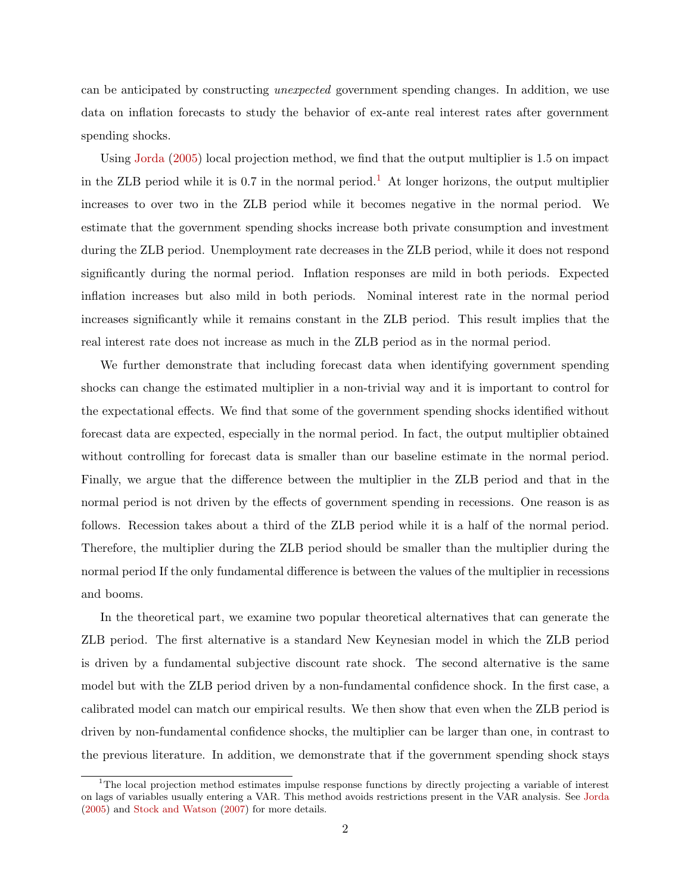can be anticipated by constructing *unexpected* government spending changes. In addition, we use data on inflation forecasts to study the behavior of ex-ante real interest rates after government spending shocks.

Using Jorda (2005) local projection method, we find that the output multiplier is 1.5 on impact in the ZLB period while it is 0.7 in the normal period.[1] At longer horizons, the output multiplier increases to over two in the ZLB period while it becomes negative in the normal period. We estimate that the government spending shocks increase both private consumption and investment during the ZLB period. Unemployment rate decreases in the ZLB period, while it does not respond significantly during the normal period. Inflation responses are mild in both periods. Expected inflation increases but also mild in both periods. Nominal interest rate in the normal period increases significantly while it remains constant in the ZLB period. This result implies that the real interest rate does not increase as much in the ZLB period as in the normal period.

We further demonstrate that including forecast data when identifying government spending shocks can change the estimated multiplier in a non-trivial way and it is important to control for the expectational effects. We find that some of the government spending shocks identified without forecast data are expected, especially in the normal period. In fact, the output multiplier obtained without controlling for forecast data is smaller than our baseline estimate in the normal period. Finally, we argue that the difference between the multiplier in the ZLB period and that in the normal period is not driven by the effects of government spending in recessions. One reason is as follows. Recession takes about a third of the ZLB period while it is a half of the normal period. Therefore, the multiplier during the ZLB period should be smaller than the multiplier during the normal period If the only fundamental difference is between the values of the multiplier in recessions and booms.

In the theoretical part, we examine two popular theoretical alternatives that can generate the ZLB period. The first alternative is a standard New Keynesian model in which the ZLB period is driven by a fundamental subjective discount rate shock. The second alternative is the same model but with the ZLB period driven by a non-fundamental confidence shock. In the first case, a calibrated model can match our empirical results. We then show that even when the ZLB period is driven by non-fundamental confidence shocks, the multiplier can be larger than one, in contrast to the previous literature. In addition, we demonstrate that if the government spending shock stays

[1] The local projection method estimates impulse response functions by directly projecting a variable of interest on lags of variables usually entering a VAR. This method avoids restrictions present in the VAR analysis. See Jorda (2005) and Stock and Watson (2007) for more details.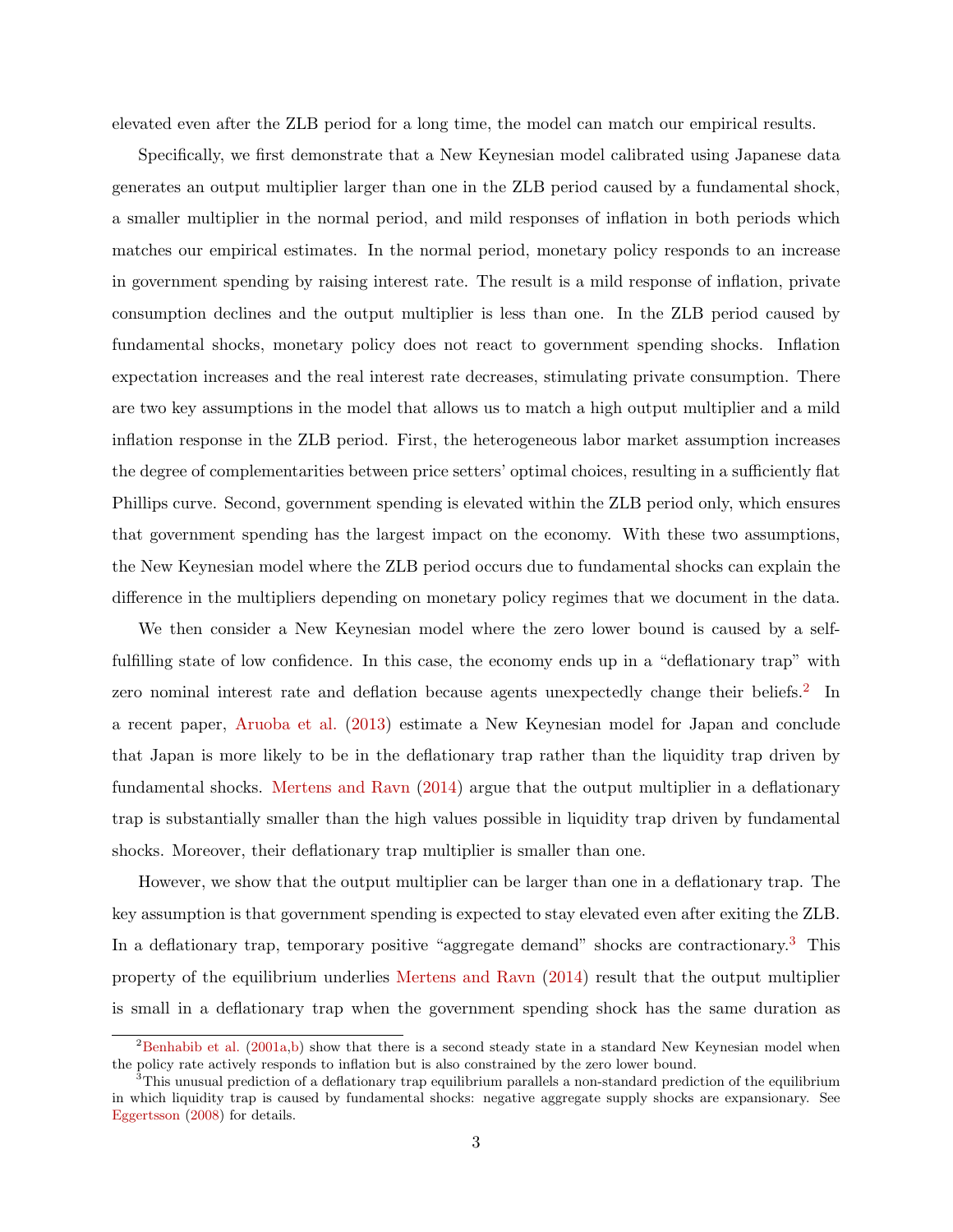elevated even after the ZLB period for a long time, the model can match our empirical results.

Specifically, we first demonstrate that a New Keynesian model calibrated using Japanese data generates an output multiplier larger than one in the ZLB period caused by a fundamental shock, a smaller multiplier in the normal period, and mild responses of inflation in both periods which matches our empirical estimates. In the normal period, monetary policy responds to an increase in government spending by raising interest rate. The result is a mild response of inflation, private consumption declines and the output multiplier is less than one. In the ZLB period caused by fundamental shocks, monetary policy does not react to government spending shocks. Inflation expectation increases and the real interest rate decreases, stimulating private consumption. There are two key assumptions in the model that allows us to match a high output multiplier and a mild inflation response in the ZLB period. First, the heterogeneous labor market assumption increases the degree of complementarities between price setters' optimal choices, resulting in a sufficiently flat Phillips curve. Second, government spending is elevated within the ZLB period only, which ensures that government spending has the largest impact on the economy. With these two assumptions, the New Keynesian model where the ZLB period occurs due to fundamental shocks can explain the difference in the multipliers depending on monetary policy regimes that we document in the data.

We then consider a New Keynesian model where the zero lower bound is caused by a self-fulfilling state of low confidence. In this case, the economy ends up in a "deflationary trap" with zero nominal interest rate and deflation because agents unexpectedly change their beliefs.[2] In a recent paper, Aruoba et al. (2013) estimate a New Keynesian model for Japan and conclude that Japan is more likely to be in the deflationary trap rather than the liquidity trap driven by fundamental shocks. Mertens and Ravn (2014) argue that the output multiplier in a deflationary trap is substantially smaller than the high values possible in liquidity trap driven by fundamental shocks. Moreover, their deflationary trap multiplier is smaller than one.

However, we show that the output multiplier can be larger than one in a deflationary trap. The key assumption is that government spending is expected to stay elevated even after exiting the ZLB. In a deflationary trap, temporary positive "aggregate demand" shocks are contractionary.[3] This property of the equilibrium underlies Mertens and Ravn (2014) result that the output multiplier is small in a deflationary trap when the government spending shock has the same duration as

[2] Benhabib et al. (2001a,b) show that there is a second steady state in a standard New Keynesian model when the policy rate actively responds to inflation but is also constrained by the zero lower bound.

[3] This unusual prediction of a deflationary trap equilibrium parallels a non-standard prediction of the equilibrium in which liquidity trap is caused by fundamental shocks: negative aggregate supply shocks are expansionary. See Eggertsson (2008) for details.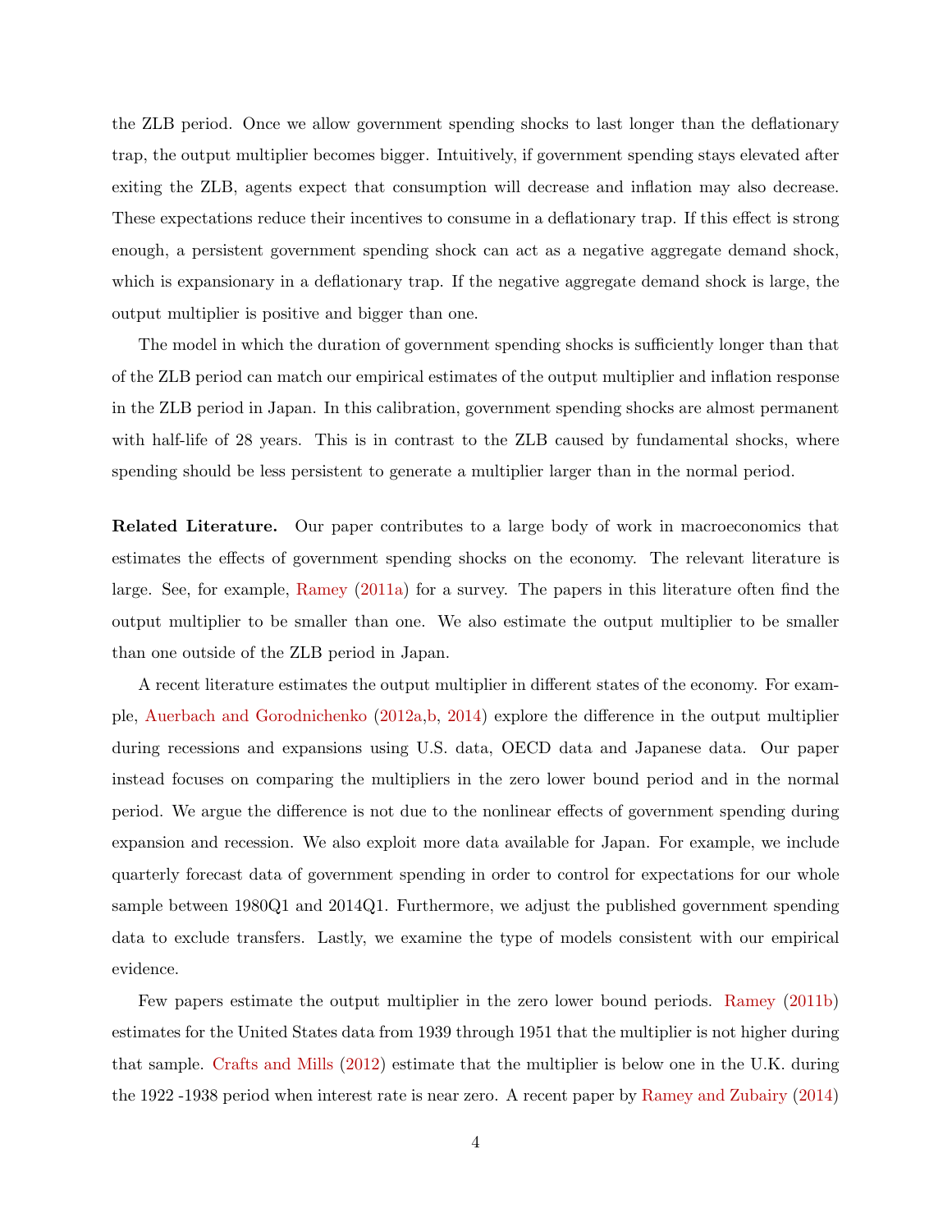the ZLB period. Once we allow government spending shocks to last longer than the deflationary trap, the output multiplier becomes bigger. Intuitively, if government spending stays elevated after exiting the ZLB, agents expect that consumption will decrease and inflation may also decrease. These expectations reduce their incentives to consume in a deflationary trap. If this effect is strong enough, a persistent government spending shock can act as a negative aggregate demand shock, which is expansionary in a deflationary trap. If the negative aggregate demand shock is large, the output multiplier is positive and bigger than one.

The model in which the duration of government spending shocks is sufficiently longer than that of the ZLB period can match our empirical estimates of the output multiplier and inflation response in the ZLB period in Japan. In this calibration, government spending shocks are almost permanent with half-life of 28 years. This is in contrast to the ZLB caused by fundamental shocks, where spending should be less persistent to generate a multiplier larger than in the normal period.

**Related Literature.** Our paper contributes to a large body of work in macroeconomics that estimates the effects of government spending shocks on the economy. The relevant literature is large. See, for example, Ramey (2011a) for a survey. The papers in this literature often find the output multiplier to be smaller than one. We also estimate the output multiplier to be smaller than one outside of the ZLB period in Japan.

A recent literature estimates the output multiplier in different states of the economy. For example, Auerbach and Gorodnichenko (2012a,b, 2014) explore the difference in the output multiplier during recessions and expansions using U.S. data, OECD data and Japanese data. Our paper instead focuses on comparing the multipliers in the zero lower bound period and in the normal period. We argue the difference is not due to the nonlinear effects of government spending during expansion and recession. We also exploit more data available for Japan. For example, we include quarterly forecast data of government spending in order to control for expectations for our whole sample between 1980Q1 and 2014Q1. Furthermore, we adjust the published government spending data to exclude transfers. Lastly, we examine the type of models consistent with our empirical evidence.

Few papers estimate the output multiplier in the zero lower bound periods. Ramey (2011b) estimates for the United States data from 1939 through 1951 that the multiplier is not higher during that sample. Crafts and Mills (2012) estimate that the multiplier is below one in the U.K. during the 1922 -1938 period when interest rate is near zero. A recent paper by Ramey and Zubairy (2014)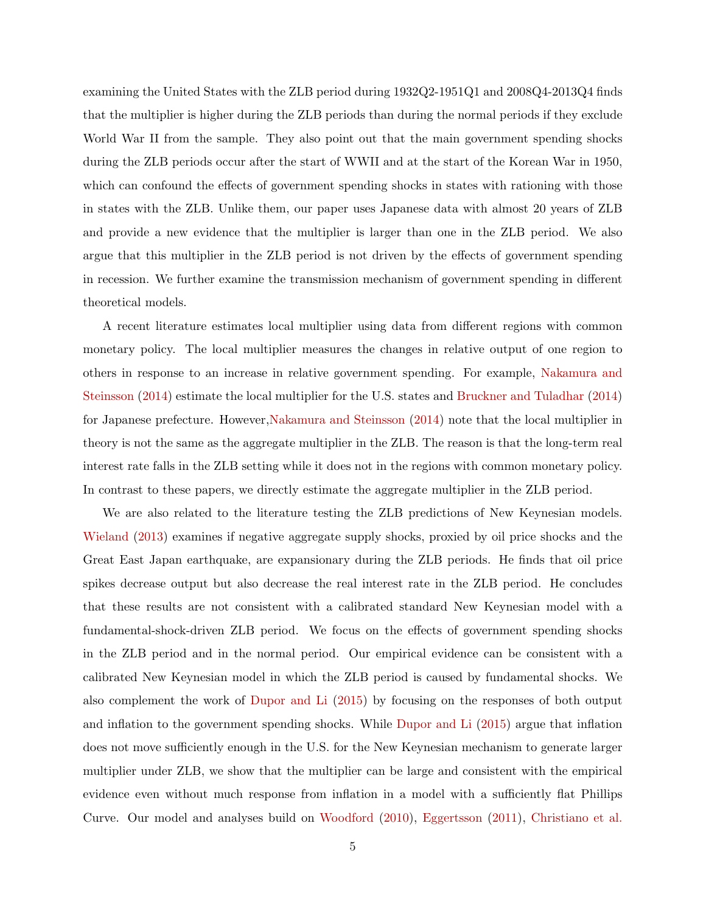examining the United States with the ZLB period during 1932Q2-1951Q1 and 2008Q4-2013Q4 finds that the multiplier is higher during the ZLB periods than during the normal periods if they exclude World War II from the sample. They also point out that the main government spending shocks during the ZLB periods occur after the start of WWII and at the start of the Korean War in 1950, which can confound the effects of government spending shocks in states with rationing with those in states with the ZLB. Unlike them, our paper uses Japanese data with almost 20 years of ZLB and provide a new evidence that the multiplier is larger than one in the ZLB period. We also argue that this multiplier in the ZLB period is not driven by the effects of government spending in recession. We further examine the transmission mechanism of government spending in different theoretical models.

A recent literature estimates local multiplier using data from different regions with common monetary policy. The local multiplier measures the changes in relative output of one region to others in response to an increase in relative government spending. For example, Nakamura and Steinsson (2014) estimate the local multiplier for the U.S. states and Bruckner and Tuladhar (2014) for Japanese prefecture. However,Nakamura and Steinsson (2014) note that the local multiplier in theory is not the same as the aggregate multiplier in the ZLB. The reason is that the long-term real interest rate falls in the ZLB setting while it does not in the regions with common monetary policy. In contrast to these papers, we directly estimate the aggregate multiplier in the ZLB period.

We are also related to the literature testing the ZLB predictions of New Keynesian models. Wieland (2013) examines if negative aggregate supply shocks, proxied by oil price shocks and the Great East Japan earthquake, are expansionary during the ZLB periods. He finds that oil price spikes decrease output but also decrease the real interest rate in the ZLB period. He concludes that these results are not consistent with a calibrated standard New Keynesian model with a fundamental-shock-driven ZLB period. We focus on the effects of government spending shocks in the ZLB period and in the normal period. Our empirical evidence can be consistent with a calibrated New Keynesian model in which the ZLB period is caused by fundamental shocks. We also complement the work of Dupor and Li (2015) by focusing on the responses of both output and inflation to the government spending shocks. While Dupor and Li (2015) argue that inflation does not move sufficiently enough in the U.S. for the New Keynesian mechanism to generate larger multiplier under ZLB, we show that the multiplier can be large and consistent with the empirical evidence even without much response from inflation in a model with a sufficiently flat Phillips Curve. Our model and analyses build on Woodford (2010), Eggertsson (2011), Christiano et al.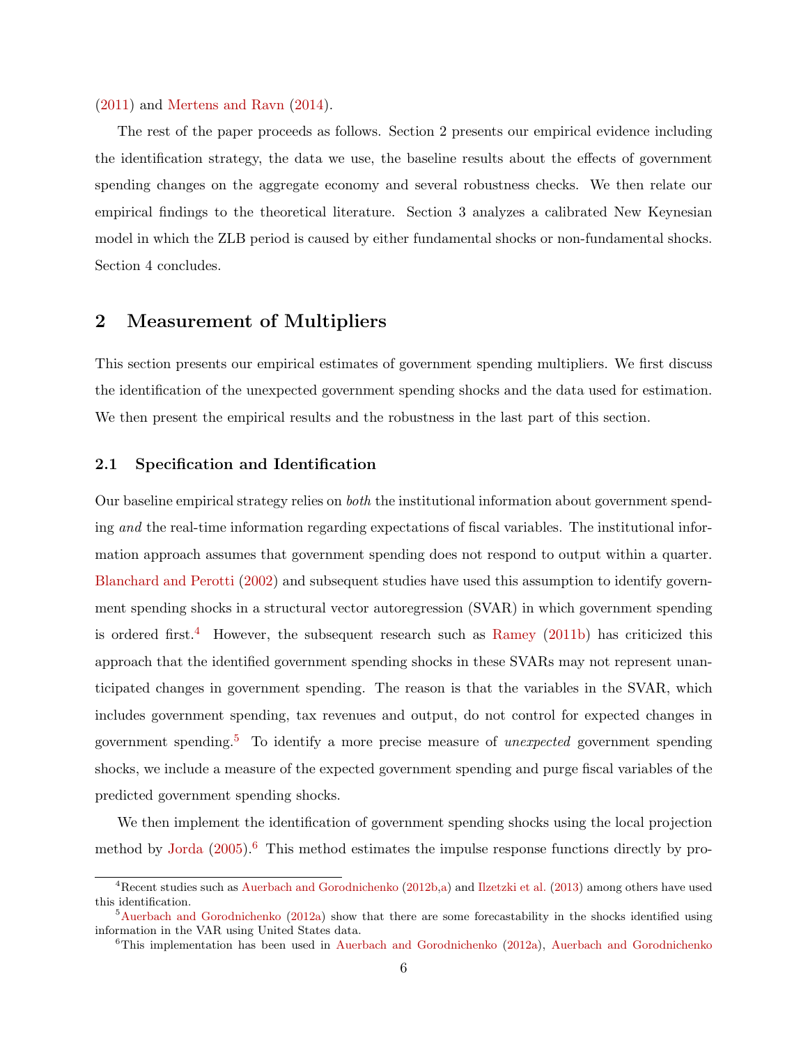(2011) and Mertens and Ravn (2014).

The rest of the paper proceeds as follows. Section 2 presents our empirical evidence including the identification strategy, the data we use, the baseline results about the effects of government spending changes on the aggregate economy and several robustness checks. We then relate our empirical findings to the theoretical literature. Section 3 analyzes a calibrated New Keynesian model in which the ZLB period is caused by either fundamental shocks or non-fundamental shocks. Section 4 concludes.

## 2 Measurement of Multipliers

This section presents our empirical estimates of government spending multipliers. We first discuss the identification of the unexpected government spending shocks and the data used for estimation. We then present the empirical results and the robustness in the last part of this section.

### 2.1 Specification and Identification

Our baseline empirical strategy relies on *both* the institutional information about government spending *and* the real-time information regarding expectations of fiscal variables. The institutional information approach assumes that government spending does not respond to output within a quarter. Blanchard and Perotti (2002) and subsequent studies have used this assumption to identify government spending shocks in a structural vector autoregression (SVAR) in which government spending is ordered first.[4] However, the subsequent research such as Ramey (2011b) has criticized this approach that the identified government spending shocks in these SVARs may not represent unanticipated changes in government spending. The reason is that the variables in the SVAR, which includes government spending, tax revenues and output, do not control for expected changes in government spending.[5] To identify a more precise measure of *unexpected* government spending shocks, we include a measure of the expected government spending and purge fiscal variables of the predicted government spending shocks.

We then implement the identification of government spending shocks using the local projection method by Jorda (2005).[6] This method estimates the impulse response functions directly by pro-

[4]Recent studies such as Auerbach and Gorodnichenko (2012b,a) and Ilzetzki et al. (2013) among others have used this identification.

[5]Auerbach and Gorodnichenko (2012a) show that there are some forecastability in the shocks identified using information in the VAR using United States data.

[6]This implementation has been used in Auerbach and Gorodnichenko (2012a), Auerbach and Gorodnichenko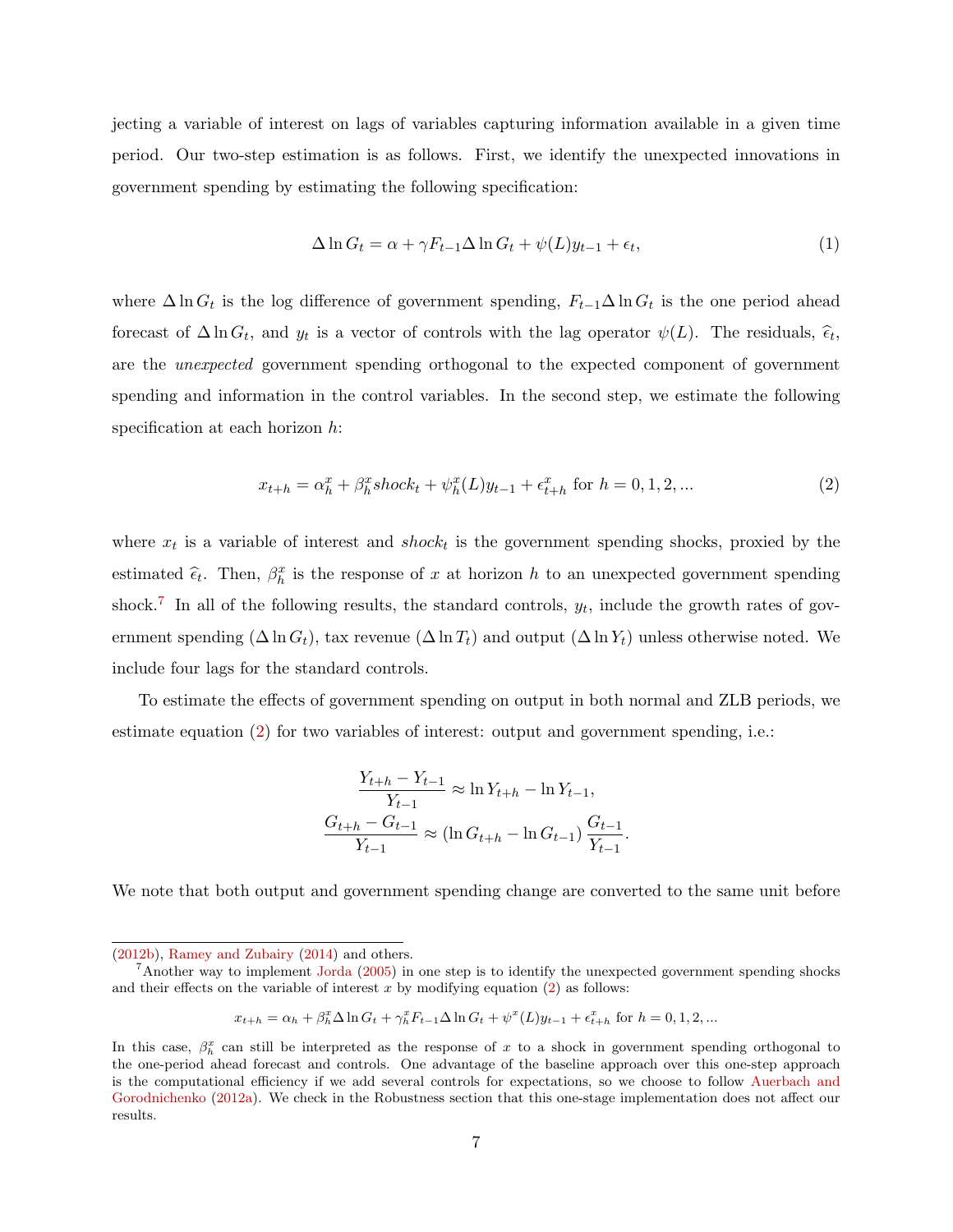jecting a variable of interest on lags of variables capturing information available in a given time period. Our two-step estimation is as follows. First, we identify the unexpected innovations in government spending by estimating the following specification:

$$\Delta \ln G_t = \alpha + \gamma F_{t-1} \Delta \ln G_t + \psi(L) y_{t-1} + \epsilon_t, \tag{1}$$

where $\Delta \ln G_t$ is the log difference of government spending, $F_{t-1}\Delta \ln G_t$ is the one period ahead forecast of $\Delta \ln G_t$, and $y_t$ is a vector of controls with the lag operator $\psi(L)$. The residuals, $\widehat{\epsilon}_t$, are the *unexpected* government spending orthogonal to the expected component of government spending and information in the control variables. In the second step, we estimate the following specification at each horizon $h$:

$$x_{t+h} = \alpha_h^x + \beta_h^x shock_t + \psi_h^x(L) y_{t-1} + \epsilon_{t+h}^x \text{ for } h = 0, 1, 2, ... \tag{2}$$

where $x_t$ is a variable of interest and $shock_t$ is the government spending shocks, proxied by the estimated $\widehat{\epsilon}_t$. Then, $\beta_h^x$ is the response of $x$ at horizon $h$ to an unexpected government spending shock.[7] In all of the following results, the standard controls, $y_t$, include the growth rates of government spending ($\Delta \ln G_t$), tax revenue ($\Delta \ln T_t$) and output ($\Delta \ln Y_t$) unless otherwise noted. We include four lags for the standard controls.

To estimate the effects of government spending on output in both normal and ZLB periods, we estimate equation (2) for two variables of interest: output and government spending, i.e.:

$$\frac{Y_{t+h} - Y_{t-1}}{Y_{t-1}} \approx \ln Y_{t+h} - \ln Y_{t-1},$$
$$\frac{G_{t+h} - G_{t-1}}{Y_{t-1}} \approx (\ln G_{t+h} - \ln G_{t-1}) \frac{G_{t-1}}{Y_{t-1}}.$$

We note that both output and government spending change are converted to the same unit before

---

(2012b), Ramey and Zubairy (2014) and others.

[7] Another way to implement Jorda (2005) in one step is to identify the unexpected government spending shocks and their effects on the variable of interest $x$ by modifying equation (2) as follows:

$$x_{t+h} = \alpha_h + \beta_h^x \Delta \ln G_t + \gamma_h^x F_{t-1} \Delta \ln G_t + \psi^x(L) y_{t-1} + \epsilon_{t+h}^x \text{ for } h = 0, 1, 2, ...$$

In this case, $\beta_h^x$ can still be interpreted as the response of $x$ to a shock in government spending orthogonal to the one-period ahead forecast and controls. One advantage of the baseline approach over this one-step approach is the computational efficiency if we add several controls for expectations, so we choose to follow Auerbach and Gorodnichenko (2012a). We check in the Robustness section that this one-stage implementation does not affect our results.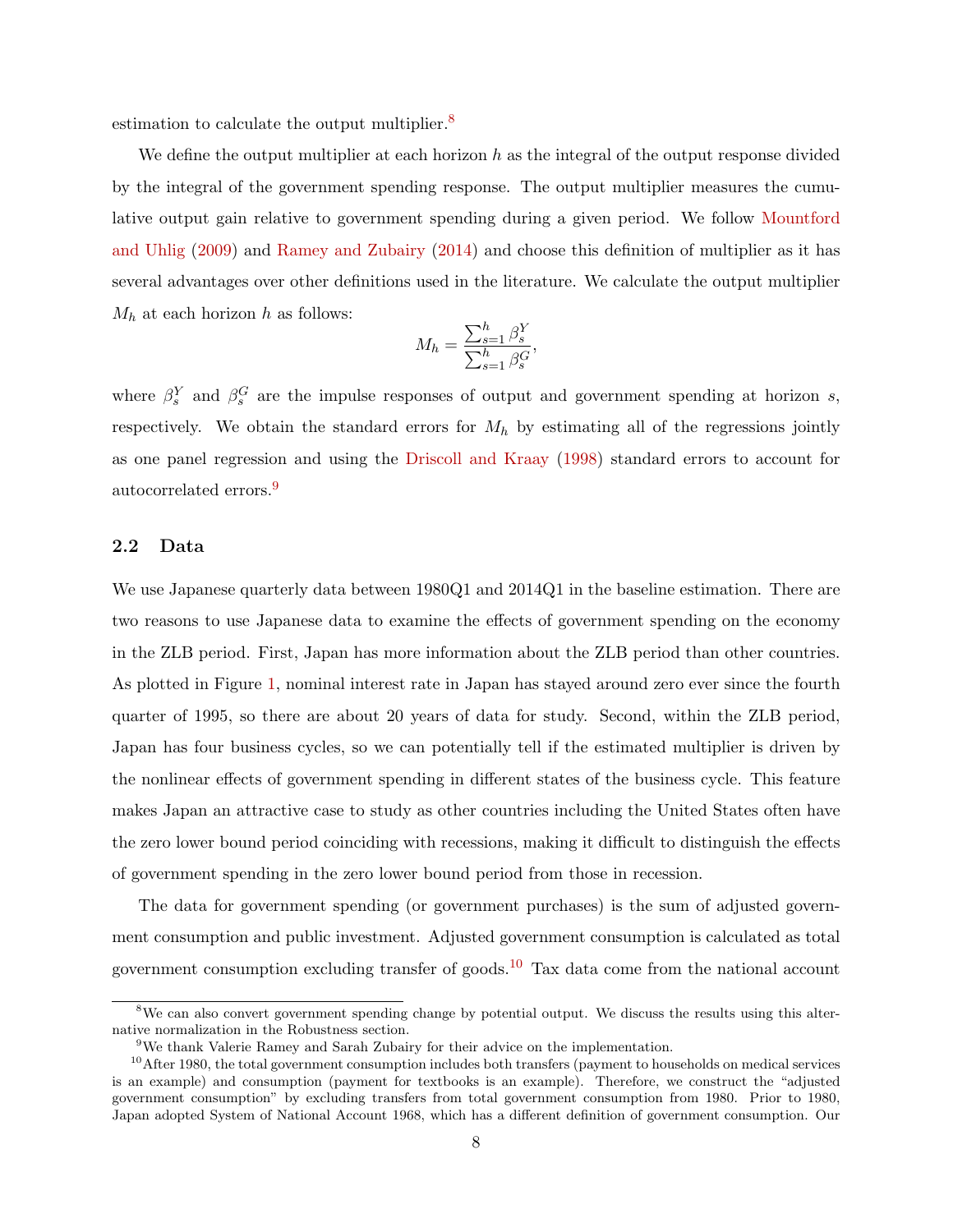estimation to calculate the output multiplier.[8]

We define the output multiplier at each horizon $h$ as the integral of the output response divided by the integral of the government spending response. The output multiplier measures the cumulative output gain relative to government spending during a given period. We follow Mountford and Uhlig (2009) and Ramey and Zubairy (2014) and choose this definition of multiplier as it has several advantages over other definitions used in the literature. We calculate the output multiplier $M_h$ at each horizon $h$ as follows:

$$M_h = \frac{\sum_{s=1}^{h} \beta_s^Y}{\sum_{s=1}^{h} \beta_s^G},$$

where $\beta_s^Y$ and $\beta_s^G$ are the impulse responses of output and government spending at horizon $s$, respectively. We obtain the standard errors for $M_h$ by estimating all of the regressions jointly as one panel regression and using the Driscoll and Kraay (1998) standard errors to account for autocorrelated errors.[9]

### 2.2 Data

We use Japanese quarterly data between 1980Q1 and 2014Q1 in the baseline estimation. There are two reasons to use Japanese data to examine the effects of government spending on the economy in the ZLB period. First, Japan has more information about the ZLB period than other countries. As plotted in Figure 1, nominal interest rate in Japan has stayed around zero ever since the fourth quarter of 1995, so there are about 20 years of data for study. Second, within the ZLB period, Japan has four business cycles, so we can potentially tell if the estimated multiplier is driven by the nonlinear effects of government spending in different states of the business cycle. This feature makes Japan an attractive case to study as other countries including the United States often have the zero lower bound period coinciding with recessions, making it difficult to distinguish the effects of government spending in the zero lower bound period from those in recession.

The data for government spending (or government purchases) is the sum of adjusted government consumption and public investment. Adjusted government consumption is calculated as total government consumption excluding transfer of goods.[10] Tax data come from the national account

---

[8] We can also convert government spending change by potential output. We discuss the results using this alternative normalization in the Robustness section.

[9] We thank Valerie Ramey and Sarah Zubairy for their advice on the implementation.

[10] After 1980, the total government consumption includes both transfers (payment to households on medical services is an example) and consumption (payment for textbooks is an example). Therefore, we construct the "adjusted government consumption" by excluding transfers from total government consumption from 1980. Prior to 1980, Japan adopted System of National Account 1968, which has a different definition of government consumption. Our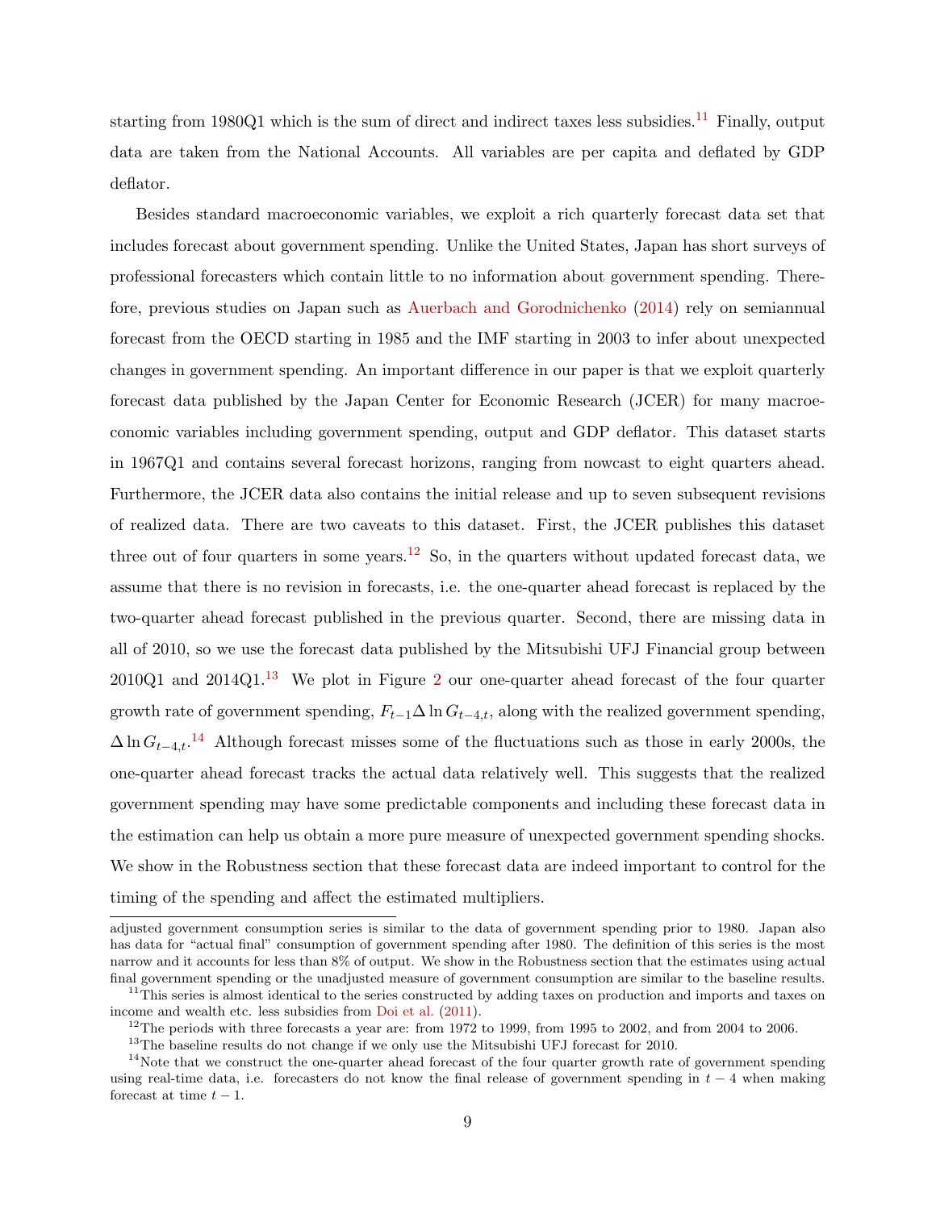starting from 1980Q1 which is the sum of direct and indirect taxes less subsidies.[11] Finally, output data are taken from the National Accounts. All variables are per capita and deflated by GDP deflator.

Besides standard macroeconomic variables, we exploit a rich quarterly forecast data set that includes forecast about government spending. Unlike the United States, Japan has short surveys of professional forecasters which contain little to no information about government spending. Therefore, previous studies on Japan such as Auerbach and Gorodnichenko (2014) rely on semiannual forecast from the OECD starting in 1985 and the IMF starting in 2003 to infer about unexpected changes in government spending. An important difference in our paper is that we exploit quarterly forecast data published by the Japan Center for Economic Research (JCER) for many macroeconomic variables including government spending, output and GDP deflator. This dataset starts in 1967Q1 and contains several forecast horizons, ranging from nowcast to eight quarters ahead. Furthermore, the JCER data also contains the initial release and up to seven subsequent revisions of realized data. There are two caveats to this dataset. First, the JCER publishes this dataset three out of four quarters in some years.[12] So, in the quarters without updated forecast data, we assume that there is no revision in forecasts, i.e. the one-quarter ahead forecast is replaced by the two-quarter ahead forecast published in the previous quarter. Second, there are missing data in all of 2010, so we use the forecast data published by the Mitsubishi UFJ Financial group between 2010Q1 and 2014Q1.[13] We plot in Figure 2 our one-quarter ahead forecast of the four quarter growth rate of government spending, $F_{t-1}\Delta \ln G_{t-4,t}$, along with the realized government spending, $\Delta \ln G_{t-4,t}$.[14] Although forecast misses some of the fluctuations such as those in early 2000s, the one-quarter ahead forecast tracks the actual data relatively well. This suggests that the realized government spending may have some predictable components and including these forecast data in the estimation can help us obtain a more pure measure of unexpected government spending shocks. We show in the Robustness section that these forecast data are indeed important to control for the timing of the spending and affect the estimated multipliers.

---

adjusted government consumption series is similar to the data of government spending prior to 1980. Japan also has data for "actual final" consumption of government spending after 1980. The definition of this series is the most narrow and it accounts for less than 8% of output. We show in the Robustness section that the estimates using actual final government spending or the unadjusted measure of government consumption are similar to the baseline results.

[11] This series is almost identical to the series constructed by adding taxes on production and imports and taxes on income and wealth etc. less subsidies from Doi et al. (2011).

[12] The periods with three forecasts a year are: from 1972 to 1999, from 1995 to 2002, and from 2004 to 2006.

[13] The baseline results do not change if we only use the Mitsubishi UFJ forecast for 2010.

[14] Note that we construct the one-quarter ahead forecast of the four quarter growth rate of government spending using real-time data, i.e. forecasters do not know the final release of government spending in $t-4$ when making forecast at time $t-1$.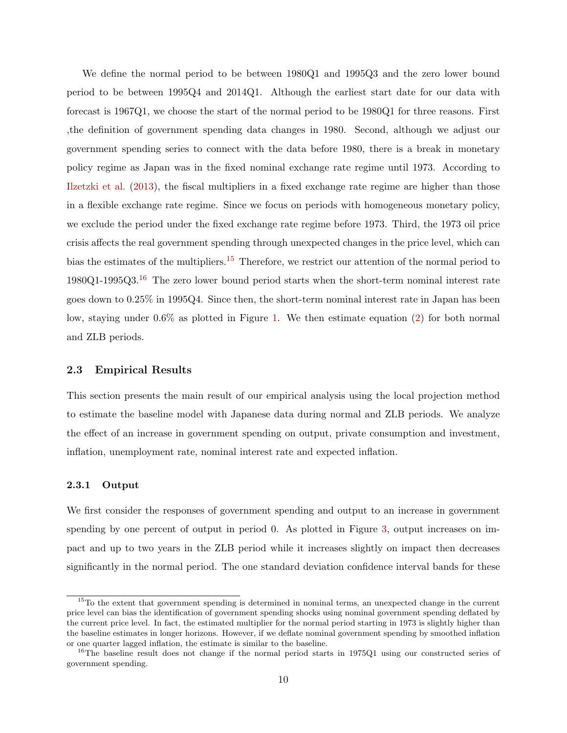We define the normal period to be between 1980Q1 and 1995Q3 and the zero lower bound period to be between 1995Q4 and 2014Q1. Although the earliest start date for our data with forecast is 1967Q1, we choose the start of the normal period to be 1980Q1 for three reasons. First ,the definition of government spending data changes in 1980. Second, although we adjust our government spending series to connect with the data before 1980, there is a break in monetary policy regime as Japan was in the fixed nominal exchange rate regime until 1973. According to Ilzetzki et al. (2013), the fiscal multipliers in a fixed exchange rate regime are higher than those in a flexible exchange rate regime. Since we focus on periods with homogeneous monetary policy, we exclude the period under the fixed exchange rate regime before 1973. Third, the 1973 oil price crisis affects the real government spending through unexpected changes in the price level, which can bias the estimates of the multipliers.[15] Therefore, we restrict our attention of the normal period to 1980Q1-1995Q3.[16] The zero lower bound period starts when the short-term nominal interest rate goes down to 0.25% in 1995Q4. Since then, the short-term nominal interest rate in Japan has been low, staying under 0.6% as plotted in Figure 1. We then estimate equation (2) for both normal and ZLB periods.

### 2.3 Empirical Results

This section presents the main result of our empirical analysis using the local projection method to estimate the baseline model with Japanese data during normal and ZLB periods. We analyze the effect of an increase in government spending on output, private consumption and investment, inflation, unemployment rate, nominal interest rate and expected inflation.

#### 2.3.1 Output

We first consider the responses of government spending and output to an increase in government spending by one percent of output in period 0. As plotted in Figure 3, output increases on impact and up to two years in the ZLB period while it increases slightly on impact then decreases significantly in the normal period. The one standard deviation confidence interval bands for these

[15] To the extent that government spending is determined in nominal terms, an unexpected change in the current price level can bias the identification of government spending shocks using nominal government spending deflated by the current price level. In fact, the estimated multiplier for the normal period starting in 1973 is slightly higher than the baseline estimates in longer horizons. However, if we deflate nominal government spending by smoothed inflation or one quarter lagged inflation, the estimate is similar to the baseline.

[16] The baseline result does not change if the normal period starts in 1975Q1 using our constructed series of government spending.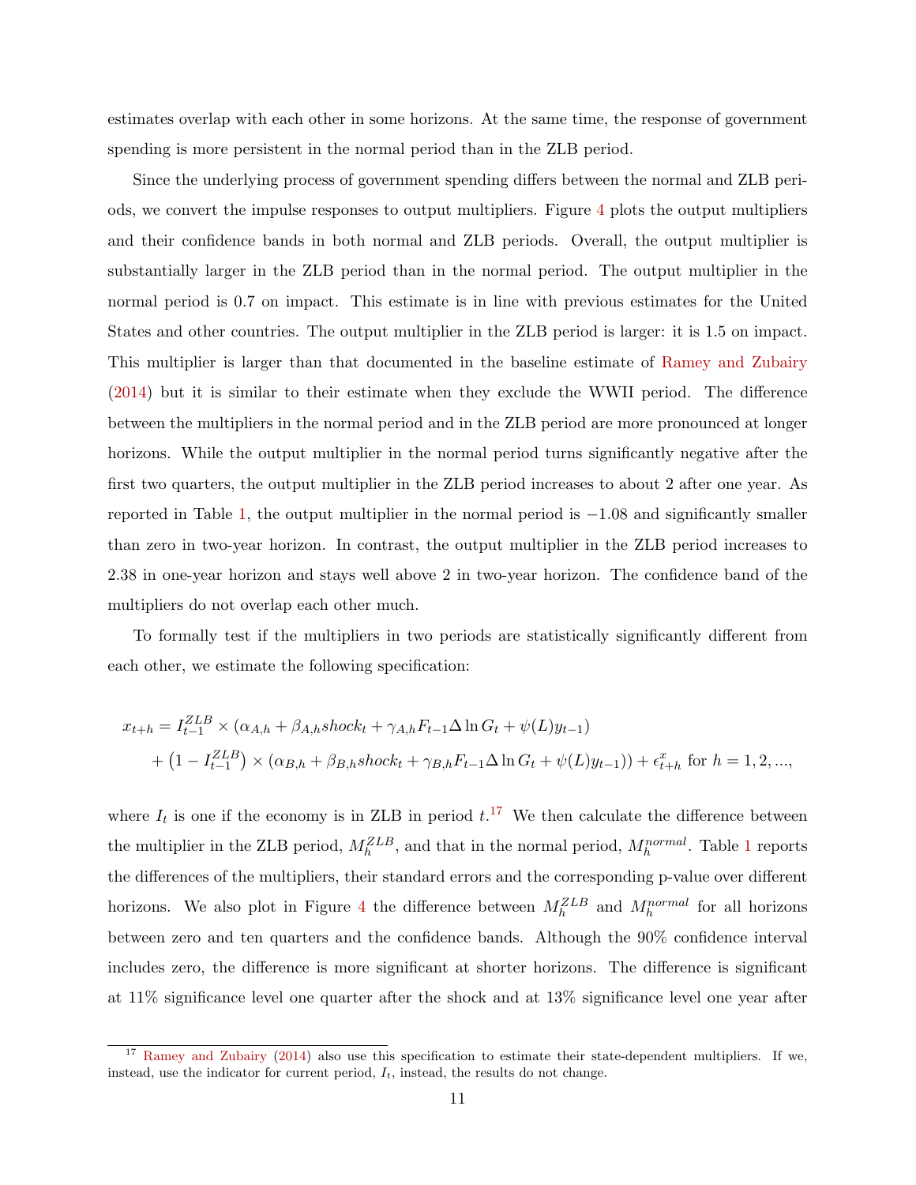estimates overlap with each other in some horizons. At the same time, the response of government spending is more persistent in the normal period than in the ZLB period.

Since the underlying process of government spending differs between the normal and ZLB periods, we convert the impulse responses to output multipliers. Figure 4 plots the output multipliers and their confidence bands in both normal and ZLB periods. Overall, the output multiplier is substantially larger in the ZLB period than in the normal period. The output multiplier in the normal period is 0.7 on impact. This estimate is in line with previous estimates for the United States and other countries. The output multiplier in the ZLB period is larger: it is 1.5 on impact. This multiplier is larger than that documented in the baseline estimate of Ramey and Zubairy (2014) but it is similar to their estimate when they exclude the WWII period. The difference between the multipliers in the normal period and in the ZLB period are more pronounced at longer horizons. While the output multiplier in the normal period turns significantly negative after the first two quarters, the output multiplier in the ZLB period increases to about 2 after one year. As reported in Table 1, the output multiplier in the normal period is −1.08 and significantly smaller than zero in two-year horizon. In contrast, the output multiplier in the ZLB period increases to 2.38 in one-year horizon and stays well above 2 in two-year horizon. The confidence band of the multipliers do not overlap each other much.

To formally test if the multipliers in two periods are statistically significantly different from each other, we estimate the following specification:

$$
\begin{aligned}
x_{t+h} &= I_{t-1}^{ZLB} \times \left(\alpha_{A,h} + \beta_{A,h} shock_t + \gamma_{A,h} F_{t-1} \Delta \ln G_t + \psi(L) y_{t-1}\right) \\
&\quad + \left(1 - I_{t-1}^{ZLB}\right) \times \left(\alpha_{B,h} + \beta_{B,h} shock_t + \gamma_{B,h} F_{t-1} \Delta \ln G_t + \psi(L) y_{t-1}\right)\right) + \epsilon_{t+h}^{x} \text{ for } h = 1, 2, ...,
\end{aligned}
$$

where $I_t$ is one if the economy is in ZLB in period $t$.[17] We then calculate the difference between the multiplier in the ZLB period, $M_h^{ZLB}$, and that in the normal period, $M_h^{normal}$. Table 1 reports the differences of the multipliers, their standard errors and the corresponding p-value over different horizons. We also plot in Figure 4 the difference between $M_h^{ZLB}$ and $M_h^{normal}$ for all horizons between zero and ten quarters and the confidence bands. Although the 90% confidence interval includes zero, the difference is more significant at shorter horizons. The difference is significant at 11% significance level one quarter after the shock and at 13% significance level one year after

[17] Ramey and Zubairy (2014) also use this specification to estimate their state-dependent multipliers. If we, instead, use the indicator for current period, $I_t$, instead, the results do not change.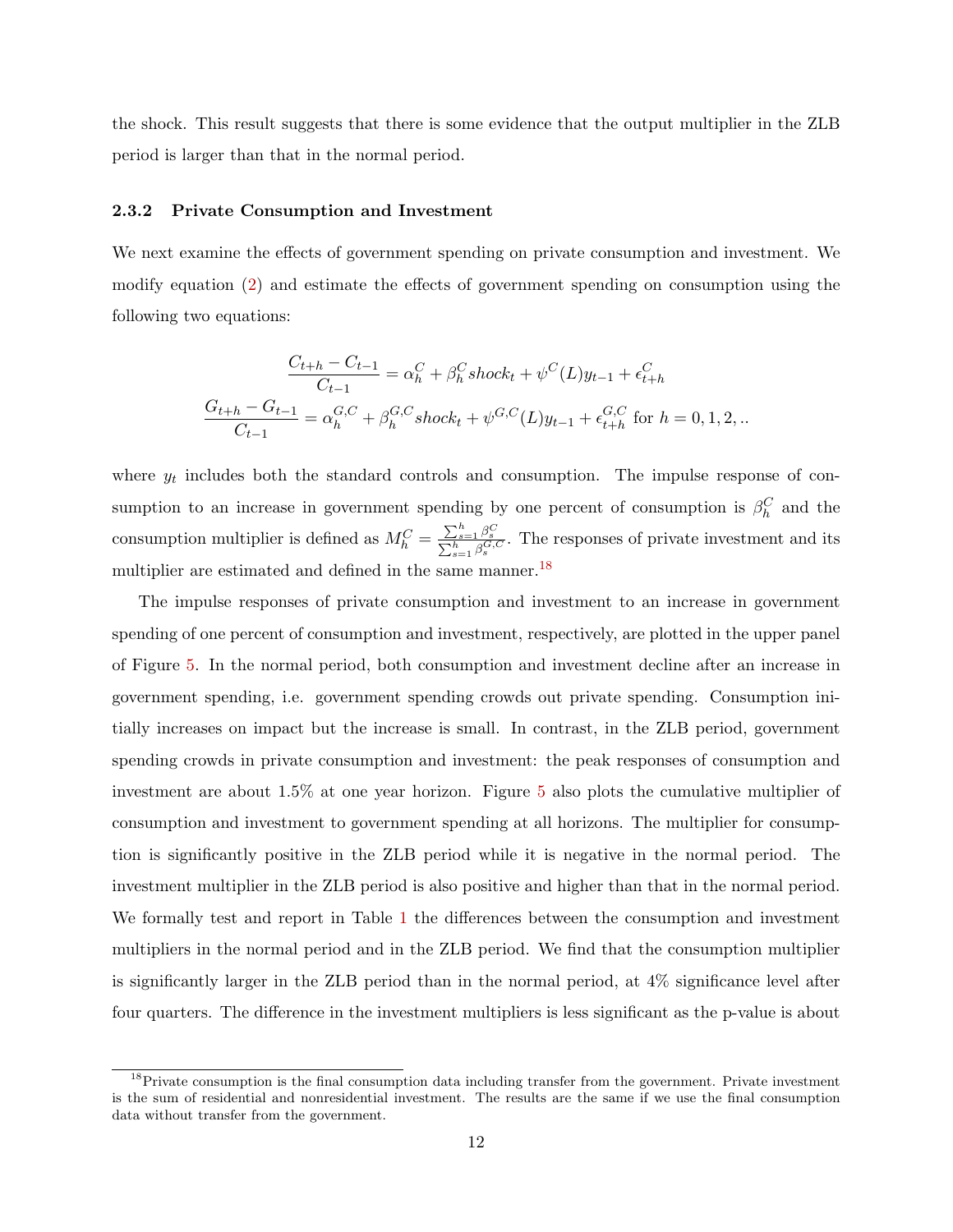the shock. This result suggests that there is some evidence that the output multiplier in the ZLB period is larger than that in the normal period.

### 2.3.2 Private Consumption and Investment

We next examine the effects of government spending on private consumption and investment. We modify equation (2) and estimate the effects of government spending on consumption using the following two equations:

$$\frac{C_{t+h} - C_{t-1}}{C_{t-1}} = \alpha_h^C + \beta_h^C shock_t + \psi^C(L) y_{t-1} + \epsilon_{t+h}^C$$
$$\frac{G_{t+h} - G_{t-1}}{C_{t-1}} = \alpha_h^{G,C} + \beta_h^{G,C} shock_t + \psi^{G,C}(L) y_{t-1} + \epsilon_{t+h}^{G,C} \text{ for } h = 0, 1, 2, ..$$

where $y_t$ includes both the standard controls and consumption. The impulse response of consumption to an increase in government spending by one percent of consumption is $\beta_h^C$ and the consumption multiplier is defined as $M_h^C = \frac{\sum_{s=1}^{h} \beta_s^C}{\sum_{s=1}^{h} \beta_s^{G,C}}$. The responses of private investment and its multiplier are estimated and defined in the same manner.[18]

The impulse responses of private consumption and investment to an increase in government spending of one percent of consumption and investment, respectively, are plotted in the upper panel of Figure 5. In the normal period, both consumption and investment decline after an increase in government spending, i.e. government spending crowds out private spending. Consumption initially increases on impact but the increase is small. In contrast, in the ZLB period, government spending crowds in private consumption and investment: the peak responses of consumption and investment are about 1.5% at one year horizon. Figure 5 also plots the cumulative multiplier of consumption and investment to government spending at all horizons. The multiplier for consumption is significantly positive in the ZLB period while it is negative in the normal period. The investment multiplier in the ZLB period is also positive and higher than that in the normal period. We formally test and report in Table 1 the differences between the consumption and investment multipliers in the normal period and in the ZLB period. We find that the consumption multiplier is significantly larger in the ZLB period than in the normal period, at 4% significance level after four quarters. The difference in the investment multipliers is less significant as the p-value is about

[18] Private consumption is the final consumption data including transfer from the government. Private investment is the sum of residential and nonresidential investment. The results are the same if we use the final consumption data without transfer from the government.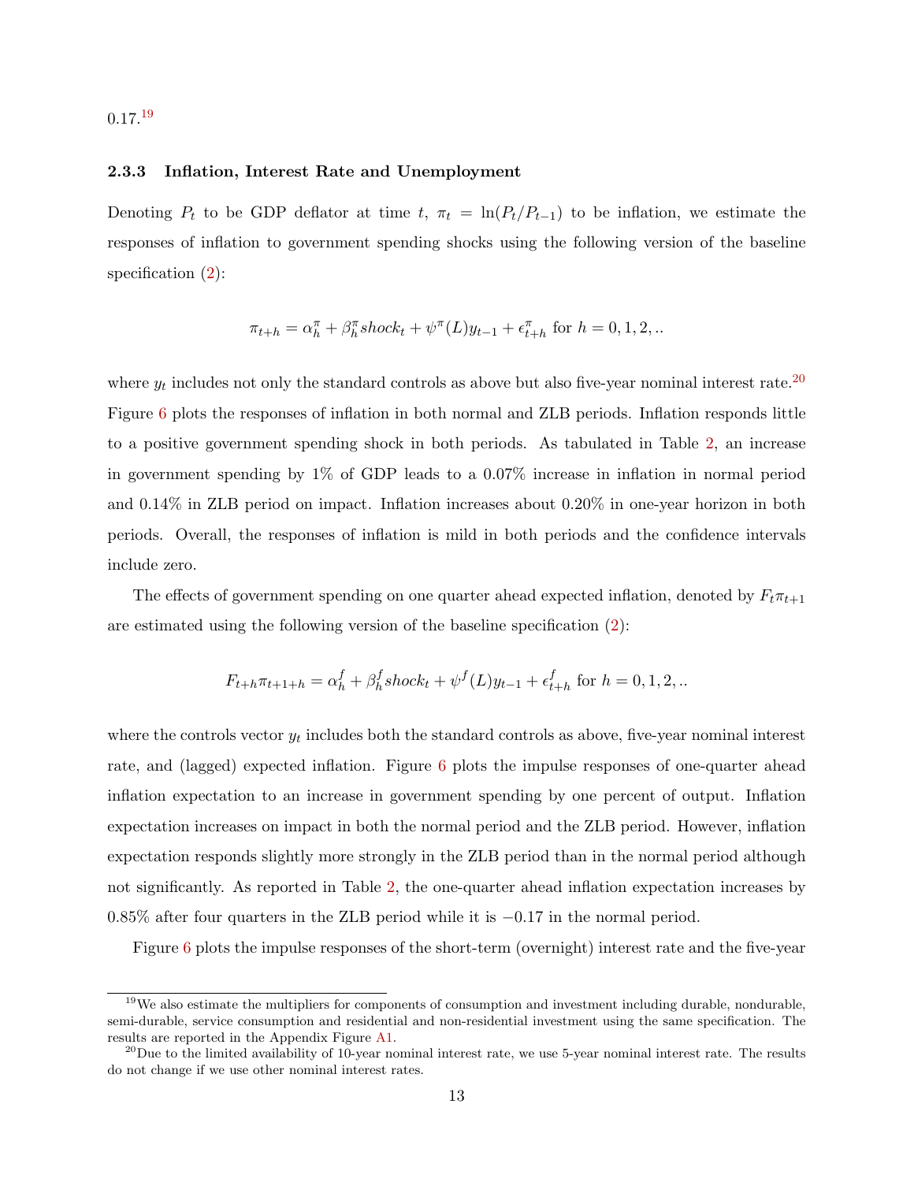0.17.[19]

### 2.3.3 Inflation, Interest Rate and Unemployment

Denoting $P_t$ to be GDP deflator at time $t$, $\pi_t = \ln(P_t/P_{t-1})$ to be inflation, we estimate the responses of inflation to government spending shocks using the following version of the baseline specification (2):

$$\pi_{t+h} = \alpha_h^{\pi} + \beta_h^{\pi} shock_t + \psi^{\pi}(L) y_{t-1} + \epsilon_{t+h}^{\pi} \text{ for } h = 0, 1, 2, ..$$

where $y_t$ includes not only the standard controls as above but also five-year nominal interest rate.[20] Figure 6 plots the responses of inflation in both normal and ZLB periods. Inflation responds little to a positive government spending shock in both periods. As tabulated in Table 2, an increase in government spending by 1% of GDP leads to a 0.07% increase in inflation in normal period and 0.14% in ZLB period on impact. Inflation increases about 0.20% in one-year horizon in both periods. Overall, the responses of inflation is mild in both periods and the confidence intervals include zero.

The effects of government spending on one quarter ahead expected inflation, denoted by $F_t \pi_{t+1}$ are estimated using the following version of the baseline specification (2):

$$F_{t+h} \pi_{t+1+h} = \alpha_h^{f} + \beta_h^{f} shock_t + \psi^{f}(L) y_{t-1} + \epsilon_{t+h}^{f} \text{ for } h = 0, 1, 2, ..$$

where the controls vector $y_t$ includes both the standard controls as above, five-year nominal interest rate, and (lagged) expected inflation. Figure 6 plots the impulse responses of one-quarter ahead inflation expectation to an increase in government spending by one percent of output. Inflation expectation increases on impact in both the normal period and the ZLB period. However, inflation expectation responds slightly more strongly in the ZLB period than in the normal period although not significantly. As reported in Table 2, the one-quarter ahead inflation expectation increases by 0.85% after four quarters in the ZLB period while it is $-0.17$ in the normal period.

Figure 6 plots the impulse responses of the short-term (overnight) interest rate and the five-year

[19] We also estimate the multipliers for components of consumption and investment including durable, nondurable, semi-durable, service consumption and residential and non-residential investment using the same specification. The results are reported in the Appendix Figure A1.

[20] Due to the limited availability of 10-year nominal interest rate, we use 5-year nominal interest rate. The results do not change if we use other nominal interest rates.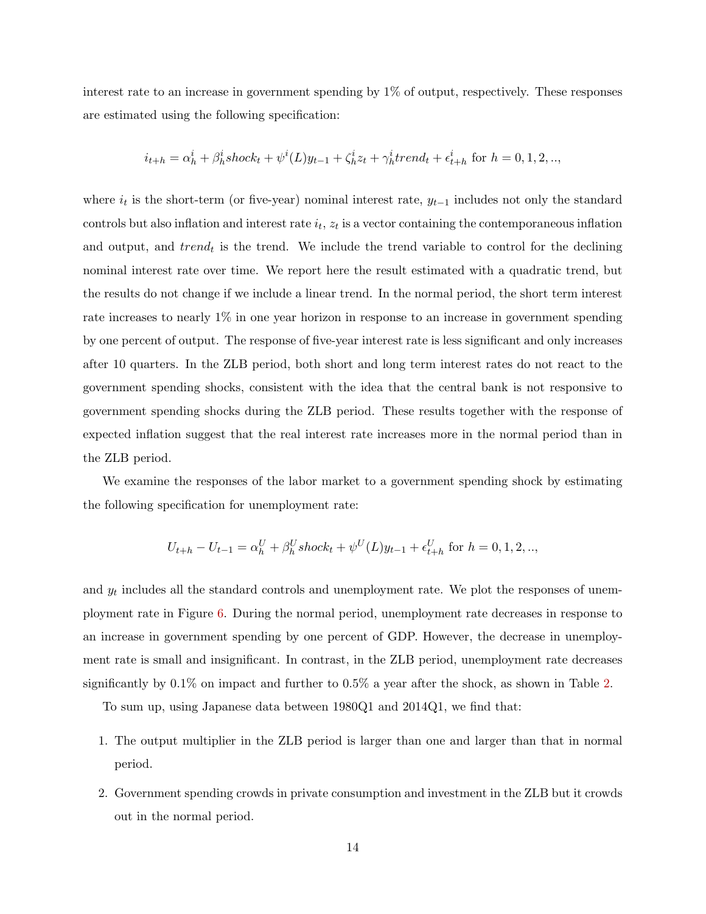interest rate to an increase in government spending by 1% of output, respectively. These responses are estimated using the following specification:

$$i_{t+h} = \alpha_h^i + \beta_h^i shock_t + \psi^i(L)y_{t-1} + \zeta_h^i z_t + \gamma_h^i trend_t + \epsilon_{t+h}^i \text{ for } h = 0, 1, 2, ..,$$

where $i_t$ is the short-term (or five-year) nominal interest rate, $y_{t-1}$ includes not only the standard controls but also inflation and interest rate $i_t$, $z_t$ is a vector containing the contemporaneous inflation and output, and $trend_t$ is the trend. We include the trend variable to control for the declining nominal interest rate over time. We report here the result estimated with a quadratic trend, but the results do not change if we include a linear trend. In the normal period, the short term interest rate increases to nearly 1% in one year horizon in response to an increase in government spending by one percent of output. The response of five-year interest rate is less significant and only increases after 10 quarters. In the ZLB period, both short and long term interest rates do not react to the government spending shocks, consistent with the idea that the central bank is not responsive to government spending shocks during the ZLB period. These results together with the response of expected inflation suggest that the real interest rate increases more in the normal period than in the ZLB period.

We examine the responses of the labor market to a government spending shock by estimating the following specification for unemployment rate:

$$U_{t+h} - U_{t-1} = \alpha_h^U + \beta_h^U shock_t + \psi^U(L)y_{t-1} + \epsilon_{t+h}^U \text{ for } h = 0, 1, 2, ..,$$

and $y_t$ includes all the standard controls and unemployment rate. We plot the responses of unemployment rate in Figure 6. During the normal period, unemployment rate decreases in response to an increase in government spending by one percent of GDP. However, the decrease in unemployment rate is small and insignificant. In contrast, in the ZLB period, unemployment rate decreases significantly by 0.1% on impact and further to 0.5% a year after the shock, as shown in Table 2.

To sum up, using Japanese data between 1980Q1 and 2014Q1, we find that:

1. The output multiplier in the ZLB period is larger than one and larger than that in normal period.
2. Government spending crowds in private consumption and investment in the ZLB but it crowds out in the normal period.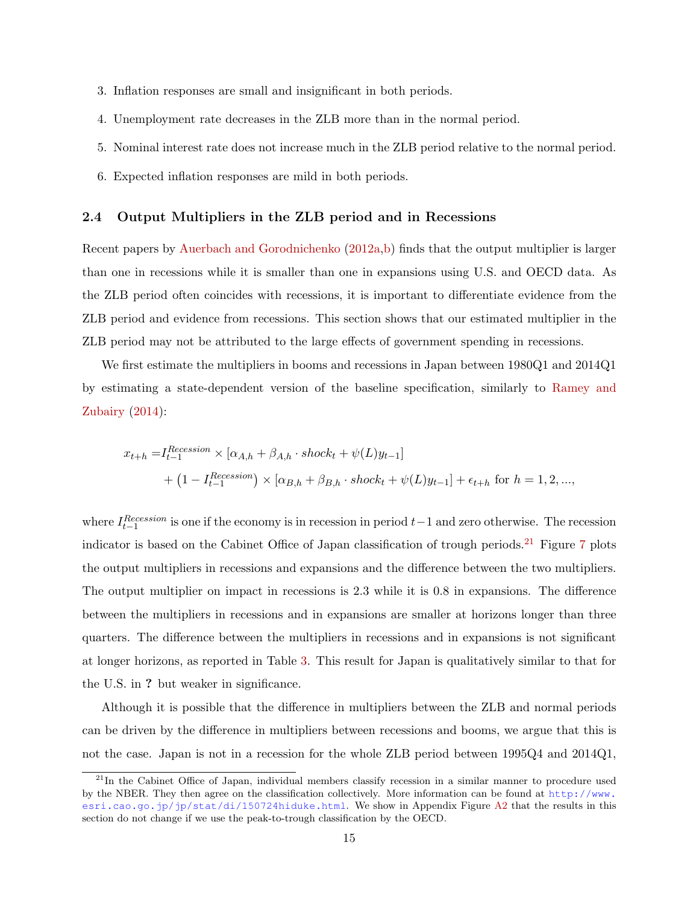3. Inflation responses are small and insignificant in both periods.
4. Unemployment rate decreases in the ZLB more than in the normal period.
5. Nominal interest rate does not increase much in the ZLB period relative to the normal period.
6. Expected inflation responses are mild in both periods.

### 2.4 Output Multipliers in the ZLB period and in Recessions

Recent papers by Auerbach and Gorodnichenko (2012a,b) finds that the output multiplier is larger than one in recessions while it is smaller than one in expansions using U.S. and OECD data. As the ZLB period often coincides with recessions, it is important to differentiate evidence from the ZLB period and evidence from recessions. This section shows that our estimated multiplier in the ZLB period may not be attributed to the large effects of government spending in recessions.

We first estimate the multipliers in booms and recessions in Japan between 1980Q1 and 2014Q1 by estimating a state-dependent version of the baseline specification, similarly to Ramey and Zubairy (2014):

$$
\begin{aligned}
x_{t+h} = & I_{t-1}^{Recession} \times [\alpha_{A,h} + \beta_{A,h} \cdot shock_t + \psi(L) y_{t-1}] \\
& + \left(1 - I_{t-1}^{Recession}\right) \times [\alpha_{B,h} + \beta_{B,h} \cdot shock_t + \psi(L) y_{t-1}] + \epsilon_{t+h} \text{ for } h = 1, 2, ...,
\end{aligned}
$$

where $I_{t-1}^{Recession}$ is one if the economy is in recession in period $t-1$ and zero otherwise. The recession indicator is based on the Cabinet Office of Japan classification of trough periods.[21] Figure 7 plots the output multipliers in recessions and expansions and the difference between the two multipliers. The output multiplier on impact in recessions is 2.3 while it is 0.8 in expansions. The difference between the multipliers in recessions and in expansions are smaller at horizons longer than three quarters. The difference between the multipliers in recessions and in expansions is not significant at longer horizons, as reported in Table 3. This result for Japan is qualitatively similar to that for the U.S. in **?** but weaker in significance.

Although it is possible that the difference in multipliers between the ZLB and normal periods can be driven by the difference in multipliers between recessions and booms, we argue that this is not the case. Japan is not in a recession for the whole ZLB period between 1995Q4 and 2014Q1,

[21] In the Cabinet Office of Japan, individual members classify recession in a similar manner to procedure used by the NBER. They then agree on the classification collectively. More information can be found at http://www.esri.cao.go.jp/jp/stat/di/150724hiduke.html. We show in Appendix Figure A2 that the results in this section do not change if we use the peak-to-trough classification by the OECD.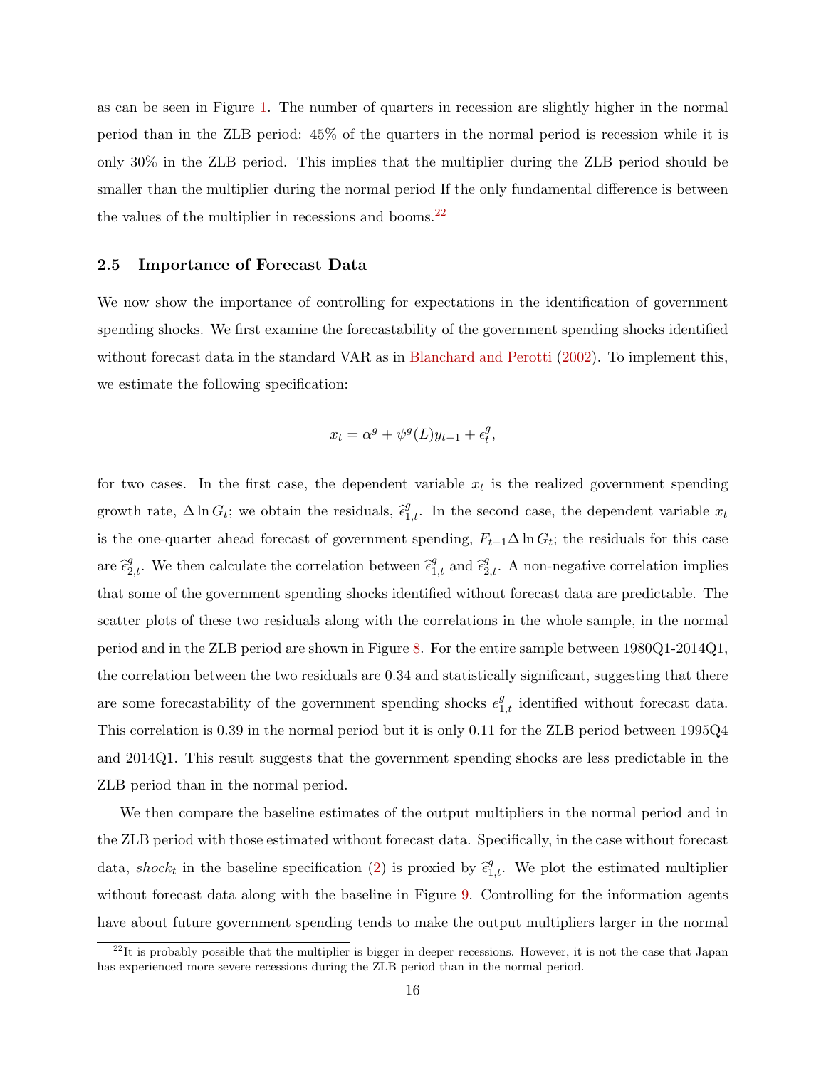as can be seen in Figure 1. The number of quarters in recession are slightly higher in the normal period than in the ZLB period: 45% of the quarters in the normal period is recession while it is only 30% in the ZLB period. This implies that the multiplier during the ZLB period should be smaller than the multiplier during the normal period If the only fundamental difference is between the values of the multiplier in recessions and booms.[22]

### 2.5 Importance of Forecast Data

We now show the importance of controlling for expectations in the identification of government spending shocks. We first examine the forecastability of the government spending shocks identified without forecast data in the standard VAR as in Blanchard and Perotti (2002). To implement this, we estimate the following specification:

$$x_t = \alpha^g + \psi^g(L)y_{t-1} + \epsilon_t^g,$$

for two cases. In the first case, the dependent variable $x_t$ is the realized government spending growth rate, $\Delta \ln G_t$; we obtain the residuals, $\widehat{\epsilon}_{1,t}^g$. In the second case, the dependent variable $x_t$ is the one-quarter ahead forecast of government spending, $F_{t-1}\Delta \ln G_t$; the residuals for this case are $\widehat{\epsilon}_{2,t}^g$. We then calculate the correlation between $\widehat{\epsilon}_{1,t}^g$ and $\widehat{\epsilon}_{2,t}^g$. A non-negative correlation implies that some of the government spending shocks identified without forecast data are predictable. The scatter plots of these two residuals along with the correlations in the whole sample, in the normal period and in the ZLB period are shown in Figure 8. For the entire sample between 1980Q1-2014Q1, the correlation between the two residuals are 0.34 and statistically significant, suggesting that there are some forecastability of the government spending shocks $e_{1,t}^g$ identified without forecast data. This correlation is 0.39 in the normal period but it is only 0.11 for the ZLB period between 1995Q4 and 2014Q1. This result suggests that the government spending shocks are less predictable in the ZLB period than in the normal period.

We then compare the baseline estimates of the output multipliers in the normal period and in the ZLB period with those estimated without forecast data. Specifically, in the case without forecast data, $shock_t$ in the baseline specification (2) is proxied by $\widehat{\epsilon}_{1,t}^g$. We plot the estimated multiplier without forecast data along with the baseline in Figure 9. Controlling for the information agents have about future government spending tends to make the output multipliers larger in the normal

[22] It is probably possible that the multiplier is bigger in deeper recessions. However, it is not the case that Japan has experienced more severe recessions during the ZLB period than in the normal period.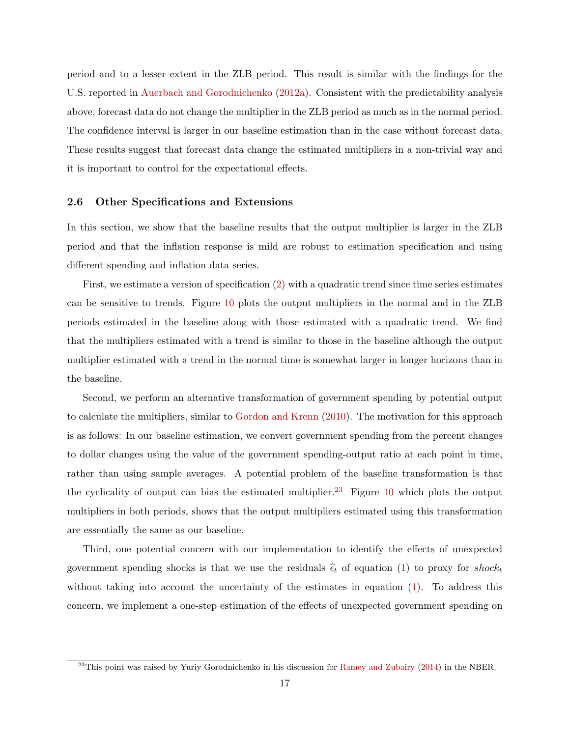period and to a lesser extent in the ZLB period. This result is similar with the findings for the U.S. reported in Auerbach and Gorodnichenko (2012a). Consistent with the predictability analysis above, forecast data do not change the multiplier in the ZLB period as much as in the normal period. The confidence interval is larger in our baseline estimation than in the case without forecast data. These results suggest that forecast data change the estimated multipliers in a non-trivial way and it is important to control for the expectational effects.

### 2.6 Other Specifications and Extensions

In this section, we show that the baseline results that the output multiplier is larger in the ZLB period and that the inflation response is mild are robust to estimation specification and using different spending and inflation data series.

First, we estimate a version of specification (2) with a quadratic trend since time series estimates can be sensitive to trends. Figure 10 plots the output multipliers in the normal and in the ZLB periods estimated in the baseline along with those estimated with a quadratic trend. We find that the multipliers estimated with a trend is similar to those in the baseline although the output multiplier estimated with a trend in the normal time is somewhat larger in longer horizons than in the baseline.

Second, we perform an alternative transformation of government spending by potential output to calculate the multipliers, similar to Gordon and Krenn (2010). The motivation for this approach is as follows: In our baseline estimation, we convert government spending from the percent changes to dollar changes using the value of the government spending-output ratio at each point in time, rather than using sample averages. A potential problem of the baseline transformation is that the cyclicality of output can bias the estimated multiplier.[23] Figure 10 which plots the output multipliers in both periods, shows that the output multipliers estimated using this transformation are essentially the same as our baseline.

Third, one potential concern with our implementation to identify the effects of unexpected government spending shocks is that we use the residuals $\widehat{\epsilon}_t$ of equation (1) to proxy for $shock_t$ without taking into account the uncertainty of the estimates in equation (1). To address this concern, we implement a one-step estimation of the effects of unexpected government spending on

[23] This point was raised by Yuriy Gorodnichenko in his discussion for Ramey and Zubairy (2014) in the NBER.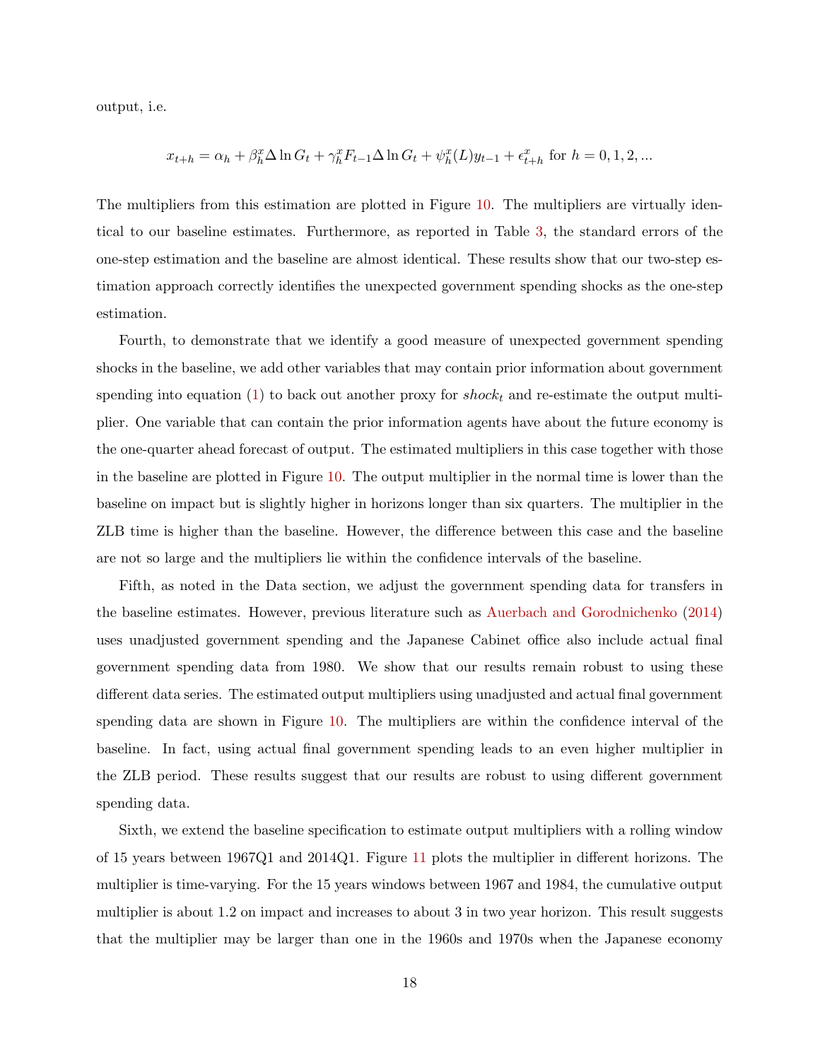output, i.e.

$$x_{t+h} = \alpha_h + \beta_h^x \Delta \ln G_t + \gamma_h^x F_{t-1} \Delta \ln G_t + \psi_h^x(L) y_{t-1} + \epsilon_{t+h}^x \text{ for } h = 0, 1, 2, ...$$

The multipliers from this estimation are plotted in Figure 10. The multipliers are virtually identical to our baseline estimates. Furthermore, as reported in Table 3, the standard errors of the one-step estimation and the baseline are almost identical. These results show that our two-step estimation approach correctly identifies the unexpected government spending shocks as the one-step estimation.

Fourth, to demonstrate that we identify a good measure of unexpected government spending shocks in the baseline, we add other variables that may contain prior information about government spending into equation (1) to back out another proxy for $shock_t$ and re-estimate the output multiplier. One variable that can contain the prior information agents have about the future economy is the one-quarter ahead forecast of output. The estimated multipliers in this case together with those in the baseline are plotted in Figure 10. The output multiplier in the normal time is lower than the baseline on impact but is slightly higher in horizons longer than six quarters. The multiplier in the ZLB time is higher than the baseline. However, the difference between this case and the baseline are not so large and the multipliers lie within the confidence intervals of the baseline.

Fifth, as noted in the Data section, we adjust the government spending data for transfers in the baseline estimates. However, previous literature such as Auerbach and Gorodnichenko (2014) uses unadjusted government spending and the Japanese Cabinet office also include actual final government spending data from 1980. We show that our results remain robust to using these different data series. The estimated output multipliers using unadjusted and actual final government spending data are shown in Figure 10. The multipliers are within the confidence interval of the baseline. In fact, using actual final government spending leads to an even higher multiplier in the ZLB period. These results suggest that our results are robust to using different government spending data.

Sixth, we extend the baseline specification to estimate output multipliers with a rolling window of 15 years between 1967Q1 and 2014Q1. Figure 11 plots the multiplier in different horizons. The multiplier is time-varying. For the 15 years windows between 1967 and 1984, the cumulative output multiplier is about 1.2 on impact and increases to about 3 in two year horizon. This result suggests that the multiplier may be larger than one in the 1960s and 1970s when the Japanese economy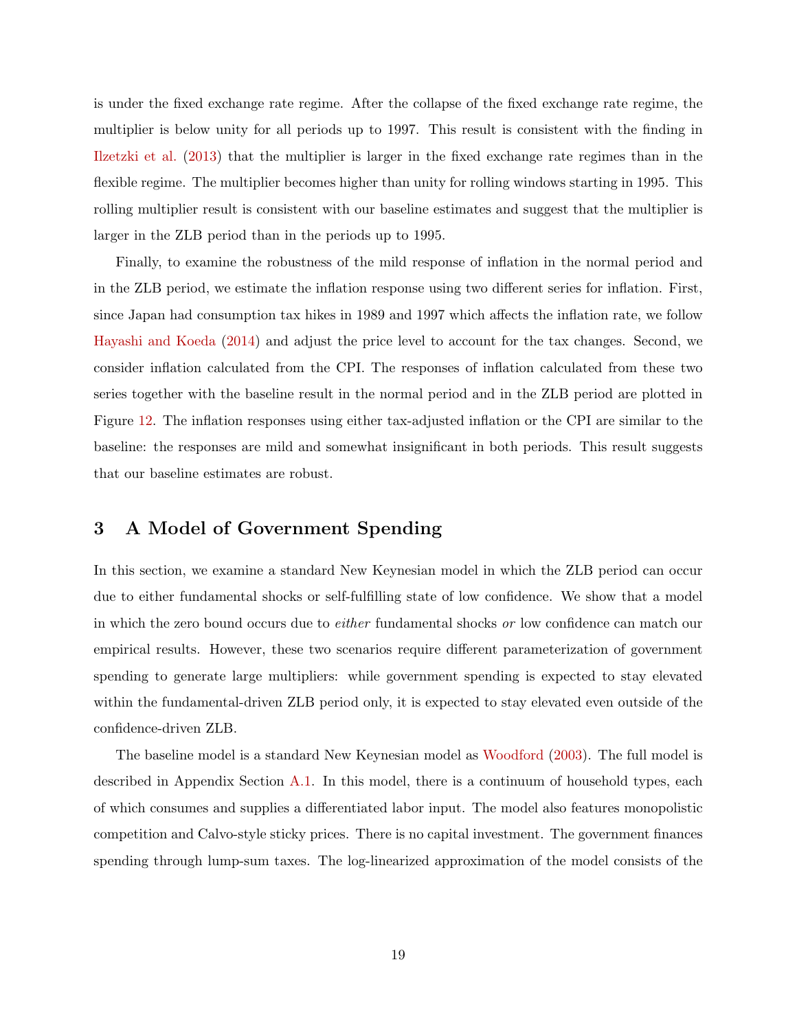is under the fixed exchange rate regime. After the collapse of the fixed exchange rate regime, the multiplier is below unity for all periods up to 1997. This result is consistent with the finding in Ilzetzki et al. (2013) that the multiplier is larger in the fixed exchange rate regimes than in the flexible regime. The multiplier becomes higher than unity for rolling windows starting in 1995. This rolling multiplier result is consistent with our baseline estimates and suggest that the multiplier is larger in the ZLB period than in the periods up to 1995.

Finally, to examine the robustness of the mild response of inflation in the normal period and in the ZLB period, we estimate the inflation response using two different series for inflation. First, since Japan had consumption tax hikes in 1989 and 1997 which affects the inflation rate, we follow Hayashi and Koeda (2014) and adjust the price level to account for the tax changes. Second, we consider inflation calculated from the CPI. The responses of inflation calculated from these two series together with the baseline result in the normal period and in the ZLB period are plotted in Figure 12. The inflation responses using either tax-adjusted inflation or the CPI are similar to the baseline: the responses are mild and somewhat insignificant in both periods. This result suggests that our baseline estimates are robust.

## 3 A Model of Government Spending

In this section, we examine a standard New Keynesian model in which the ZLB period can occur due to either fundamental shocks or self-fulfilling state of low confidence. We show that a model in which the zero bound occurs due to *either* fundamental shocks *or* low confidence can match our empirical results. However, these two scenarios require different parameterization of government spending to generate large multipliers: while government spending is expected to stay elevated within the fundamental-driven ZLB period only, it is expected to stay elevated even outside of the confidence-driven ZLB.

The baseline model is a standard New Keynesian model as Woodford (2003). The full model is described in Appendix Section A.1. In this model, there is a continuum of household types, each of which consumes and supplies a differentiated labor input. The model also features monopolistic competition and Calvo-style sticky prices. There is no capital investment. The government finances spending through lump-sum taxes. The log-linearized approximation of the model consists of the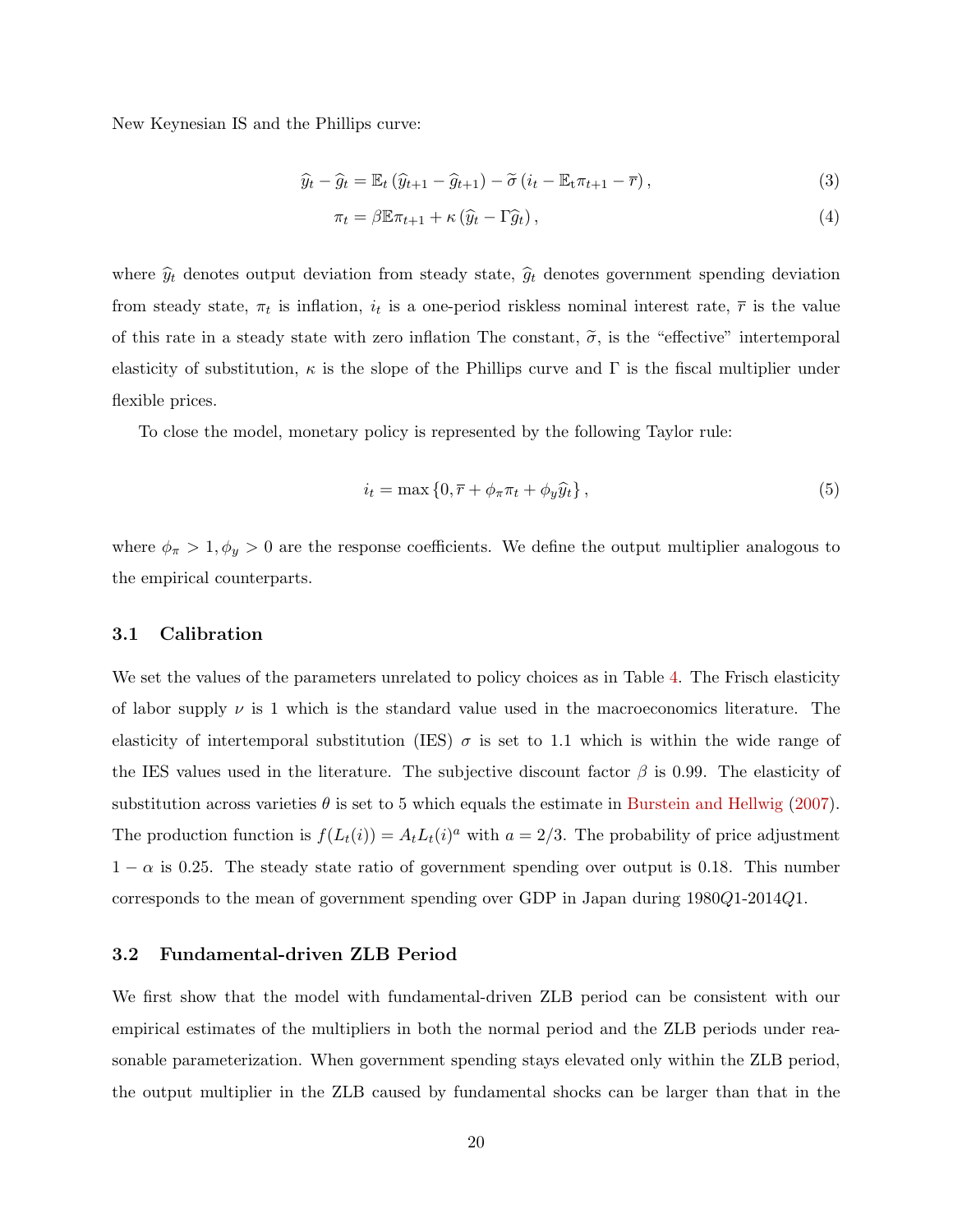New Keynesian IS and the Phillips curve:

$$\widehat{y}_t - \widehat{g}_t = \mathbb{E}_t \left( \widehat{y}_{t+1} - \widehat{g}_{t+1} \right) - \widetilde{\sigma} \left( i_t - \mathbb{E}_t \pi_{t+1} - \overline{r} \right), \tag{3}$$

$$\pi_t = \beta \mathbb{E} \pi_{t+1} + \kappa \left( \widehat{y}_t - \Gamma \widehat{g}_t \right), \tag{4}$$

where $\widehat{y}_t$ denotes output deviation from steady state, $\widehat{g}_t$ denotes government spending deviation from steady state, $\pi_t$ is inflation, $i_t$ is a one-period riskless nominal interest rate, $\overline{r}$ is the value of this rate in a steady state with zero inflation The constant, $\widetilde{\sigma}$, is the "effective" intertemporal elasticity of substitution, $\kappa$ is the slope of the Phillips curve and $\Gamma$ is the fiscal multiplier under flexible prices.

To close the model, monetary policy is represented by the following Taylor rule:

$$i_t = \max \left\{ 0, \overline{r} + \phi_\pi \pi_t + \phi_y \widehat{y}_t \right\}, \tag{5}$$

where $\phi_\pi > 1, \phi_y > 0$ are the response coefficients. We define the output multiplier analogous to the empirical counterparts.

### 3.1 Calibration

We set the values of the parameters unrelated to policy choices as in Table 4. The Frisch elasticity of labor supply $\nu$ is 1 which is the standard value used in the macroeconomics literature. The elasticity of intertemporal substitution (IES) $\sigma$ is set to 1.1 which is within the wide range of the IES values used in the literature. The subjective discount factor $\beta$ is 0.99. The elasticity of substitution across varieties $\theta$ is set to 5 which equals the estimate in Burstein and Hellwig (2007). The production function is $f(L_t(i)) = A_t L_t(i)^a$ with $a = 2/3$. The probability of price adjustment $1 - \alpha$ is 0.25. The steady state ratio of government spending over output is 0.18. This number corresponds to the mean of government spending over GDP in Japan during 1980$Q$1-2014$Q$1.

### 3.2 Fundamental-driven ZLB Period

We first show that the model with fundamental-driven ZLB period can be consistent with our empirical estimates of the multipliers in both the normal period and the ZLB periods under reasonable parameterization. When government spending stays elevated only within the ZLB period, the output multiplier in the ZLB caused by fundamental shocks can be larger than that in the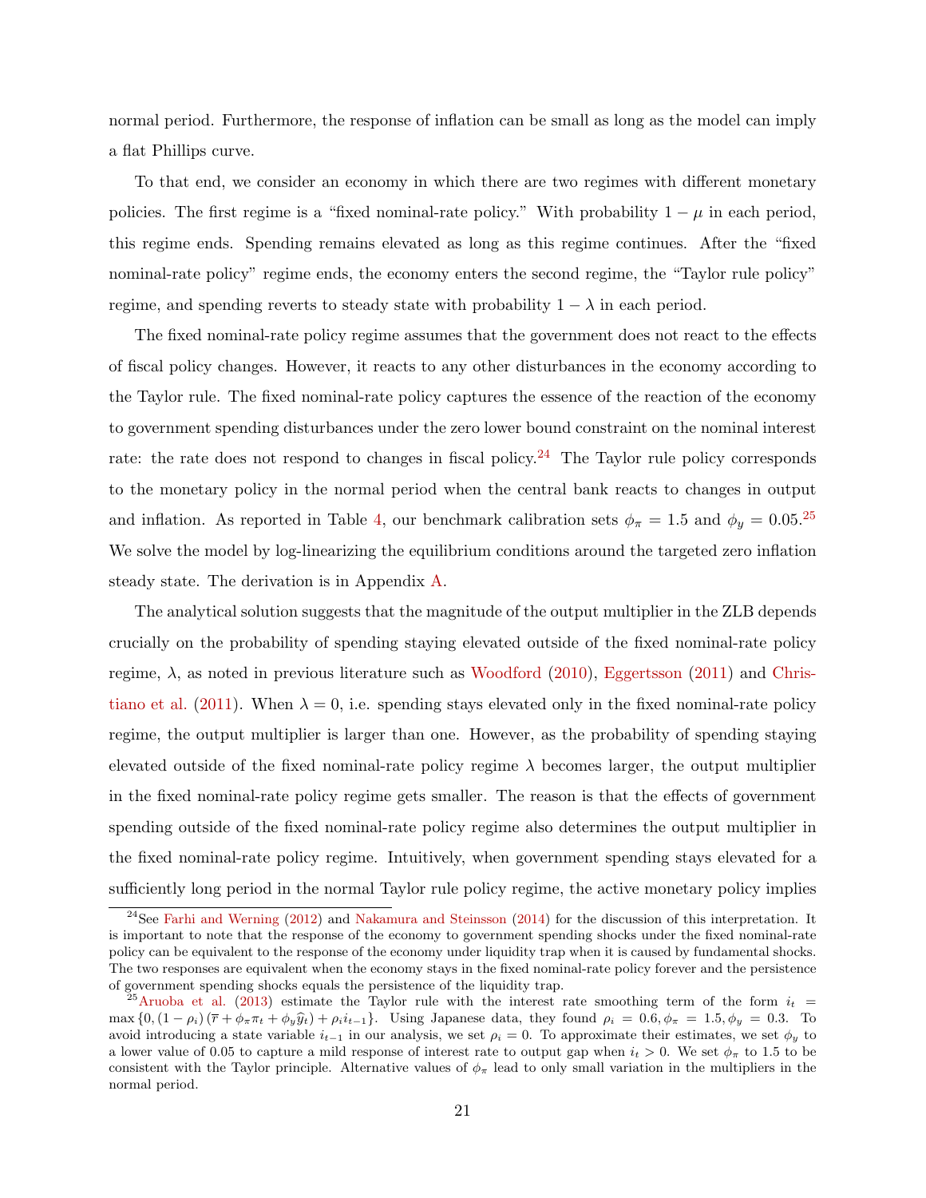normal period. Furthermore, the response of inflation can be small as long as the model can imply a flat Phillips curve.

To that end, we consider an economy in which there are two regimes with different monetary policies. The first regime is a "fixed nominal-rate policy." With probability $1-\mu$ in each period, this regime ends. Spending remains elevated as long as this regime continues. After the "fixed nominal-rate policy" regime ends, the economy enters the second regime, the "Taylor rule policy" regime, and spending reverts to steady state with probability $1-\lambda$ in each period.

The fixed nominal-rate policy regime assumes that the government does not react to the effects of fiscal policy changes. However, it reacts to any other disturbances in the economy according to the Taylor rule. The fixed nominal-rate policy captures the essence of the reaction of the economy to government spending disturbances under the zero lower bound constraint on the nominal interest rate: the rate does not respond to changes in fiscal policy.[24] The Taylor rule policy corresponds to the monetary policy in the normal period when the central bank reacts to changes in output and inflation. As reported in Table 4, our benchmark calibration sets $\phi_\pi = 1.5$ and $\phi_y = 0.05$.[25] We solve the model by log-linearizing the equilibrium conditions around the targeted zero inflation steady state. The derivation is in Appendix A.

The analytical solution suggests that the magnitude of the output multiplier in the ZLB depends crucially on the probability of spending staying elevated outside of the fixed nominal-rate policy regime, $\lambda$, as noted in previous literature such as Woodford (2010), Eggertsson (2011) and Christiano et al. (2011). When $\lambda = 0$, i.e. spending stays elevated only in the fixed nominal-rate policy regime, the output multiplier is larger than one. However, as the probability of spending staying elevated outside of the fixed nominal-rate policy regime $\lambda$ becomes larger, the output multiplier in the fixed nominal-rate policy regime gets smaller. The reason is that the effects of government spending outside of the fixed nominal-rate policy regime also determines the output multiplier in the fixed nominal-rate policy regime. Intuitively, when government spending stays elevated for a sufficiently long period in the normal Taylor rule policy regime, the active monetary policy implies

[24] See Farhi and Werning (2012) and Nakamura and Steinsson (2014) for the discussion of this interpretation. It is important to note that the response of the economy to government spending shocks under the fixed nominal-rate policy can be equivalent to the response of the economy under liquidity trap when it is caused by fundamental shocks. The two responses are equivalent when the economy stays in the fixed nominal-rate policy forever and the persistence of government spending shocks equals the persistence of the liquidity trap.

[25] Aruoba et al. (2013) estimate the Taylor rule with the interest rate smoothing term of the form $i_t = \max\{0, (1-\rho_i)(\overline{r} + \phi_\pi \pi_t + \phi_y \widehat{y}_t) + \rho_i i_{t-1}\}$. Using Japanese data, they found $\rho_i = 0.6, \phi_\pi = 1.5, \phi_y = 0.3$. To avoid introducing a state variable $i_{t-1}$ in our analysis, we set $\rho_i = 0$. To approximate their estimates, we set $\phi_y$ to a lower value of 0.05 to capture a mild response of interest rate to output gap when $i_t > 0$. We set $\phi_\pi$ to 1.5 to be consistent with the Taylor principle. Alternative values of $\phi_\pi$ lead to only small variation in the multipliers in the normal period.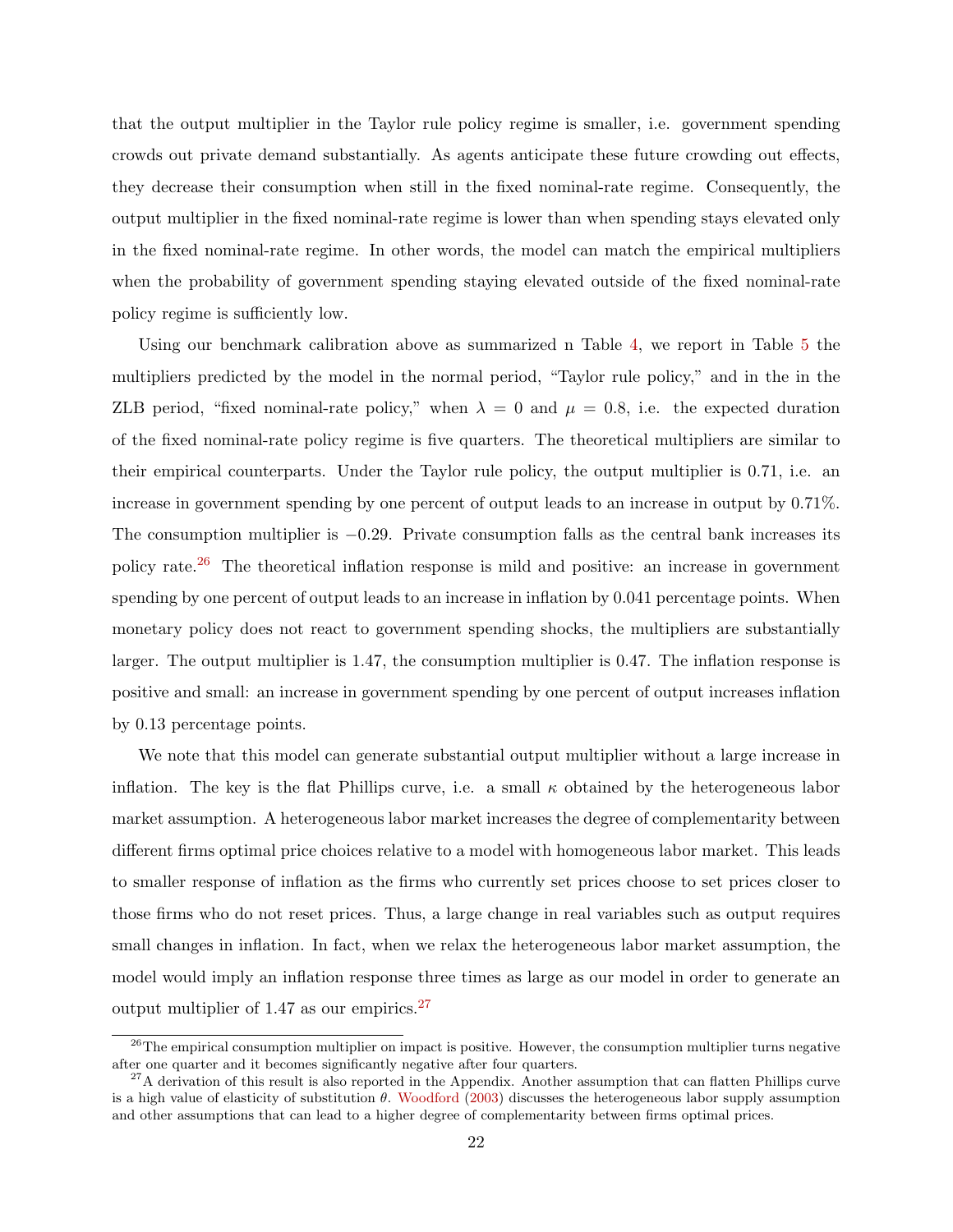that the output multiplier in the Taylor rule policy regime is smaller, i.e. government spending crowds out private demand substantially. As agents anticipate these future crowding out effects, they decrease their consumption when still in the fixed nominal-rate regime. Consequently, the output multiplier in the fixed nominal-rate regime is lower than when spending stays elevated only in the fixed nominal-rate regime. In other words, the model can match the empirical multipliers when the probability of government spending staying elevated outside of the fixed nominal-rate policy regime is sufficiently low.

Using our benchmark calibration above as summarized n Table 4, we report in Table 5 the multipliers predicted by the model in the normal period, "Taylor rule policy," and in the in the ZLB period, "fixed nominal-rate policy," when $\lambda = 0$ and $\mu = 0.8$, i.e. the expected duration of the fixed nominal-rate policy regime is five quarters. The theoretical multipliers are similar to their empirical counterparts. Under the Taylor rule policy, the output multiplier is 0.71, i.e. an increase in government spending by one percent of output leads to an increase in output by 0.71%. The consumption multiplier is $-0.29$. Private consumption falls as the central bank increases its policy rate.[26] The theoretical inflation response is mild and positive: an increase in government spending by one percent of output leads to an increase in inflation by 0.041 percentage points. When monetary policy does not react to government spending shocks, the multipliers are substantially larger. The output multiplier is 1.47, the consumption multiplier is 0.47. The inflation response is positive and small: an increase in government spending by one percent of output increases inflation by 0.13 percentage points.

We note that this model can generate substantial output multiplier without a large increase in inflation. The key is the flat Phillips curve, i.e. a small $\kappa$ obtained by the heterogeneous labor market assumption. A heterogeneous labor market increases the degree of complementarity between different firms optimal price choices relative to a model with homogeneous labor market. This leads to smaller response of inflation as the firms who currently set prices choose to set prices closer to those firms who do not reset prices. Thus, a large change in real variables such as output requires small changes in inflation. In fact, when we relax the heterogeneous labor market assumption, the model would imply an inflation response three times as large as our model in order to generate an output multiplier of 1.47 as our empirics.[27]

[26] The empirical consumption multiplier on impact is positive. However, the consumption multiplier turns negative after one quarter and it becomes significantly negative after four quarters.

[27] A derivation of this result is also reported in the Appendix. Another assumption that can flatten Phillips curve is a high value of elasticity of substitution $\theta$. Woodford (2003) discusses the heterogeneous labor supply assumption and other assumptions that can lead to a higher degree of complementarity between firms optimal prices.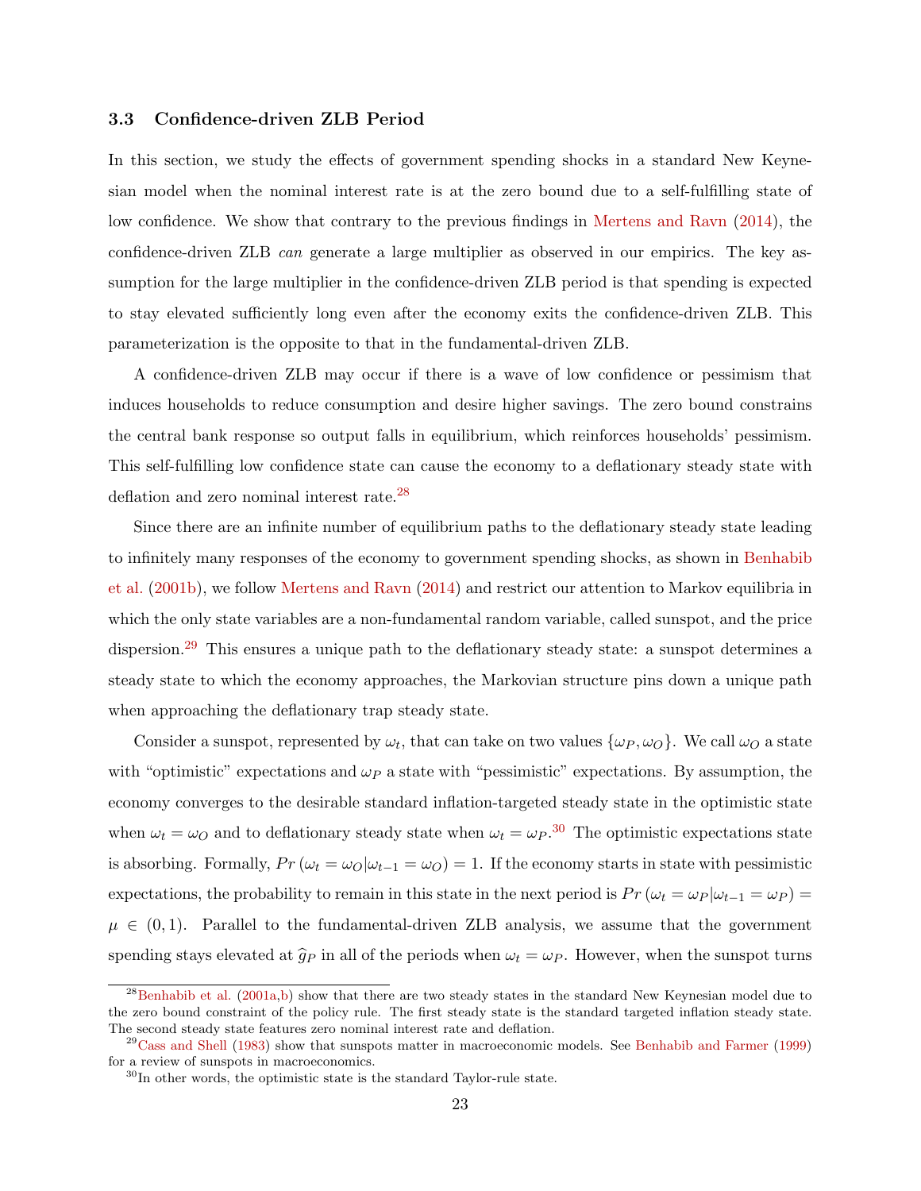### 3.3 Confidence-driven ZLB Period

In this section, we study the effects of government spending shocks in a standard New Keynesian model when the nominal interest rate is at the zero bound due to a self-fulfilling state of low confidence. We show that contrary to the previous findings in Mertens and Ravn (2014), the confidence-driven ZLB *can* generate a large multiplier as observed in our empirics. The key assumption for the large multiplier in the confidence-driven ZLB period is that spending is expected to stay elevated sufficiently long even after the economy exits the confidence-driven ZLB. This parameterization is the opposite to that in the fundamental-driven ZLB.

A confidence-driven ZLB may occur if there is a wave of low confidence or pessimism that induces households to reduce consumption and desire higher savings. The zero bound constrains the central bank response so output falls in equilibrium, which reinforces households' pessimism. This self-fulfilling low confidence state can cause the economy to a deflationary steady state with deflation and zero nominal interest rate.[28]

Since there are an infinite number of equilibrium paths to the deflationary steady state leading to infinitely many responses of the economy to government spending shocks, as shown in Benhabib et al. (2001b), we follow Mertens and Ravn (2014) and restrict our attention to Markov equilibria in which the only state variables are a non-fundamental random variable, called sunspot, and the price dispersion.[29] This ensures a unique path to the deflationary steady state: a sunspot determines a steady state to which the economy approaches, the Markovian structure pins down a unique path when approaching the deflationary trap steady state.

Consider a sunspot, represented by $\omega_t$, that can take on two values $\{\omega_P, \omega_O\}$. We call $\omega_O$ a state with "optimistic" expectations and $\omega_P$ a state with "pessimistic" expectations. By assumption, the economy converges to the desirable standard inflation-targeted steady state in the optimistic state when $\omega_t = \omega_O$ and to deflationary steady state when $\omega_t = \omega_P$.[30] The optimistic expectations state is absorbing. Formally, $Pr\left(\omega_t = \omega_O | \omega_{t-1} = \omega_O\right) = 1$. If the economy starts in state with pessimistic expectations, the probability to remain in this state in the next period is $Pr\left(\omega_t = \omega_P | \omega_{t-1} = \omega_P\right) = \mu \in (0, 1)$. Parallel to the fundamental-driven ZLB analysis, we assume that the government spending stays elevated at $\widehat{g}_P$ in all of the periods when $\omega_t = \omega_P$. However, when the sunspot turns

[28] Benhabib et al. (2001a,b) show that there are two steady states in the standard New Keynesian model due to the zero bound constraint of the policy rule. The first steady state is the standard targeted inflation steady state. The second steady state features zero nominal interest rate and deflation.

[29] Cass and Shell (1983) show that sunspots matter in macroeconomic models. See Benhabib and Farmer (1999) for a review of sunspots in macroeconomics.

[30] In other words, the optimistic state is the standard Taylor-rule state.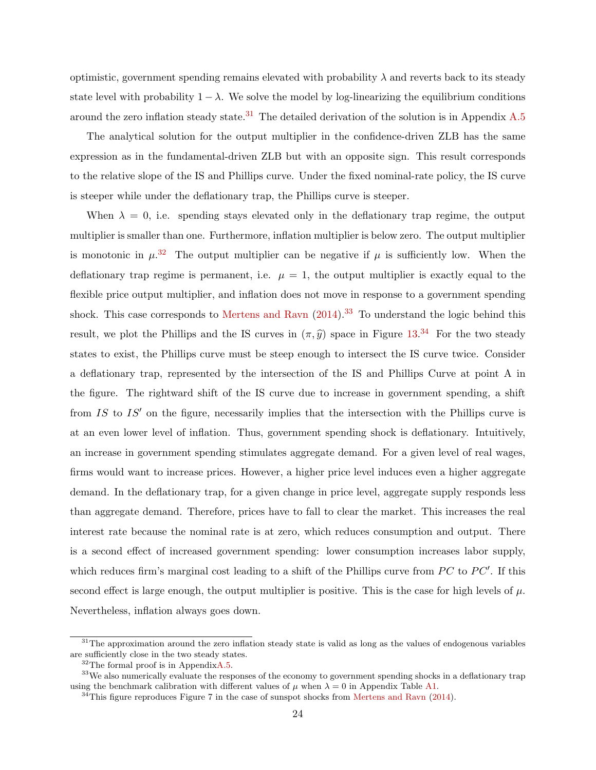optimistic, government spending remains elevated with probability $\lambda$ and reverts back to its steady state level with probability $1 - \lambda$. We solve the model by log-linearizing the equilibrium conditions around the zero inflation steady state.[31] The detailed derivation of the solution is in Appendix A.5

The analytical solution for the output multiplier in the confidence-driven ZLB has the same expression as in the fundamental-driven ZLB but with an opposite sign. This result corresponds to the relative slope of the IS and Phillips curve. Under the fixed nominal-rate policy, the IS curve is steeper while under the deflationary trap, the Phillips curve is steeper.

When $\lambda = 0$, i.e. spending stays elevated only in the deflationary trap regime, the output multiplier is smaller than one. Furthermore, inflation multiplier is below zero. The output multiplier is monotonic in $\mu$.[32] The output multiplier can be negative if $\mu$ is sufficiently low. When the deflationary trap regime is permanent, i.e. $\mu = 1$, the output multiplier is exactly equal to the flexible price output multiplier, and inflation does not move in response to a government spending shock. This case corresponds to Mertens and Ravn (2014).[33] To understand the logic behind this result, we plot the Phillips and the IS curves in $(\pi, \widehat{y})$ space in Figure 13.[34] For the two steady states to exist, the Phillips curve must be steep enough to intersect the IS curve twice. Consider a deflationary trap, represented by the intersection of the IS and Phillips Curve at point A in the figure. The rightward shift of the IS curve due to increase in government spending, a shift from $IS$ to $IS'$ on the figure, necessarily implies that the intersection with the Phillips curve is at an even lower level of inflation. Thus, government spending shock is deflationary. Intuitively, an increase in government spending stimulates aggregate demand. For a given level of real wages, firms would want to increase prices. However, a higher price level induces even a higher aggregate demand. In the deflationary trap, for a given change in price level, aggregate supply responds less than aggregate demand. Therefore, prices have to fall to clear the market. This increases the real interest rate because the nominal rate is at zero, which reduces consumption and output. There is a second effect of increased government spending: lower consumption increases labor supply, which reduces firm's marginal cost leading to a shift of the Phillips curve from $PC$ to $PC'$. If this second effect is large enough, the output multiplier is positive. This is the case for high levels of $\mu$. Nevertheless, inflation always goes down.

[31] The approximation around the zero inflation steady state is valid as long as the values of endogenous variables are sufficiently close in the two steady states.

[32] The formal proof is in AppendixA.5.

[33] We also numerically evaluate the responses of the economy to government spending shocks in a deflationary trap using the benchmark calibration with different values of $\mu$ when $\lambda = 0$ in Appendix Table A1.

[34] This figure reproduces Figure 7 in the case of sunspot shocks from Mertens and Ravn (2014).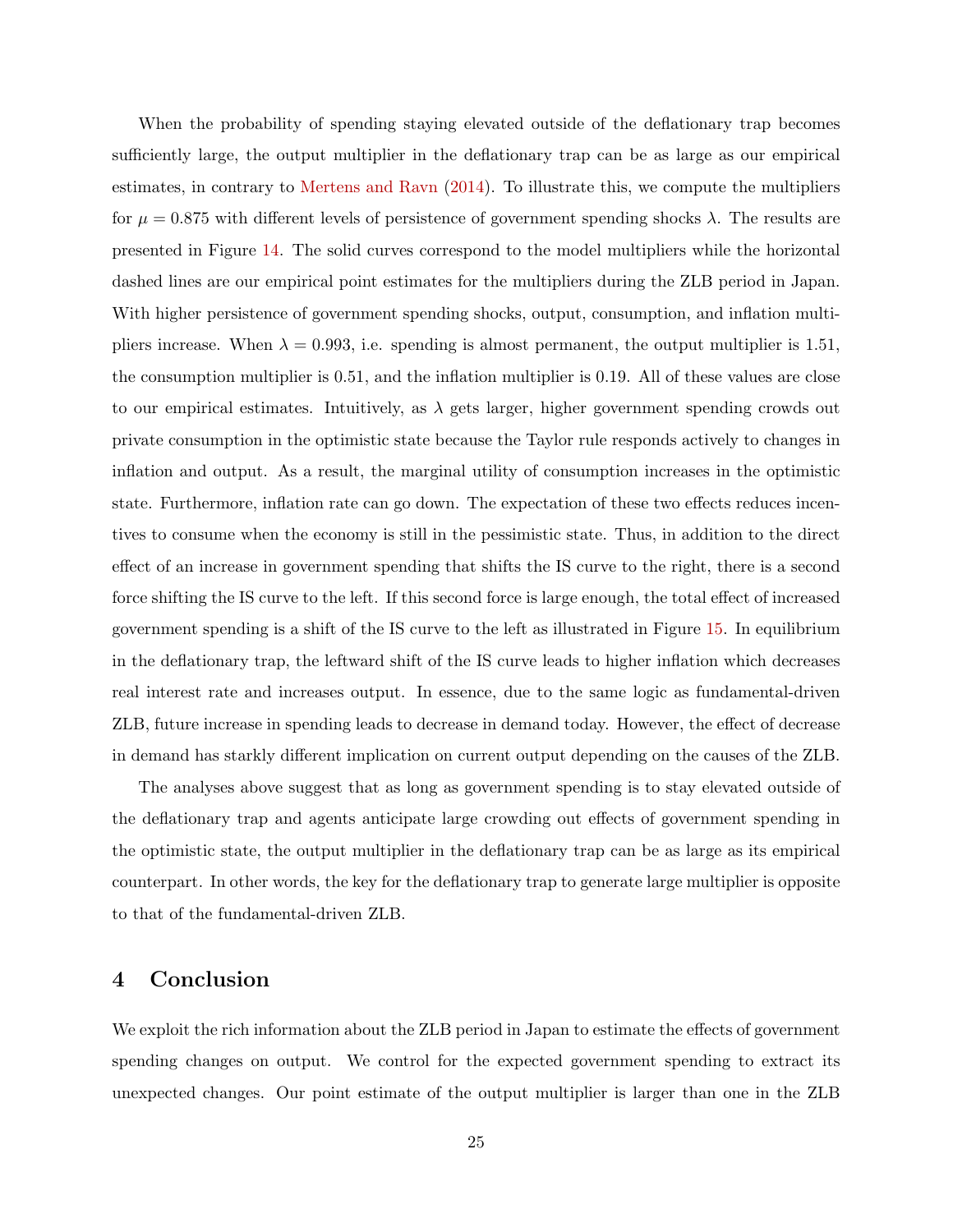When the probability of spending staying elevated outside of the deflationary trap becomes sufficiently large, the output multiplier in the deflationary trap can be as large as our empirical estimates, in contrary to Mertens and Ravn (2014). To illustrate this, we compute the multipliers for $\mu = 0.875$ with different levels of persistence of government spending shocks $\lambda$. The results are presented in Figure 14. The solid curves correspond to the model multipliers while the horizontal dashed lines are our empirical point estimates for the multipliers during the ZLB period in Japan. With higher persistence of government spending shocks, output, consumption, and inflation multipliers increase. When $\lambda = 0.993$, i.e. spending is almost permanent, the output multiplier is 1.51, the consumption multiplier is 0.51, and the inflation multiplier is 0.19. All of these values are close to our empirical estimates. Intuitively, as $\lambda$ gets larger, higher government spending crowds out private consumption in the optimistic state because the Taylor rule responds actively to changes in inflation and output. As a result, the marginal utility of consumption increases in the optimistic state. Furthermore, inflation rate can go down. The expectation of these two effects reduces incentives to consume when the economy is still in the pessimistic state. Thus, in addition to the direct effect of an increase in government spending that shifts the IS curve to the right, there is a second force shifting the IS curve to the left. If this second force is large enough, the total effect of increased government spending is a shift of the IS curve to the left as illustrated in Figure 15. In equilibrium in the deflationary trap, the leftward shift of the IS curve leads to higher inflation which decreases real interest rate and increases output. In essence, due to the same logic as fundamental-driven ZLB, future increase in spending leads to decrease in demand today. However, the effect of decrease in demand has starkly different implication on current output depending on the causes of the ZLB.

The analyses above suggest that as long as government spending is to stay elevated outside of the deflationary trap and agents anticipate large crowding out effects of government spending in the optimistic state, the output multiplier in the deflationary trap can be as large as its empirical counterpart. In other words, the key for the deflationary trap to generate large multiplier is opposite to that of the fundamental-driven ZLB.

## 4 Conclusion

We exploit the rich information about the ZLB period in Japan to estimate the effects of government spending changes on output. We control for the expected government spending to extract its unexpected changes. Our point estimate of the output multiplier is larger than one in the ZLB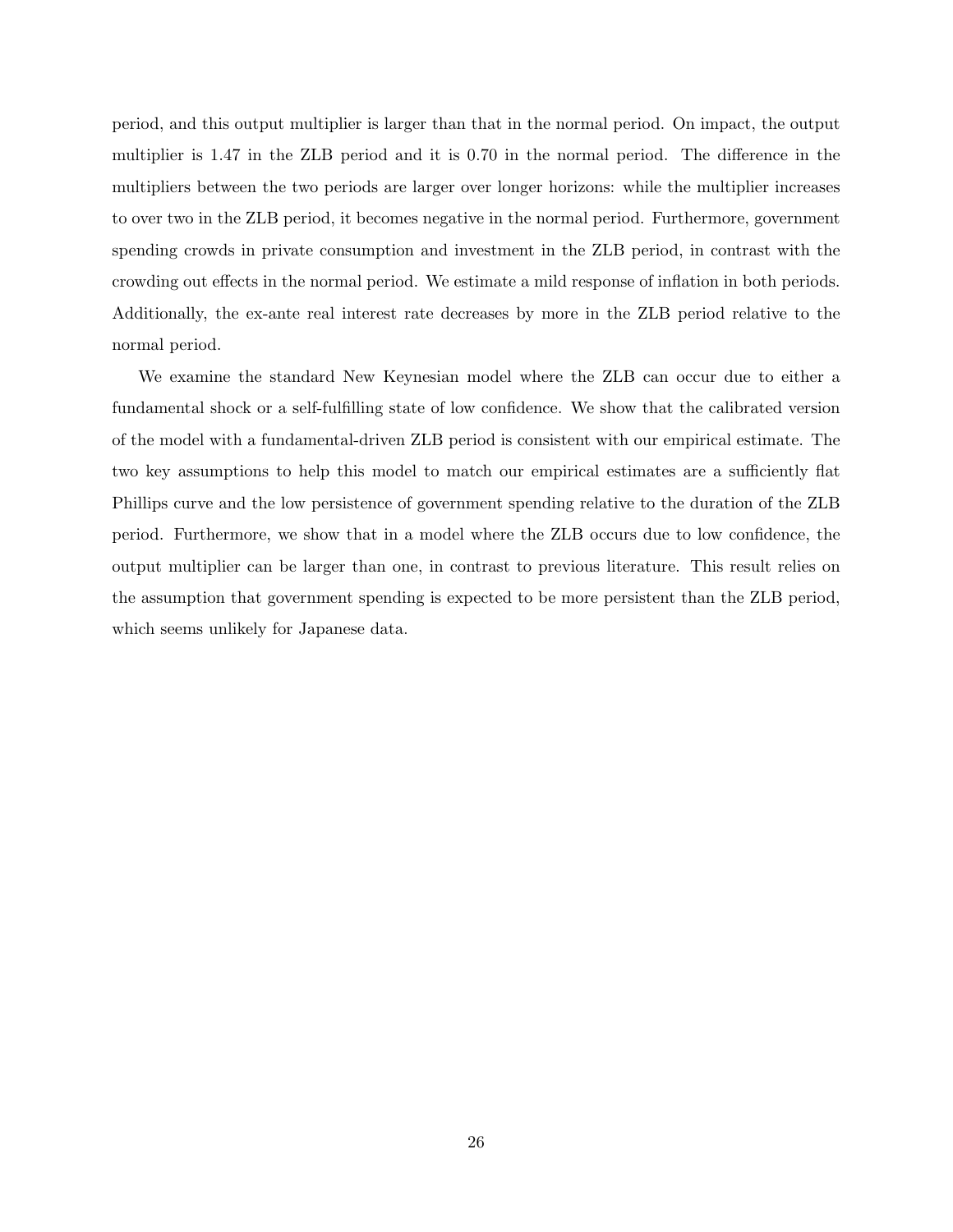period, and this output multiplier is larger than that in the normal period. On impact, the output multiplier is 1.47 in the ZLB period and it is 0.70 in the normal period. The difference in the multipliers between the two periods are larger over longer horizons: while the multiplier increases to over two in the ZLB period, it becomes negative in the normal period. Furthermore, government spending crowds in private consumption and investment in the ZLB period, in contrast with the crowding out effects in the normal period. We estimate a mild response of inflation in both periods. Additionally, the ex-ante real interest rate decreases by more in the ZLB period relative to the normal period.

We examine the standard New Keynesian model where the ZLB can occur due to either a fundamental shock or a self-fulfilling state of low confidence. We show that the calibrated version of the model with a fundamental-driven ZLB period is consistent with our empirical estimate. The two key assumptions to help this model to match our empirical estimates are a sufficiently flat Phillips curve and the low persistence of government spending relative to the duration of the ZLB period. Furthermore, we show that in a model where the ZLB occurs due to low confidence, the output multiplier can be larger than one, in contrast to previous literature. This result relies on the assumption that government spending is expected to be more persistent than the ZLB period, which seems unlikely for Japanese data.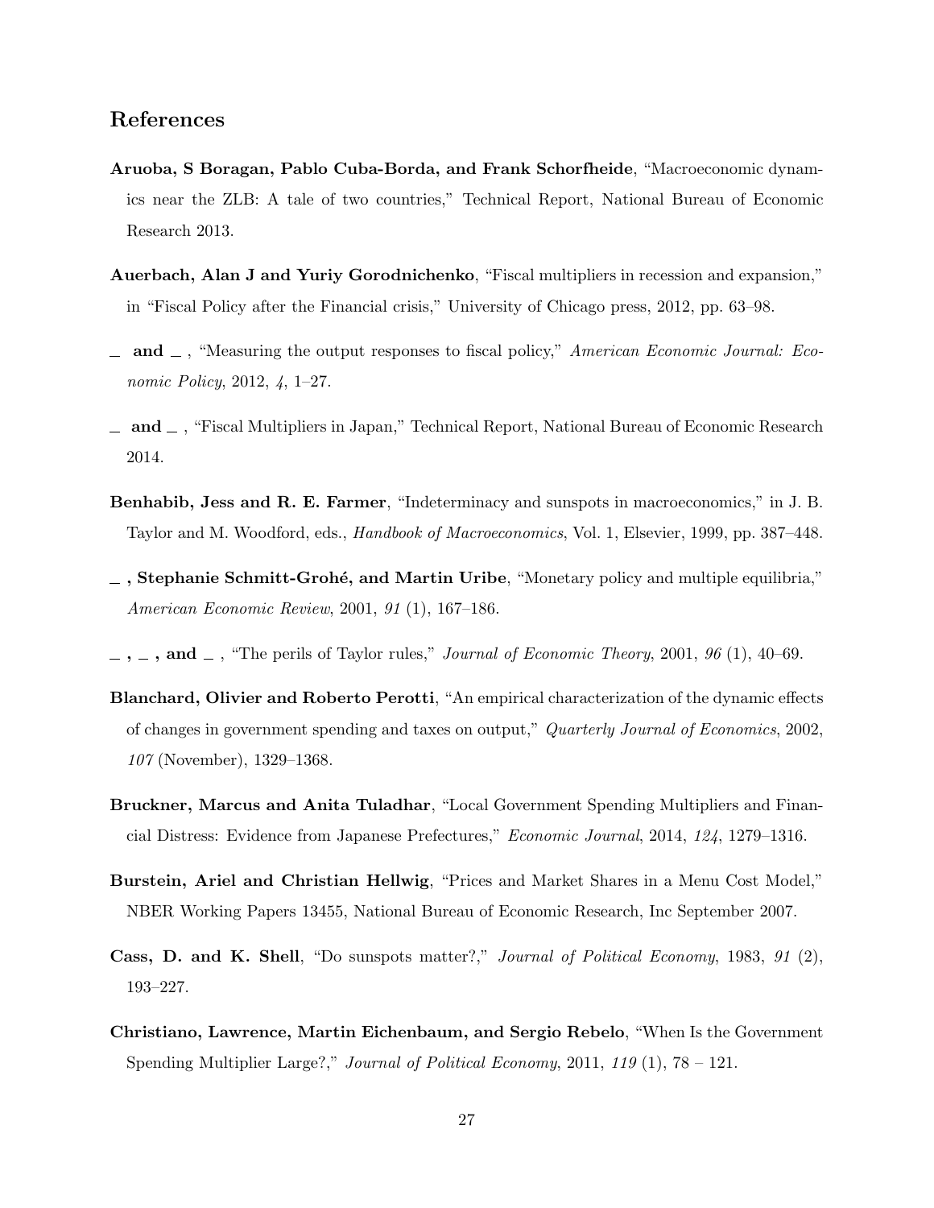## References

**Aruoba, S Boragan, Pablo Cuba-Borda, and Frank Schorfheide**, "Macroeconomic dynamics near the ZLB: A tale of two countries," Technical Report, National Bureau of Economic Research 2013.

**Auerbach, Alan J and Yuriy Gorodnichenko**, "Fiscal multipliers in recession and expansion," in "Fiscal Policy after the Financial crisis," University of Chicago press, 2012, pp. 63–98.

**\_ and \_** , "Measuring the output responses to fiscal policy," *American Economic Journal: Economic Policy*, 2012, *4*, 1–27.

**\_ and \_** , "Fiscal Multipliers in Japan," Technical Report, National Bureau of Economic Research 2014.

**Benhabib, Jess and R. E. Farmer**, "Indeterminacy and sunspots in macroeconomics," in J. B. Taylor and M. Woodford, eds., *Handbook of Macroeconomics*, Vol. 1, Elsevier, 1999, pp. 387–448.

**\_ , Stephanie Schmitt-Grohé, and Martin Uribe**, "Monetary policy and multiple equilibria," *American Economic Review*, 2001, *91* (1), 167–186.

**\_ , \_ , and \_** , "The perils of Taylor rules," *Journal of Economic Theory*, 2001, *96* (1), 40–69.

**Blanchard, Olivier and Roberto Perotti**, "An empirical characterization of the dynamic effects of changes in government spending and taxes on output," *Quarterly Journal of Economics*, 2002, *107* (November), 1329–1368.

**Bruckner, Marcus and Anita Tuladhar**, "Local Government Spending Multipliers and Financial Distress: Evidence from Japanese Prefectures," *Economic Journal*, 2014, *124*, 1279–1316.

**Burstein, Ariel and Christian Hellwig**, "Prices and Market Shares in a Menu Cost Model," NBER Working Papers 13455, National Bureau of Economic Research, Inc September 2007.

**Cass, D. and K. Shell**, "Do sunspots matter?," *Journal of Political Economy*, 1983, *91* (2), 193–227.

**Christiano, Lawrence, Martin Eichenbaum, and Sergio Rebelo**, "When Is the Government Spending Multiplier Large?," *Journal of Political Economy*, 2011, *119* (1), 78 – 121.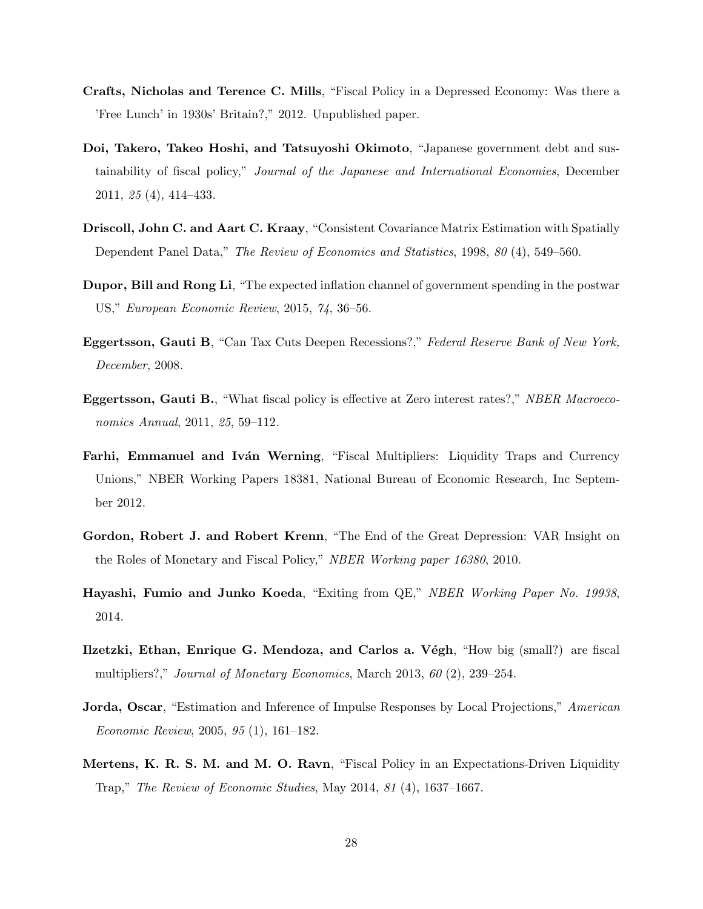**Crafts, Nicholas and Terence C. Mills**, "Fiscal Policy in a Depressed Economy: Was there a 'Free Lunch' in 1930s' Britain?," 2012. Unpublished paper.

**Doi, Takero, Takeo Hoshi, and Tatsuyoshi Okimoto**, "Japanese government debt and sustainability of fiscal policy," *Journal of the Japanese and International Economies*, December 2011, *25* (4), 414–433.

**Driscoll, John C. and Aart C. Kraay**, "Consistent Covariance Matrix Estimation with Spatially Dependent Panel Data," *The Review of Economics and Statistics*, 1998, *80* (4), 549–560.

**Dupor, Bill and Rong Li**, "The expected inflation channel of government spending in the postwar US," *European Economic Review*, 2015, *74*, 36–56.

**Eggertsson, Gauti B**, "Can Tax Cuts Deepen Recessions?," *Federal Reserve Bank of New York, December*, 2008.

**Eggertsson, Gauti B.**, "What fiscal policy is effective at Zero interest rates?," *NBER Macroeconomics Annual*, 2011, *25*, 59–112.

**Farhi, Emmanuel and Iván Werning**, "Fiscal Multipliers: Liquidity Traps and Currency Unions," NBER Working Papers 18381, National Bureau of Economic Research, Inc September 2012.

**Gordon, Robert J. and Robert Krenn**, "The End of the Great Depression: VAR Insight on the Roles of Monetary and Fiscal Policy," *NBER Working paper 16380*, 2010.

**Hayashi, Fumio and Junko Koeda**, "Exiting from QE," *NBER Working Paper No. 19938*, 2014.

**Ilzetzki, Ethan, Enrique G. Mendoza, and Carlos a. Végh**, "How big (small?) are fiscal multipliers?," *Journal of Monetary Economics*, March 2013, *60* (2), 239–254.

**Jorda, Oscar**, "Estimation and Inference of Impulse Responses by Local Projections," *American Economic Review*, 2005, *95* (1), 161–182.

**Mertens, K. R. S. M. and M. O. Ravn**, "Fiscal Policy in an Expectations-Driven Liquidity Trap," *The Review of Economic Studies*, May 2014, *81* (4), 1637–1667.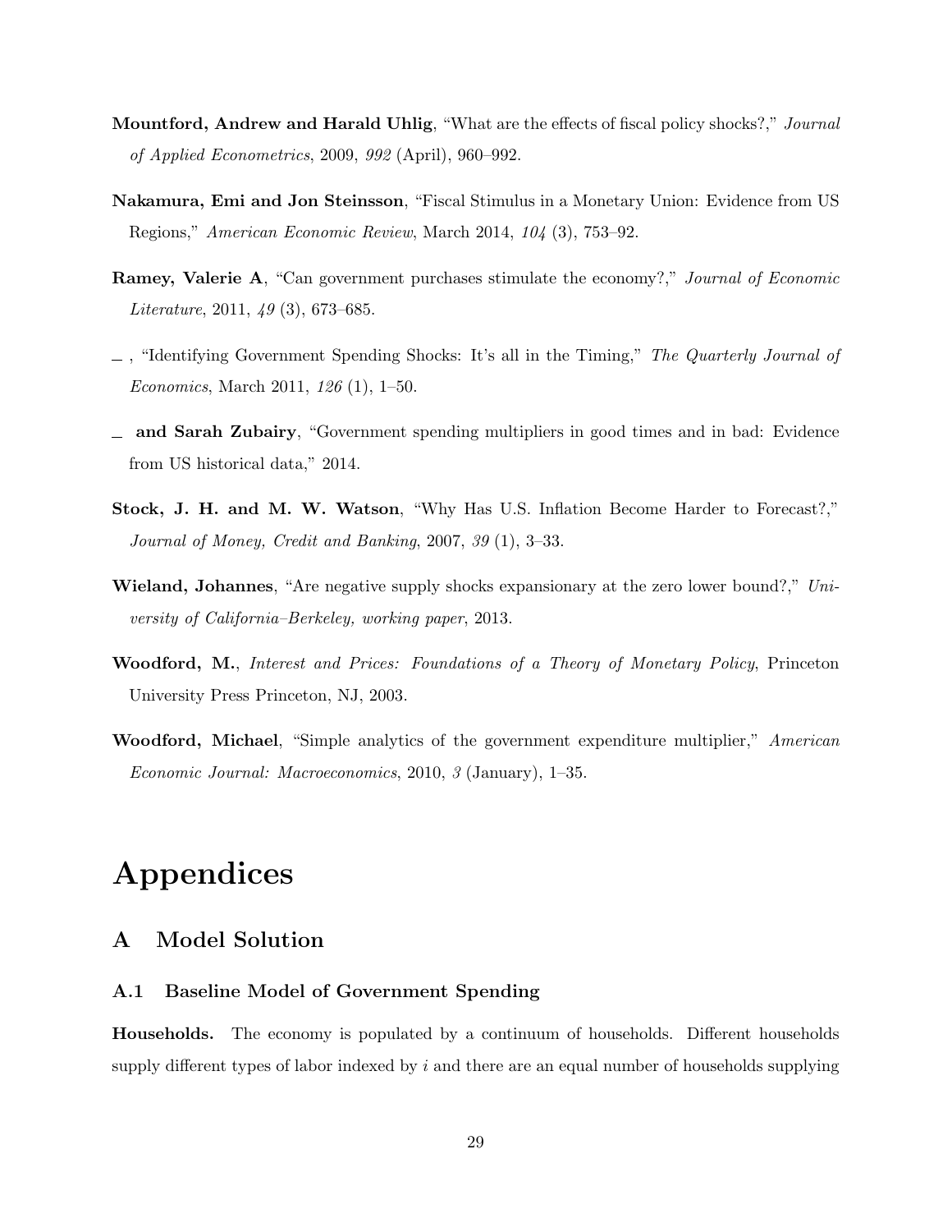**Mountford, Andrew and Harald Uhlig**, "What are the effects of fiscal policy shocks?," *Journal of Applied Econometrics*, 2009, *992* (April), 960–992.

**Nakamura, Emi and Jon Steinsson**, "Fiscal Stimulus in a Monetary Union: Evidence from US Regions," *American Economic Review*, March 2014, *104* (3), 753–92.

**Ramey, Valerie A**, "Can government purchases stimulate the economy?," *Journal of Economic Literature*, 2011, *49* (3), 673–685.

_ , "Identifying Government Spending Shocks: It's all in the Timing," *The Quarterly Journal of Economics*, March 2011, *126* (1), 1–50.

_ **and Sarah Zubairy**, "Government spending multipliers in good times and in bad: Evidence from US historical data," 2014.

**Stock, J. H. and M. W. Watson**, "Why Has U.S. Inflation Become Harder to Forecast?," *Journal of Money, Credit and Banking*, 2007, *39* (1), 3–33.

**Wieland, Johannes**, "Are negative supply shocks expansionary at the zero lower bound?," *University of California–Berkeley, working paper*, 2013.

**Woodford, M.**, *Interest and Prices: Foundations of a Theory of Monetary Policy*, Princeton University Press Princeton, NJ, 2003.

**Woodford, Michael**, "Simple analytics of the government expenditure multiplier," *American Economic Journal: Macroeconomics*, 2010, *3* (January), 1–35.

# Appendices

## A Model Solution

### A.1 Baseline Model of Government Spending

**Households.** The economy is populated by a continuum of households. Different households supply different types of labor indexed by $i$ and there are an equal number of households supplying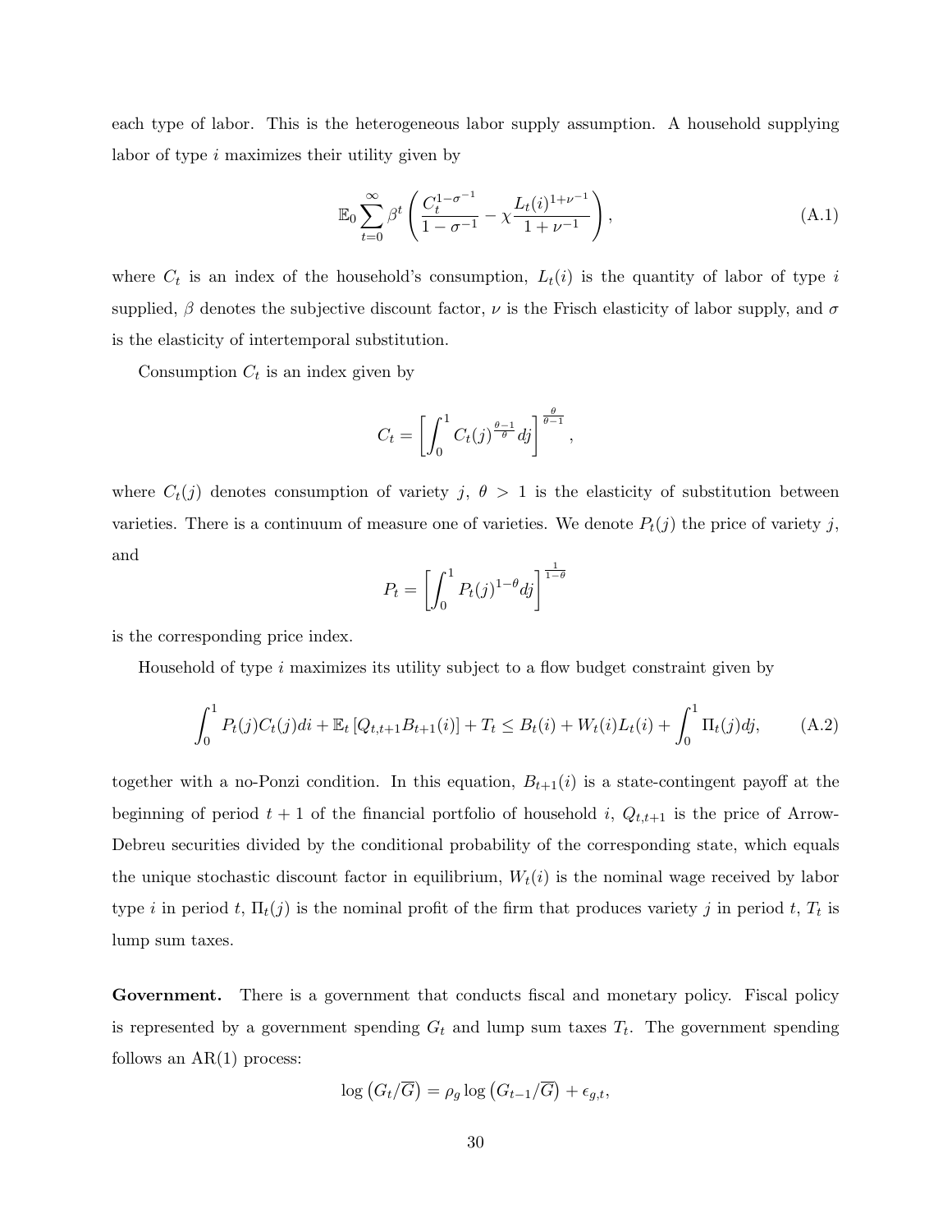each type of labor. This is the heterogeneous labor supply assumption. A household supplying labor of type $i$ maximizes their utility given by

$$\mathbb{E}_0 \sum_{t=0}^{\infty} \beta^t \left( \frac{C_t^{1-\sigma^{-1}}}{1-\sigma^{-1}} - \chi \frac{L_t(i)^{1+\nu^{-1}}}{1+\nu^{-1}} \right), \tag{A.1}$$

where $C_t$ is an index of the household's consumption, $L_t(i)$ is the quantity of labor of type $i$ supplied, $\beta$ denotes the subjective discount factor, $\nu$ is the Frisch elasticity of labor supply, and $\sigma$ is the elasticity of intertemporal substitution.

Consumption $C_t$ is an index given by

$$C_t = \left[ \int_0^1 C_t(j)^{\frac{\theta-1}{\theta}} dj \right]^{\frac{\theta}{\theta-1}},$$

where $C_t(j)$ denotes consumption of variety $j$, $\theta > 1$ is the elasticity of substitution between varieties. There is a continuum of measure one of varieties. We denote $P_t(j)$ the price of variety $j$, and

$$P_t = \left[ \int_0^1 P_t(j)^{1-\theta} dj \right]^{\frac{1}{1-\theta}}$$

is the corresponding price index.

Household of type $i$ maximizes its utility subject to a flow budget constraint given by

$$\int_0^1 P_t(j) C_t(j) di + \mathbb{E}_t \left[ Q_{t,t+1} B_{t+1}(i) \right] + T_t \leq B_t(i) + W_t(i) L_t(i) + \int_0^1 \Pi_t(j) dj, \tag{A.2}$$

together with a no-Ponzi condition. In this equation, $B_{t+1}(i)$ is a state-contingent payoff at the beginning of period $t+1$ of the financial portfolio of household $i$, $Q_{t,t+1}$ is the price of Arrow-Debreu securities divided by the conditional probability of the corresponding state, which equals the unique stochastic discount factor in equilibrium, $W_t(i)$ is the nominal wage received by labor type $i$ in period $t$, $\Pi_t(j)$ is the nominal profit of the firm that produces variety $j$ in period $t$, $T_t$ is lump sum taxes.

**Government.** There is a government that conducts fiscal and monetary policy. Fiscal policy is represented by a government spending $G_t$ and lump sum taxes $T_t$. The government spending follows an AR(1) process:

$$\log \left( G_t / \overline{G} \right) = \rho_g \log \left( G_{t-1} / \overline{G} \right) + \epsilon_{g,t},$$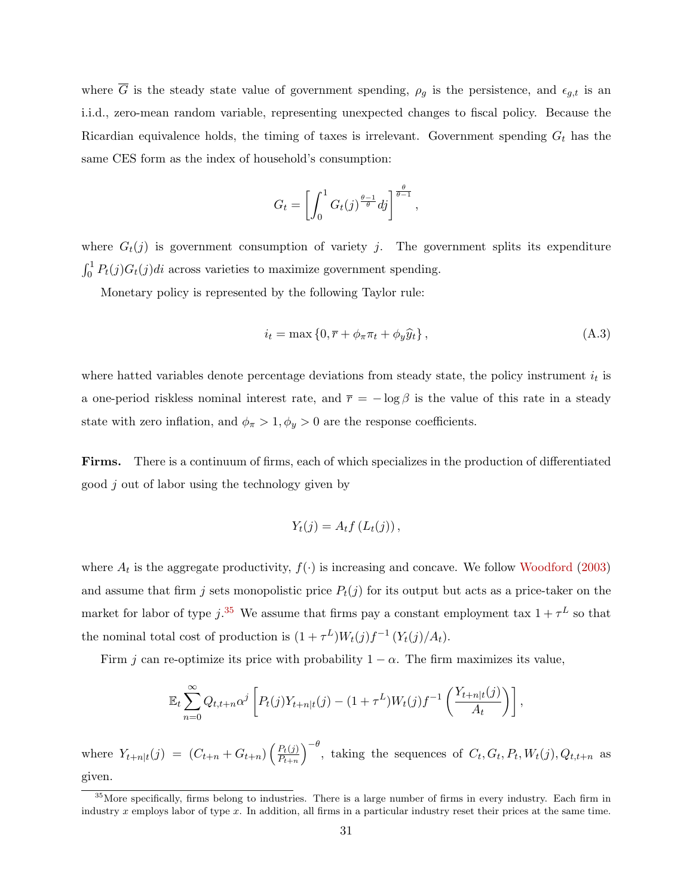where $\overline{G}$ is the steady state value of government spending, $\rho_g$ is the persistence, and $\epsilon_{g,t}$ is an i.i.d., zero-mean random variable, representing unexpected changes to fiscal policy. Because the Ricardian equivalence holds, the timing of taxes is irrelevant. Government spending $G_t$ has the same CES form as the index of household's consumption:

$$G_t = \left[\int_0^1 G_t(j)^{\frac{\theta-1}{\theta}} dj\right]^{\frac{\theta}{\theta-1}},$$

where $G_t(j)$ is government consumption of variety $j$. The government splits its expenditure $\int_0^1 P_t(j)G_t(j)di$ across varieties to maximize government spending.

Monetary policy is represented by the following Taylor rule:

$$i_t = \max\left\{0, \overline{r} + \phi_\pi \pi_t + \phi_y \widehat{y}_t\right\}, \tag{A.3}$$

where hatted variables denote percentage deviations from steady state, the policy instrument $i_t$ is a one-period riskless nominal interest rate, and $\overline{r} = -\log\beta$ is the value of this rate in a steady state with zero inflation, and $\phi_\pi > 1, \phi_y > 0$ are the response coefficients.

**Firms.** There is a continuum of firms, each of which specializes in the production of differentiated good $j$ out of labor using the technology given by

$$Y_t(j) = A_t f\left(L_t(j)\right),$$

where $A_t$ is the aggregate productivity, $f(\cdot)$ is increasing and concave. We follow Woodford (2003) and assume that firm $j$ sets monopolistic price $P_t(j)$ for its output but acts as a price-taker on the market for labor of type $j$.[35] We assume that firms pay a constant employment tax $1+\tau^L$ so that the nominal total cost of production is $(1+\tau^L)W_t(j)f^{-1}\left(Y_t(j)/A_t\right)$.

Firm $j$ can re-optimize its price with probability $1-\alpha$. The firm maximizes its value,

$$\mathbb{E}_t \sum_{n=0}^{\infty} Q_{t,t+n}\alpha^j \left[P_t(j)Y_{t+n|t}(j) - (1+\tau^L)W_t(j)f^{-1}\left(\frac{Y_{t+n|t}(j)}{A_t}\right)\right],$$

where $Y_{t+n|t}(j) = (C_{t+n} + G_{t+n})\left(\frac{P_t(j)}{P_{t+n}}\right)^{-\theta}$, taking the sequences of $C_t, G_t, P_t, W_t(j), Q_{t,t+n}$ as given.

[35] More specifically, firms belong to industries. There is a large number of firms in every industry. Each firm in industry $x$ employs labor of type $x$. In addition, all firms in a particular industry reset their prices at the same time.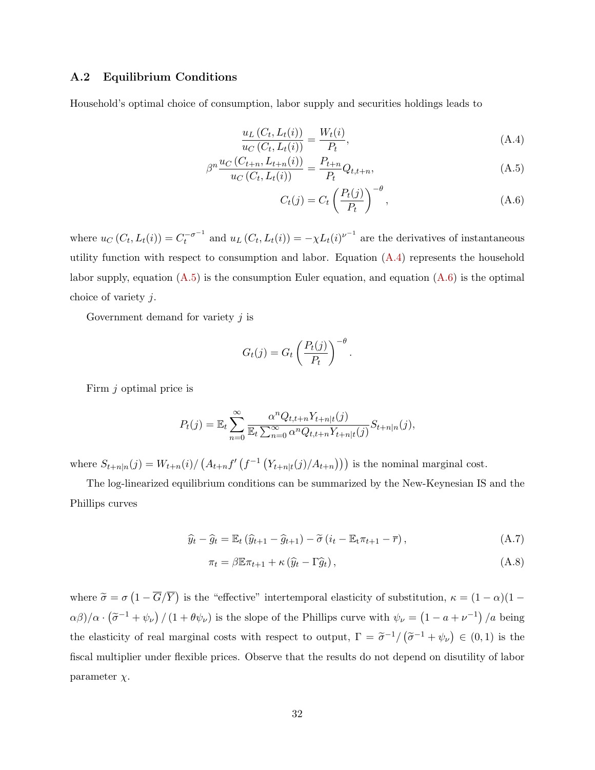### A.2 Equilibrium Conditions

Household's optimal choice of consumption, labor supply and securities holdings leads to

$$\frac{u_L\left(C_t, L_t(i)\right)}{u_C\left(C_t, L_t(i)\right)} = \frac{W_t(i)}{P_t}, \tag{A.4}$$

$$\beta^n \frac{u_C\left(C_{t+n}, L_{t+n}(i)\right)}{u_C\left(C_t, L_t(i)\right)} = \frac{P_{t+n}}{P_t} Q_{t,t+n}, \tag{A.5}$$

$$C_t(j) = C_t \left(\frac{P_t(j)}{P_t}\right)^{-\theta}, \tag{A.6}$$

where $u_C\left(C_t, L_t(i)\right) = C_t^{-\sigma^{-1}}$ and $u_L\left(C_t, L_t(i)\right) = -\chi L_t(i)^{\nu^{-1}}$ are the derivatives of instantaneous utility function with respect to consumption and labor. Equation (A.4) represents the household labor supply, equation (A.5) is the consumption Euler equation, and equation (A.6) is the optimal choice of variety $j$.

Government demand for variety $j$ is

$$G_t(j) = G_t \left(\frac{P_t(j)}{P_t}\right)^{-\theta}.$$

Firm $j$ optimal price is

$$P_t(j) = \mathbb{E}_t \sum_{n=0}^{\infty} \frac{\alpha^n Q_{t,t+n} Y_{t+n|t}(j)}{\mathbb{E}_t \sum_{n=0}^{\infty} \alpha^n Q_{t,t+n} Y_{t+n|t}(j)} S_{t+n|n}(j),$$

where $S_{t+n|n}(j) = W_{t+n}(i) / \left(A_{t+n} f'\left(f^{-1}\left(Y_{t+n|t}(j)/A_{t+n}\right)\right)\right)$ is the nominal marginal cost.

The log-linearized equilibrium conditions can be summarized by the New-Keynesian IS and the Phillips curves

$$\widehat{y}_t - \widehat{g}_t = \mathbb{E}_t\left(\widehat{y}_{t+1} - \widehat{g}_{t+1}\right) - \widetilde{\sigma}\left(i_t - \mathbb{E}_t \pi_{t+1} - \overline{r}\right), \tag{A.7}$$

$$\pi_t = \beta \mathbb{E} \pi_{t+1} + \kappa\left(\widehat{y}_t - \Gamma \widehat{g}_t\right), \tag{A.8}$$

where $\widetilde{\sigma} = \sigma\left(1 - \overline{G}/\overline{Y}\right)$ is the "effective" intertemporal elasticity of substitution, $\kappa = (1-\alpha)(1-\alpha\beta)/\alpha \cdot \left(\widetilde{\sigma}^{-1} + \psi_\nu\right)/\left(1 + \theta\psi_\nu\right)$ is the slope of the Phillips curve with $\psi_\nu = \left(1 - a + \nu^{-1}\right)/a$ being the elasticity of real marginal costs with respect to output, $\Gamma = \widetilde{\sigma}^{-1}/\left(\widetilde{\sigma}^{-1} + \psi_\nu\right) \in (0,1)$ is the fiscal multiplier under flexible prices. Observe that the results do not depend on disutility of labor parameter $\chi$.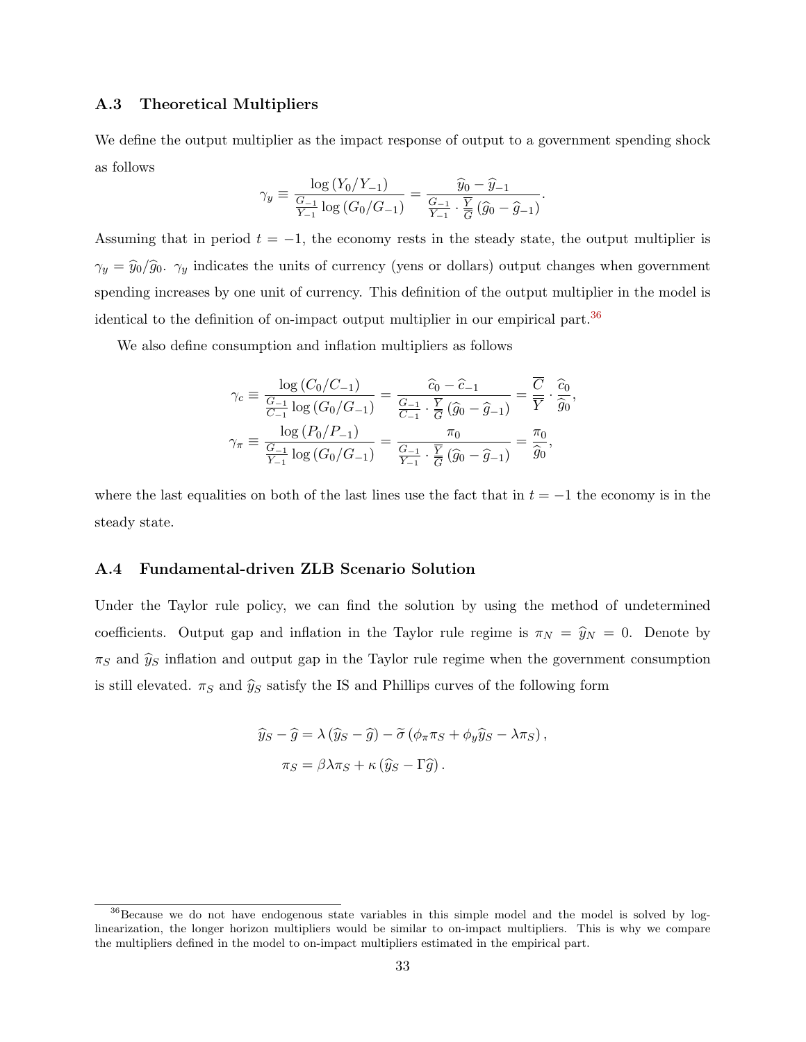### A.3 Theoretical Multipliers

We define the output multiplier as the impact response of output to a government spending shock as follows

$$\gamma_y \equiv \frac{\log(Y_0/Y_{-1})}{\frac{G_{-1}}{Y_{-1}} \log(G_0/G_{-1})} = \frac{\widehat{y}_0 - \widehat{y}_{-1}}{\frac{G_{-1}}{Y_{-1}} \cdot \frac{\overline{Y}}{\overline{G}} (\widehat{g}_0 - \widehat{g}_{-1})}.$$

Assuming that in period $t = -1$, the economy rests in the steady state, the output multiplier is $\gamma_y = \widehat{y}_0 / \widehat{g}_0$. $\gamma_y$ indicates the units of currency (yens or dollars) output changes when government spending increases by one unit of currency. This definition of the output multiplier in the model is identical to the definition of on-impact output multiplier in our empirical part.[36]

We also define consumption and inflation multipliers as follows

$$\gamma_c \equiv \frac{\log(C_0/C_{-1})}{\frac{G_{-1}}{C_{-1}} \log(G_0/G_{-1})} = \frac{\widehat{c}_0 - \widehat{c}_{-1}}{\frac{G_{-1}}{C_{-1}} \cdot \frac{\overline{Y}}{\overline{G}} (\widehat{g}_0 - \widehat{g}_{-1})} = \frac{\overline{C}}{\overline{Y}} \cdot \frac{\widehat{c}_0}{\widehat{g}_0},$$

$$\gamma_\pi \equiv \frac{\log(P_0/P_{-1})}{\frac{G_{-1}}{Y_{-1}} \log(G_0/G_{-1})} = \frac{\pi_0}{\frac{G_{-1}}{Y_{-1}} \cdot \frac{\overline{Y}}{\overline{G}} (\widehat{g}_0 - \widehat{g}_{-1})} = \frac{\pi_0}{\widehat{g}_0},$$

where the last equalities on both of the last lines use the fact that in $t = -1$ the economy is in the steady state.

### A.4 Fundamental-driven ZLB Scenario Solution

Under the Taylor rule policy, we can find the solution by using the method of undetermined coefficients. Output gap and inflation in the Taylor rule regime is $\pi_N = \widehat{y}_N = 0$. Denote by $\pi_S$ and $\widehat{y}_S$ inflation and output gap in the Taylor rule regime when the government consumption is still elevated. $\pi_S$ and $\widehat{y}_S$ satisfy the IS and Phillips curves of the following form

$$\widehat{y}_S - \widehat{g} = \lambda (\widehat{y}_S - \widehat{g}) - \widetilde{\sigma} (\phi_\pi \pi_S + \phi_y \widehat{y}_S - \lambda \pi_S),$$

$$\pi_S = \beta \lambda \pi_S + \kappa (\widehat{y}_S - \Gamma \widehat{g}).$$

[36] Because we do not have endogenous state variables in this simple model and the model is solved by log-linearization, the longer horizon multipliers would be similar to on-impact multipliers. This is why we compare the multipliers defined in the model to on-impact multipliers estimated in the empirical part.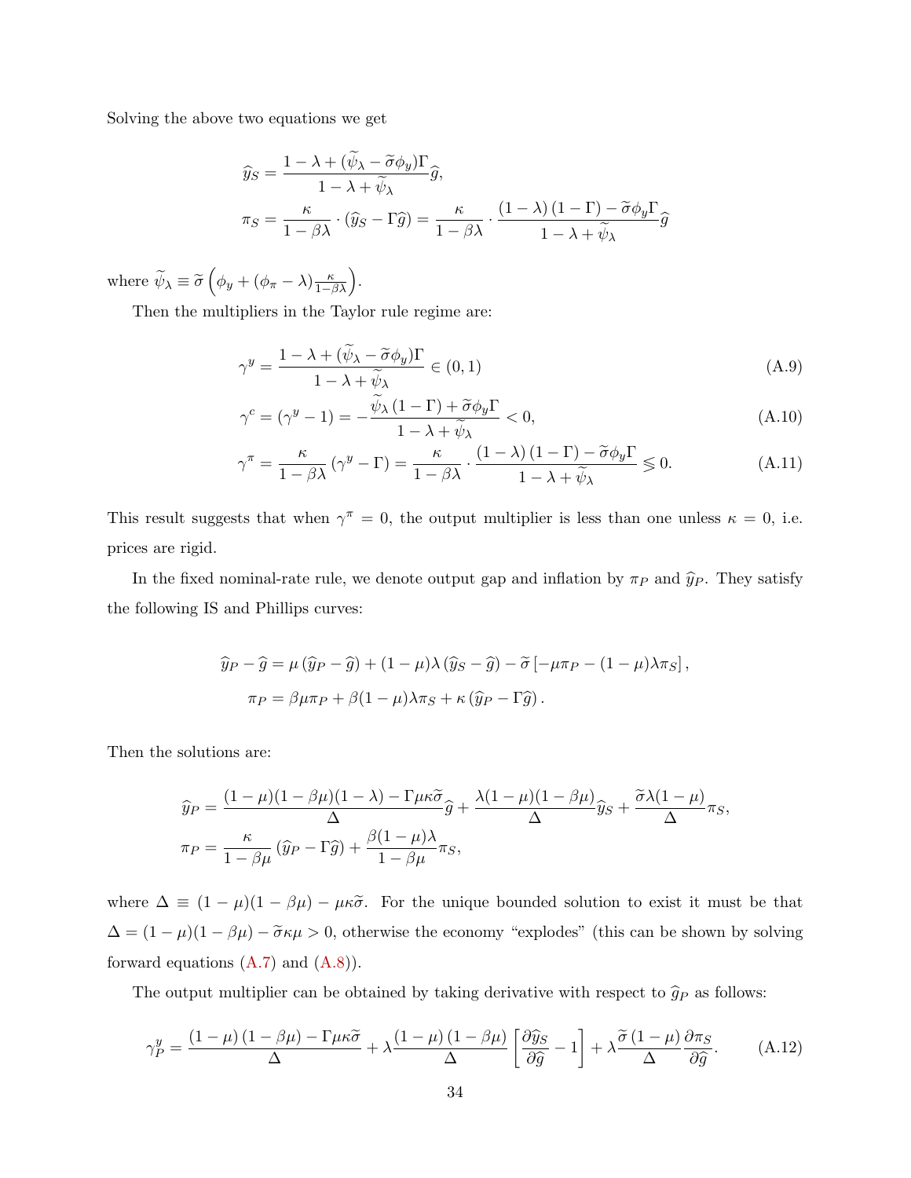Solving the above two equations we get

$$\widehat{y}_S = \frac{1-\lambda+(\widetilde{\psi}_\lambda - \widetilde{\sigma}\phi_y)\Gamma}{1-\lambda+\widetilde{\psi}_\lambda}\widehat{g},$$

$$\pi_S = \frac{\kappa}{1-\beta\lambda}\cdot(\widehat{y}_S - \Gamma\widehat{g}) = \frac{\kappa}{1-\beta\lambda}\cdot\frac{(1-\lambda)(1-\Gamma)-\widetilde{\sigma}\phi_y\Gamma}{1-\lambda+\widetilde{\psi}_\lambda}\widehat{g}$$

where $\widetilde{\psi}_\lambda \equiv \widetilde{\sigma}\left(\phi_y + (\phi_\pi - \lambda)\frac{\kappa}{1-\beta\lambda}\right)$.

Then the multipliers in the Taylor rule regime are:

$$\gamma^y = \frac{1-\lambda+(\widetilde{\psi}_\lambda - \widetilde{\sigma}\phi_y)\Gamma}{1-\lambda+\widetilde{\psi}_\lambda} \in (0,1) \tag{A.9}$$

$$\gamma^c = (\gamma^y - 1) = -\frac{\widetilde{\psi}_\lambda(1-\Gamma)+\widetilde{\sigma}\phi_y\Gamma}{1-\lambda+\widetilde{\psi}_\lambda} < 0, \tag{A.10}$$

$$\gamma^\pi = \frac{\kappa}{1-\beta\lambda}(\gamma^y - \Gamma) = \frac{\kappa}{1-\beta\lambda}\cdot\frac{(1-\lambda)(1-\Gamma)-\widetilde{\sigma}\phi_y\Gamma}{1-\lambda+\widetilde{\psi}_\lambda} \lesseqgtr 0. \tag{A.11}$$

This result suggests that when $\gamma^\pi = 0$, the output multiplier is less than one unless $\kappa = 0$, i.e. prices are rigid.

In the fixed nominal-rate rule, we denote output gap and inflation by $\pi_P$ and $\widehat{y}_P$. They satisfy the following IS and Phillips curves:

$$\widehat{y}_P - \widehat{g} = \mu(\widehat{y}_P - \widehat{g}) + (1-\mu)\lambda(\widehat{y}_S - \widehat{g}) - \widetilde{\sigma}\left[-\mu\pi_P - (1-\mu)\lambda\pi_S\right],$$

$$\pi_P = \beta\mu\pi_P + \beta(1-\mu)\lambda\pi_S + \kappa(\widehat{y}_P - \Gamma\widehat{g}).$$

Then the solutions are:

$$\widehat{y}_P = \frac{(1-\mu)(1-\beta\mu)(1-\lambda)-\Gamma\mu\kappa\widetilde{\sigma}}{\Delta}\widehat{g} + \frac{\lambda(1-\mu)(1-\beta\mu)}{\Delta}\widehat{y}_S + \frac{\widetilde{\sigma}\lambda(1-\mu)}{\Delta}\pi_S,$$

$$\pi_P = \frac{\kappa}{1-\beta\mu}(\widehat{y}_P - \Gamma\widehat{g}) + \frac{\beta(1-\mu)\lambda}{1-\beta\mu}\pi_S,$$

where $\Delta \equiv (1-\mu)(1-\beta\mu) - \mu\kappa\widetilde{\sigma}$. For the unique bounded solution to exist it must be that $\Delta = (1-\mu)(1-\beta\mu) - \widetilde{\sigma}\kappa\mu > 0$, otherwise the economy "explodes" (this can be shown by solving forward equations (A.7) and (A.8)).

The output multiplier can be obtained by taking derivative with respect to $\widehat{g}_P$ as follows:

$$\gamma_P^y = \frac{(1-\mu)(1-\beta\mu)-\Gamma\mu\kappa\widetilde{\sigma}}{\Delta} + \lambda\frac{(1-\mu)(1-\beta\mu)}{\Delta}\left[\frac{\partial\widehat{y}_S}{\partial\widehat{g}} - 1\right] + \lambda\frac{\widetilde{\sigma}(1-\mu)}{\Delta}\frac{\partial\pi_S}{\partial\widehat{g}}. \tag{A.12}$$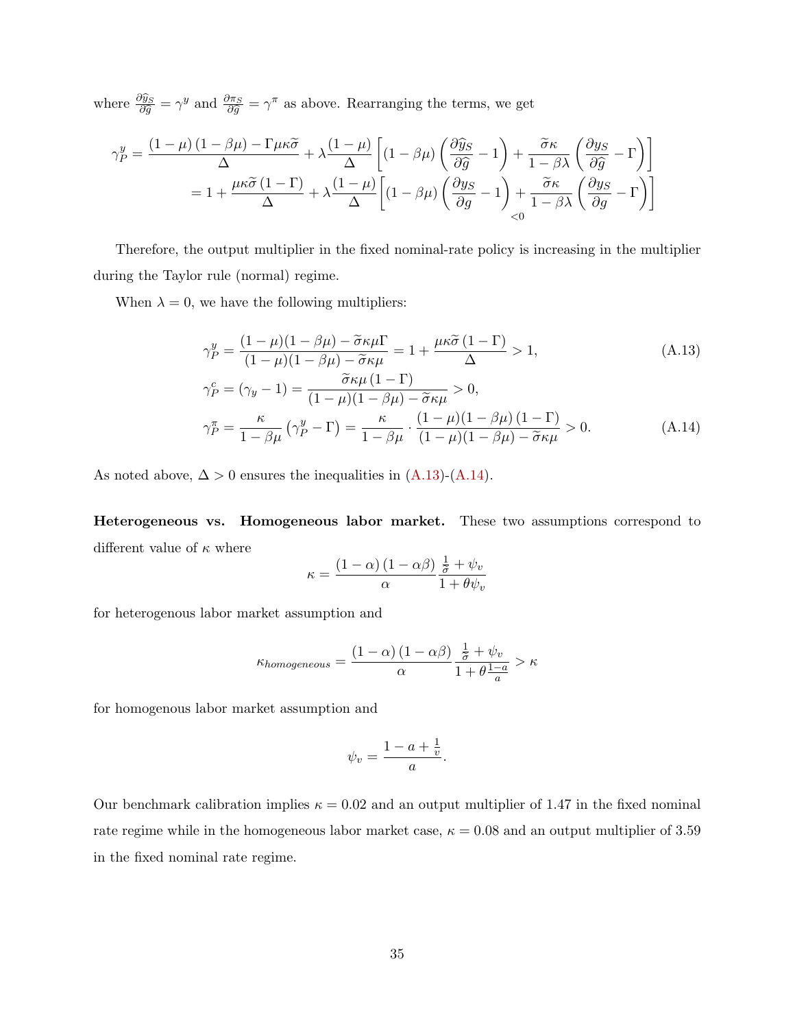where $\frac{\partial \widehat{y}_S}{\partial \widehat{g}} = \gamma^y$ and $\frac{\partial \pi_S}{\partial \widehat{g}} = \gamma^\pi$ as above. Rearranging the terms, we get

$$
\begin{aligned}
\gamma_P^y &= \frac{(1-\mu)(1-\beta\mu) - \Gamma\mu\kappa\widetilde{\sigma}}{\Delta} + \lambda\frac{(1-\mu)}{\Delta}\left[(1-\beta\mu)\left(\frac{\partial \widehat{y}_S}{\partial \widehat{g}} - 1\right) + \frac{\widetilde{\sigma}\kappa}{1-\beta\lambda}\left(\frac{\partial y_S}{\partial \widehat{g}} - \Gamma\right)\right] \\
&= 1 + \frac{\mu\kappa\widetilde{\sigma}(1-\Gamma)}{\Delta} + \lambda\frac{(1-\mu)}{\Delta}\Bigg[(1-\beta\mu)\underbrace{\left(\frac{\partial y_S}{\partial g} - 1\right)}_{<0} + \frac{\widetilde{\sigma}\kappa}{1-\beta\lambda}\left(\frac{\partial y_S}{\partial g} - \Gamma\right)\Bigg]
\end{aligned}
$$

Therefore, the output multiplier in the fixed nominal-rate policy is increasing in the multiplier during the Taylor rule (normal) regime.

When $\lambda = 0$, we have the following multipliers:

$$
\gamma_P^y = \frac{(1-\mu)(1-\beta\mu) - \widetilde{\sigma}\kappa\mu\Gamma}{(1-\mu)(1-\beta\mu) - \widetilde{\sigma}\kappa\mu} = 1 + \frac{\mu\kappa\widetilde{\sigma}(1-\Gamma)}{\Delta} > 1, \tag{A.13}
$$

$$
\gamma_P^c = (\gamma_y - 1) = \frac{\widetilde{\sigma}\kappa\mu(1-\Gamma)}{(1-\mu)(1-\beta\mu) - \widetilde{\sigma}\kappa\mu} > 0,
$$

$$
\gamma_P^\pi = \frac{\kappa}{1-\beta\mu}\left(\gamma_P^y - \Gamma\right) = \frac{\kappa}{1-\beta\mu} \cdot \frac{(1-\mu)(1-\beta\mu)(1-\Gamma)}{(1-\mu)(1-\beta\mu) - \widetilde{\sigma}\kappa\mu} > 0. \tag{A.14}
$$

As noted above, $\Delta > 0$ ensures the inequalities in (A.13)-(A.14).

**Heterogeneous vs. Homogeneous labor market.** These two assumptions correspond to different value of $\kappa$ where

$$
\kappa = \frac{(1-\alpha)(1-\alpha\beta)}{\alpha}\frac{\frac{1}{\widetilde{\sigma}} + \psi_v}{1+\theta\psi_v}
$$

for heterogenous labor market assumption and

$$
\kappa_{homogeneous} = \frac{(1-\alpha)(1-\alpha\beta)}{\alpha}\frac{\frac{1}{\widetilde{\sigma}} + \psi_v}{1+\theta\frac{1-a}{a}} > \kappa
$$

for homogenous labor market assumption and

$$
\psi_v = \frac{1-a+\frac{1}{v}}{a}.
$$

Our benchmark calibration implies $\kappa = 0.02$ and an output multiplier of 1.47 in the fixed nominal rate regime while in the homogeneous labor market case, $\kappa = 0.08$ and an output multiplier of 3.59 in the fixed nominal rate regime.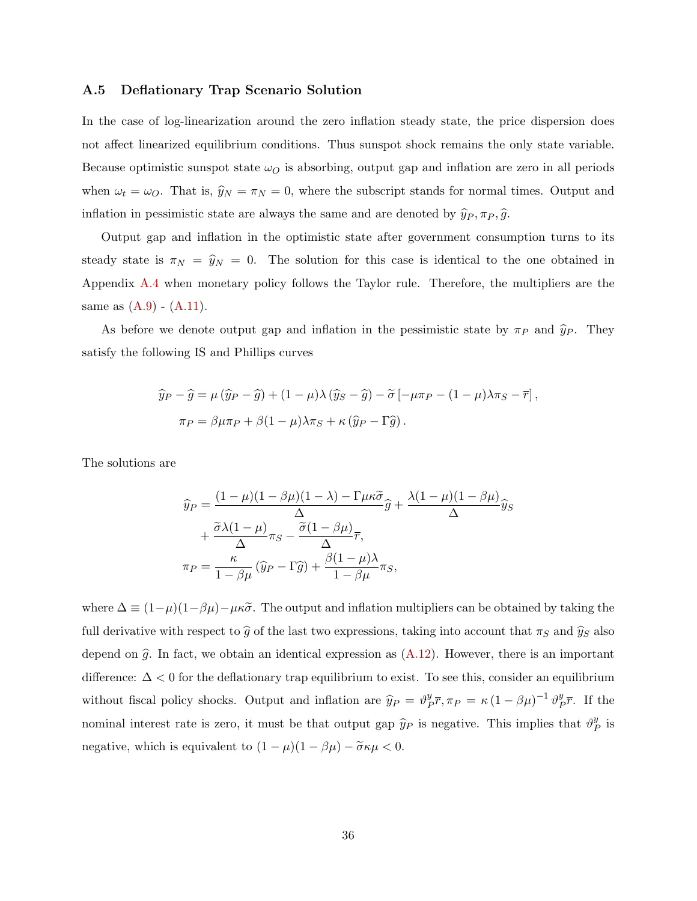### A.5 Deflationary Trap Scenario Solution

In the case of log-linearization around the zero inflation steady state, the price dispersion does not affect linearized equilibrium conditions. Thus sunspot shock remains the only state variable. Because optimistic sunspot state $\omega_O$ is absorbing, output gap and inflation are zero in all periods when $\omega_t = \omega_O$. That is, $\widehat{y}_N = \pi_N = 0$, where the subscript stands for normal times. Output and inflation in pessimistic state are always the same and are denoted by $\widehat{y}_P, \pi_P, \widehat{g}$.

Output gap and inflation in the optimistic state after government consumption turns to its steady state is $\pi_N = \widehat{y}_N = 0$. The solution for this case is identical to the one obtained in Appendix A.4 when monetary policy follows the Taylor rule. Therefore, the multipliers are the same as (A.9) - (A.11).

As before we denote output gap and inflation in the pessimistic state by $\pi_P$ and $\widehat{y}_P$. They satisfy the following IS and Phillips curves

$$
\begin{aligned}
\widehat{y}_P - \widehat{g} &= \mu\left(\widehat{y}_P - \widehat{g}\right) + (1-\mu)\lambda\left(\widehat{y}_S - \widehat{g}\right) - \widetilde{\sigma}\left[-\mu\pi_P - (1-\mu)\lambda\pi_S - \overline{r}\right], \\
\pi_P &= \beta\mu\pi_P + \beta(1-\mu)\lambda\pi_S + \kappa\left(\widehat{y}_P - \Gamma\widehat{g}\right).
\end{aligned}
$$

The solutions are

$$
\begin{aligned}
\widehat{y}_P &= \frac{(1-\mu)(1-\beta\mu)(1-\lambda) - \Gamma\mu\kappa\widetilde{\sigma}}{\Delta}\widehat{g} + \frac{\lambda(1-\mu)(1-\beta\mu)}{\Delta}\widehat{y}_S \\
&\quad + \frac{\widetilde{\sigma}\lambda(1-\mu)}{\Delta}\pi_S - \frac{\widetilde{\sigma}(1-\beta\mu)}{\Delta}\overline{r}, \\
\pi_P &= \frac{\kappa}{1-\beta\mu}\left(\widehat{y}_P - \Gamma\widehat{g}\right) + \frac{\beta(1-\mu)\lambda}{1-\beta\mu}\pi_S,
\end{aligned}
$$

where $\Delta \equiv (1-\mu)(1-\beta\mu) - \mu\kappa\widetilde{\sigma}$. The output and inflation multipliers can be obtained by taking the full derivative with respect to $\widehat{g}$ of the last two expressions, taking into account that $\pi_S$ and $\widehat{y}_S$ also depend on $\widehat{g}$. In fact, we obtain an identical expression as (A.12). However, there is an important difference: $\Delta < 0$ for the deflationary trap equilibrium to exist. To see this, consider an equilibrium without fiscal policy shocks. Output and inflation are $\widehat{y}_P = \vartheta_P^y\overline{r}, \pi_P = \kappa\left(1-\beta\mu\right)^{-1}\vartheta_P^y\overline{r}$. If the nominal interest rate is zero, it must be that output gap $\widehat{y}_P$ is negative. This implies that $\vartheta_P^y$ is negative, which is equivalent to $(1-\mu)(1-\beta\mu) - \widetilde{\sigma}\kappa\mu < 0$.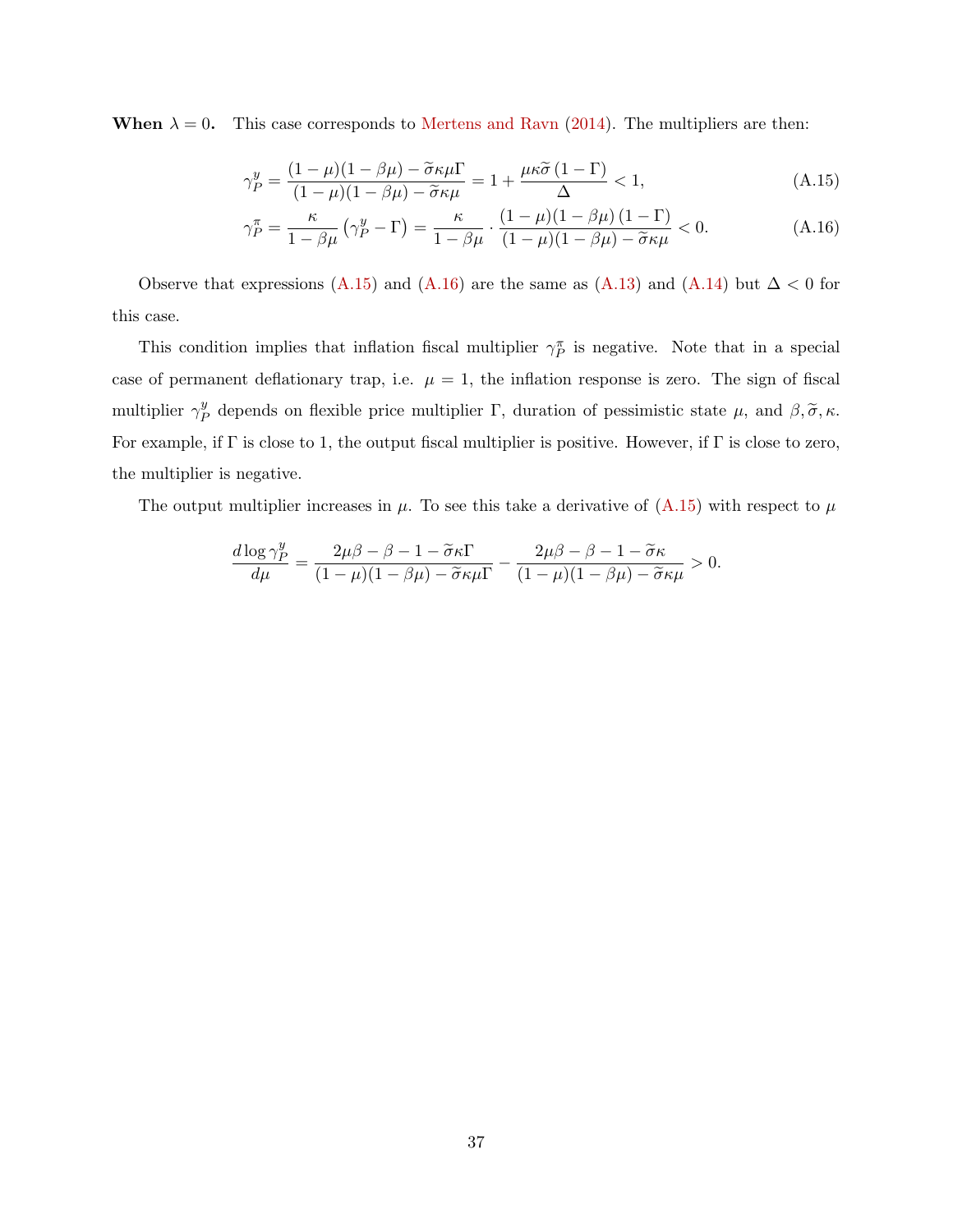**When $\lambda = 0$.** This case corresponds to Mertens and Ravn (2014). The multipliers are then:

$$\gamma_P^y = \frac{(1-\mu)(1-\beta\mu) - \widetilde{\sigma}\kappa\mu\Gamma}{(1-\mu)(1-\beta\mu) - \widetilde{\sigma}\kappa\mu} = 1 + \frac{\mu\kappa\widetilde{\sigma}\,(1-\Gamma)}{\Delta} < 1, \tag{A.15}$$

$$\gamma_P^\pi = \frac{\kappa}{1-\beta\mu}\left(\gamma_P^y - \Gamma\right) = \frac{\kappa}{1-\beta\mu} \cdot \frac{(1-\mu)(1-\beta\mu)\,(1-\Gamma)}{(1-\mu)(1-\beta\mu) - \widetilde{\sigma}\kappa\mu} < 0. \tag{A.16}$$

Observe that expressions (A.15) and (A.16) are the same as (A.13) and (A.14) but $\Delta < 0$ for this case.

This condition implies that inflation fiscal multiplier $\gamma_P^\pi$ is negative. Note that in a special case of permanent deflationary trap, i.e. $\mu = 1$, the inflation response is zero. The sign of fiscal multiplier $\gamma_P^y$ depends on flexible price multiplier $\Gamma$, duration of pessimistic state $\mu$, and $\beta, \widetilde{\sigma}, \kappa$. For example, if $\Gamma$ is close to 1, the output fiscal multiplier is positive. However, if $\Gamma$ is close to zero, the multiplier is negative.

The output multiplier increases in $\mu$. To see this take a derivative of (A.15) with respect to $\mu$

$$\frac{d\log\gamma_P^y}{d\mu} = \frac{2\mu\beta - \beta - 1 - \widetilde{\sigma}\kappa\Gamma}{(1-\mu)(1-\beta\mu) - \widetilde{\sigma}\kappa\mu\Gamma} - \frac{2\mu\beta - \beta - 1 - \widetilde{\sigma}\kappa}{(1-\mu)(1-\beta\mu) - \widetilde{\sigma}\kappa\mu} > 0.$$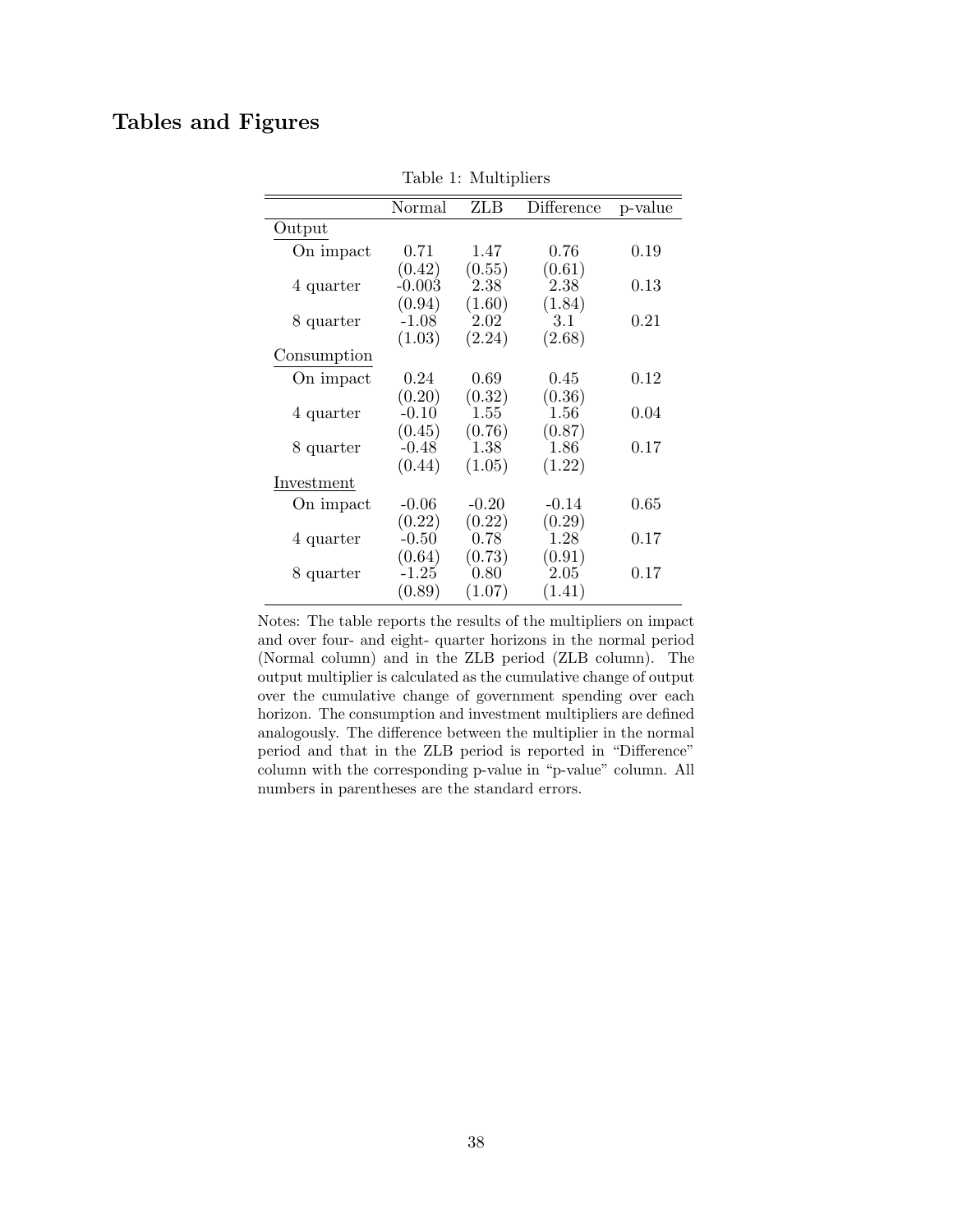## Tables and Figures

Table 1: Multipliers

| | Normal | ZLB | Difference | p-value |
|---|---|---|---|---|
| Output | | | | |
| On impact | 0.71 | 1.47 | 0.76 | 0.19 |
| | (0.42) | (0.55) | (0.61) | |
| 4 quarter | -0.003 | 2.38 | 2.38 | 0.13 |
| | (0.94) | (1.60) | (1.84) | |
| 8 quarter | -1.08 | 2.02 | 3.1 | 0.21 |
| | (1.03) | (2.24) | (2.68) | |
| Consumption | | | | |
| On impact | 0.24 | 0.69 | 0.45 | 0.12 |
| | (0.20) | (0.32) | (0.36) | |
| 4 quarter | -0.10 | 1.55 | 1.56 | 0.04 |
| | (0.45) | (0.76) | (0.87) | |
| 8 quarter | -0.48 | 1.38 | 1.86 | 0.17 |
| | (0.44) | (1.05) | (1.22) | |
| Investment | | | | |
| On impact | -0.06 | -0.20 | -0.14 | 0.65 |
| | (0.22) | (0.22) | (0.29) | |
| 4 quarter | -0.50 | 0.78 | 1.28 | 0.17 |
| | (0.64) | (0.73) | (0.91) | |
| 8 quarter | -1.25 | 0.80 | 2.05 | 0.17 |
| | (0.89) | (1.07) | (1.41) | |

Notes: The table reports the results of the multipliers on impact and over four- and eight- quarter horizons in the normal period (Normal column) and in the ZLB period (ZLB column). The output multiplier is calculated as the cumulative change of output over the cumulative change of government spending over each horizon. The consumption and investment multipliers are defined analogously. The difference between the multiplier in the normal period and that in the ZLB period is reported in "Difference" column with the corresponding p-value in "p-value" column. All numbers in parentheses are the standard errors.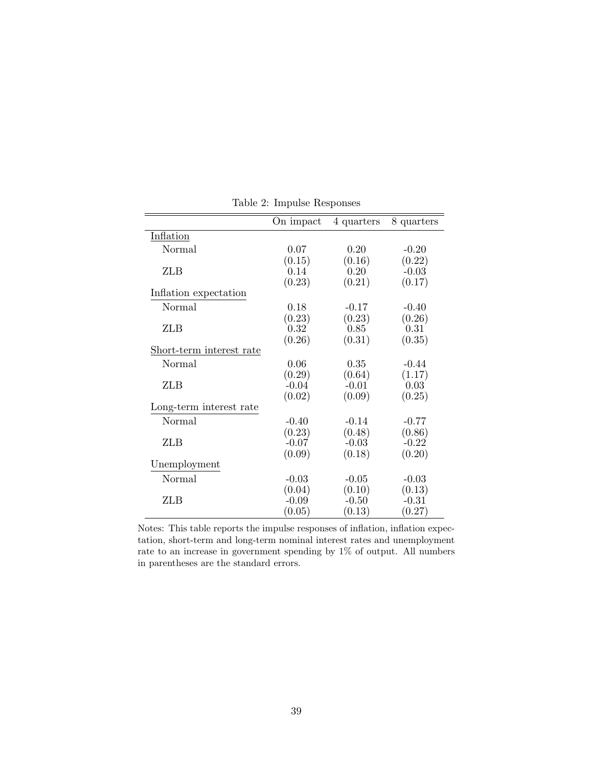Table 2: Impulse Responses

| | On impact | 4 quarters | 8 quarters |
|---|---|---|---|
| Inflation | | | |
| Normal | 0.07 | 0.20 | -0.20 |
| | (0.15) | (0.16) | (0.22) |
| ZLB | 0.14 | 0.20 | -0.03 |
| | (0.23) | (0.21) | (0.17) |
| Inflation expectation | | | |
| Normal | 0.18 | -0.17 | -0.40 |
| | (0.23) | (0.23) | (0.26) |
| ZLB | 0.32 | 0.85 | 0.31 |
| | (0.26) | (0.31) | (0.35) |
| Short-term interest rate | | | |
| Normal | 0.06 | 0.35 | -0.44 |
| | (0.29) | (0.64) | (1.17) |
| ZLB | -0.04 | -0.01 | 0.03 |
| | (0.02) | (0.09) | (0.25) |
| Long-term interest rate | | | |
| Normal | -0.40 | -0.14 | -0.77 |
| | (0.23) | (0.48) | (0.86) |
| ZLB | -0.07 | -0.03 | -0.22 |
| | (0.09) | (0.18) | (0.20) |
| Unemployment | | | |
| Normal | -0.03 | -0.05 | -0.03 |
| | (0.04) | (0.10) | (0.13) |
| ZLB | -0.09 | -0.50 | -0.31 |
| | (0.05) | (0.13) | (0.27) |

Notes: This table reports the impulse responses of inflation, inflation expectation, short-term and long-term nominal interest rates and unemployment rate to an increase in government spending by 1% of output. All numbers in parentheses are the standard errors.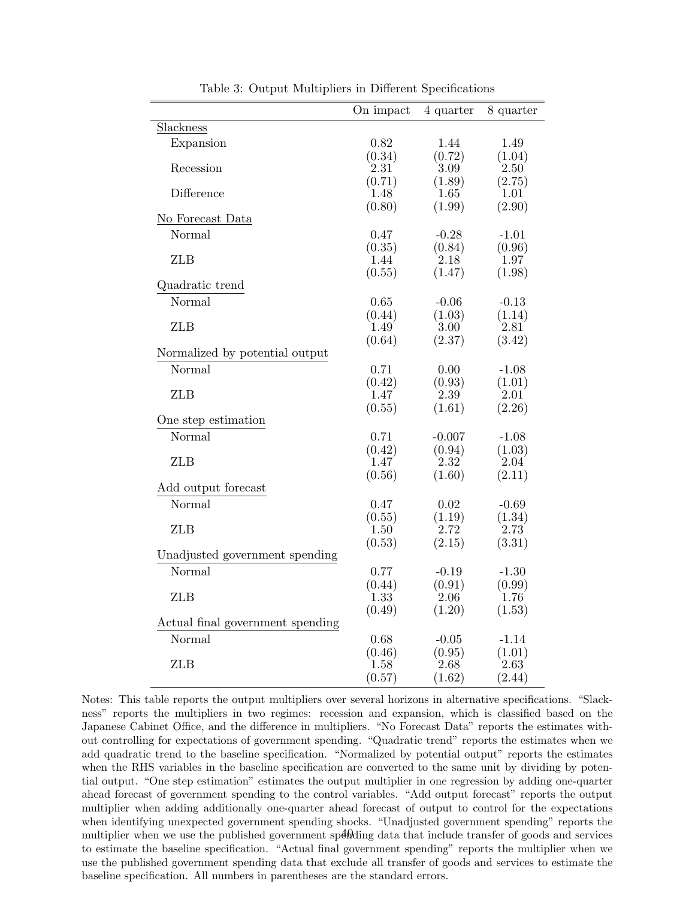Table 3: Output Multipliers in Different Specifications

| | On impact | 4 quarter | 8 quarter |
|---|---|---|---|
| Slackness | | | |
| Expansion | 0.82 | 1.44 | 1.49 |
| | (0.34) | (0.72) | (1.04) |
| Recession | 2.31 | 3.09 | 2.50 |
| | (0.71) | (1.89) | (2.75) |
| Difference | 1.48 | 1.65 | 1.01 |
| | (0.80) | (1.99) | (2.90) |
| No Forecast Data | | | |
| Normal | 0.47 | -0.28 | -1.01 |
| | (0.35) | (0.84) | (0.96) |
| ZLB | 1.44 | 2.18 | 1.97 |
| | (0.55) | (1.47) | (1.98) |
| Quadratic trend | | | |
| Normal | 0.65 | -0.06 | -0.13 |
| | (0.44) | (1.03) | (1.14) |
| ZLB | 1.49 | 3.00 | 2.81 |
| | (0.64) | (2.37) | (3.42) |
| Normalized by potential output | | | |
| Normal | 0.71 | 0.00 | -1.08 |
| | (0.42) | (0.93) | (1.01) |
| ZLB | 1.47 | 2.39 | 2.01 |
| | (0.55) | (1.61) | (2.26) |
| One step estimation | | | |
| Normal | 0.71 | -0.007 | -1.08 |
| | (0.42) | (0.94) | (1.03) |
| ZLB | 1.47 | 2.32 | 2.04 |
| | (0.56) | (1.60) | (2.11) |
| Add output forecast | | | |
| Normal | 0.47 | 0.02 | -0.69 |
| | (0.55) | (1.19) | (1.34) |
| ZLB | 1.50 | 2.72 | 2.73 |
| | (0.53) | (2.15) | (3.31) |
| Unadjusted government spending | | | |
| Normal | 0.77 | -0.19 | -1.30 |
| | (0.44) | (0.91) | (0.99) |
| ZLB | 1.33 | 2.06 | 1.76 |
| | (0.49) | (1.20) | (1.53) |
| Actual final government spending | | | |
| Normal | 0.68 | -0.05 | -1.14 |
| | (0.46) | (0.95) | (1.01) |
| ZLB | 1.58 | 2.68 | 2.63 |
| | (0.57) | (1.62) | (2.44) |

Notes: This table reports the output multipliers over several horizons in alternative specifications. "Slackness" reports the multipliers in two regimes: recession and expansion, which is classified based on the Japanese Cabinet Office, and the difference in multipliers. "No Forecast Data" reports the estimates without controlling for expectations of government spending. "Quadratic trend" reports the estimates when we add quadratic trend to the baseline specification. "Normalized by potential output" reports the estimates when the RHS variables in the baseline specification are converted to the same unit by dividing by potential output. "One step estimation" estimates the output multiplier in one regression by adding one-quarter ahead forecast of government spending to the control variables. "Add output forecast" reports the output multiplier when adding additionally one-quarter ahead forecast of output to control for the expectations when identifying unexpected government spending shocks. "Unadjusted government spending" reports the multiplier when we use the published government spending data that include transfer of goods and services to estimate the baseline specification. "Actual final government spending" reports the multiplier when we use the published government spending data that exclude all transfer of goods and services to estimate the baseline specification. All numbers in parentheses are the standard errors.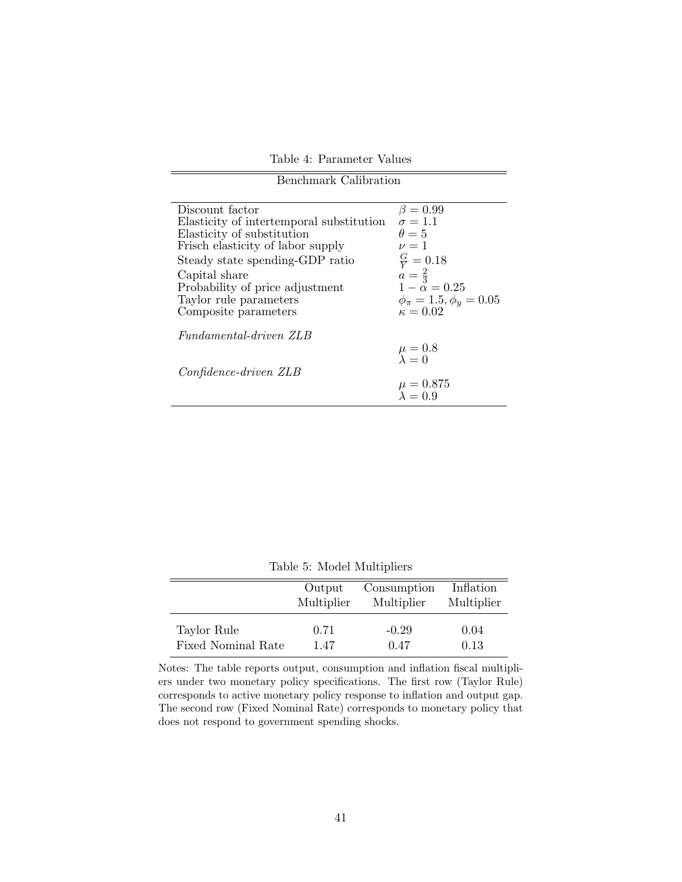Table 4: Parameter Values

| Benchmark Calibration | |
|---|---|
| Discount factor | $\beta = 0.99$ |
| Elasticity of intertemporal substitution | $\sigma = 1.1$ |
| Elasticity of substitution | $\theta = 5$ |
| Frisch elasticity of labor supply | $\nu = 1$ |
| Steady state spending-GDP ratio | $\frac{G}{Y} = 0.18$ |
| Capital share | $a = \frac{2}{3}$ |
| Probability of price adjustment | $1 - \alpha = 0.25$ |
| Taylor rule parameters | $\phi_\pi = 1.5, \phi_y = 0.05$ |
| Composite parameters | $\kappa = 0.02$ |
| *Fundamental-driven ZLB* | |
| | $\mu = 0.8$ |
| | $\lambda = 0$ |
| *Confidence-driven ZLB* | |
| | $\mu = 0.875$ |
| | $\lambda = 0.9$ |

Table 5: Model Multipliers

| | Output Multiplier | Consumption Multiplier | Inflation Multiplier |
|---|---|---|---|
| Taylor Rule | 0.71 | -0.29 | 0.04 |
| Fixed Nominal Rate | 1.47 | 0.47 | 0.13 |

Notes: The table reports output, consumption and inflation fiscal multipliers under two monetary policy specifications. The first row (Taylor Rule) corresponds to active monetary policy response to inflation and output gap. The second row (Fixed Nominal Rate) corresponds to monetary policy that does not respond to government spending shocks.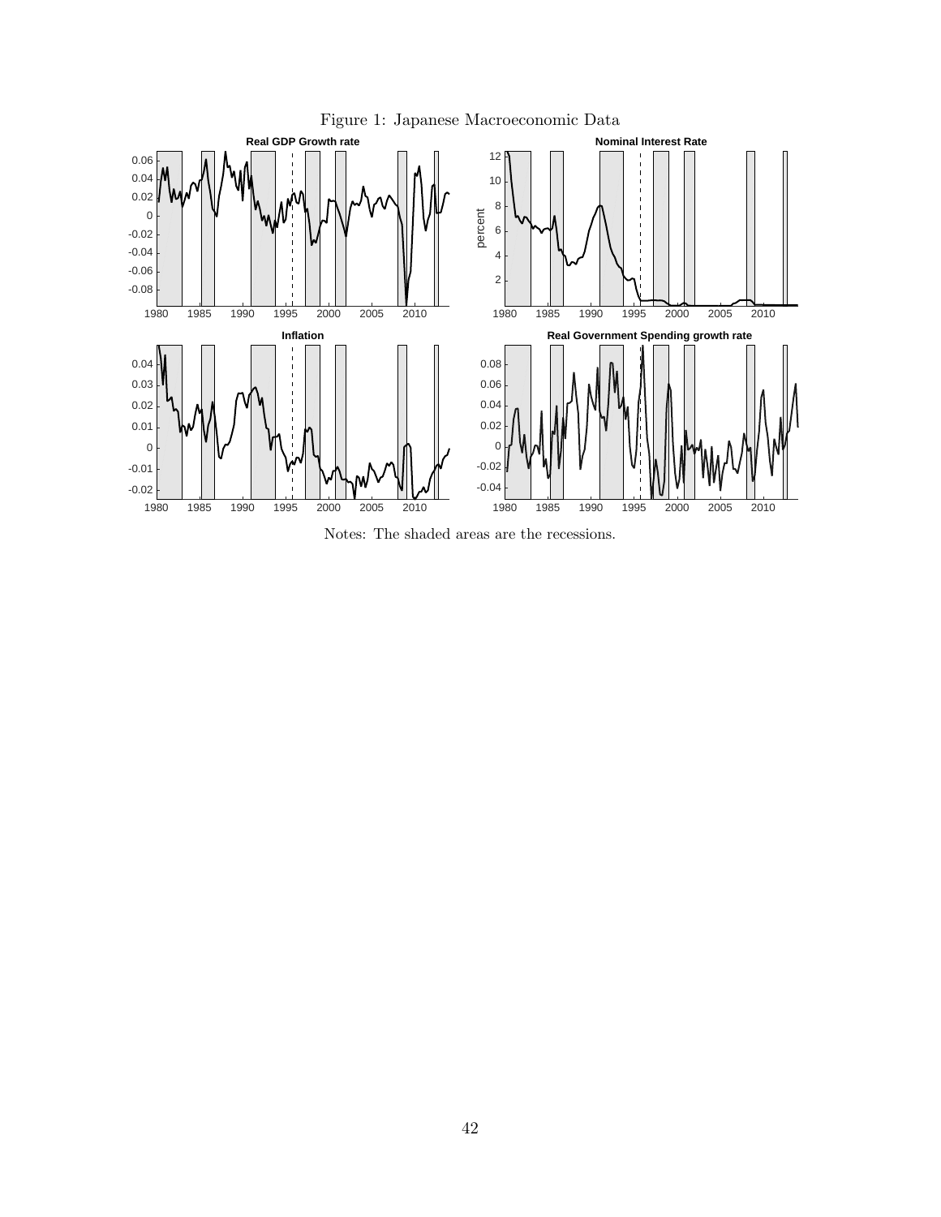Figure 1: Japanese Macroeconomic Data

Notes: The shaded areas are the recessions.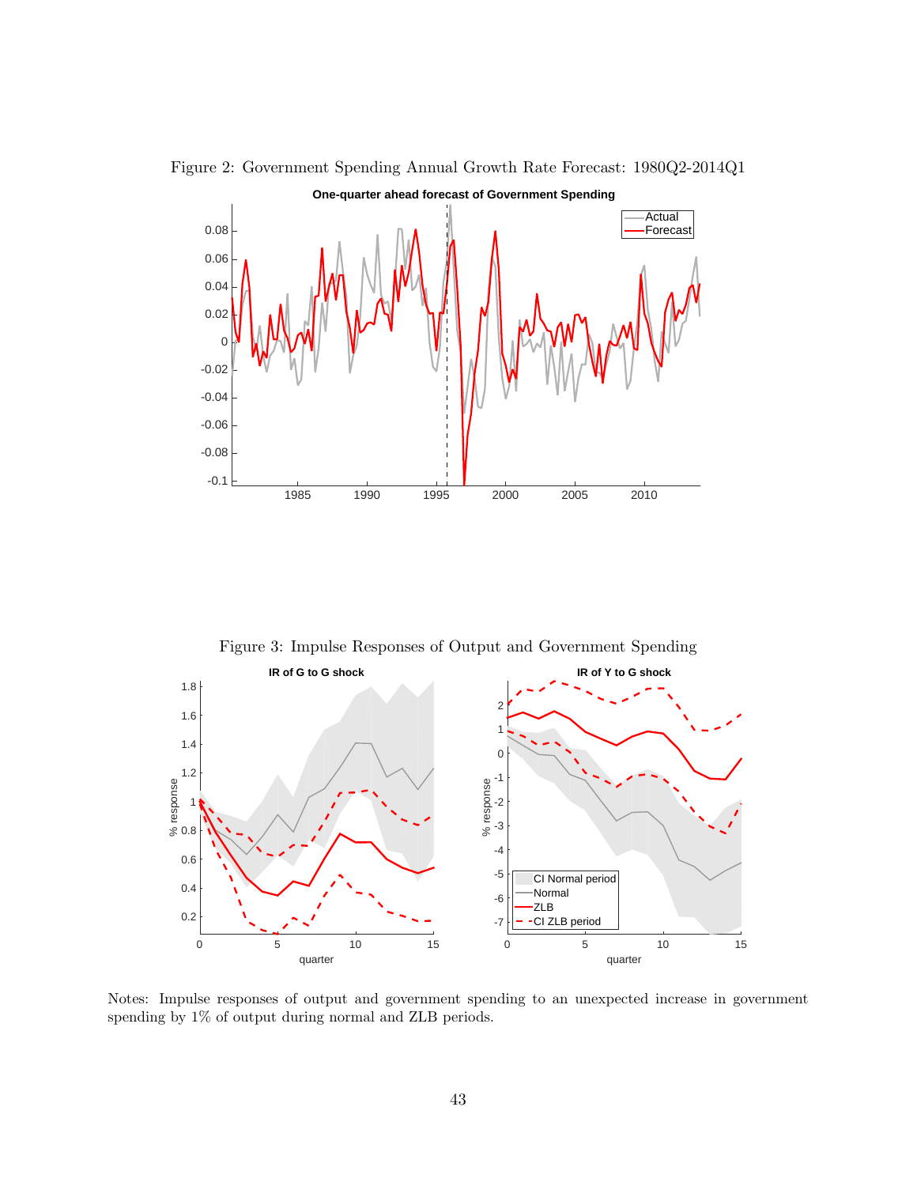Figure 2: Government Spending Annual Growth Rate Forecast: 1980Q2-2014Q1

Figure 3: Impulse Responses of Output and Government Spending

Notes: Impulse responses of output and government spending to an unexpected increase in government spending by 1% of output during normal and ZLB periods.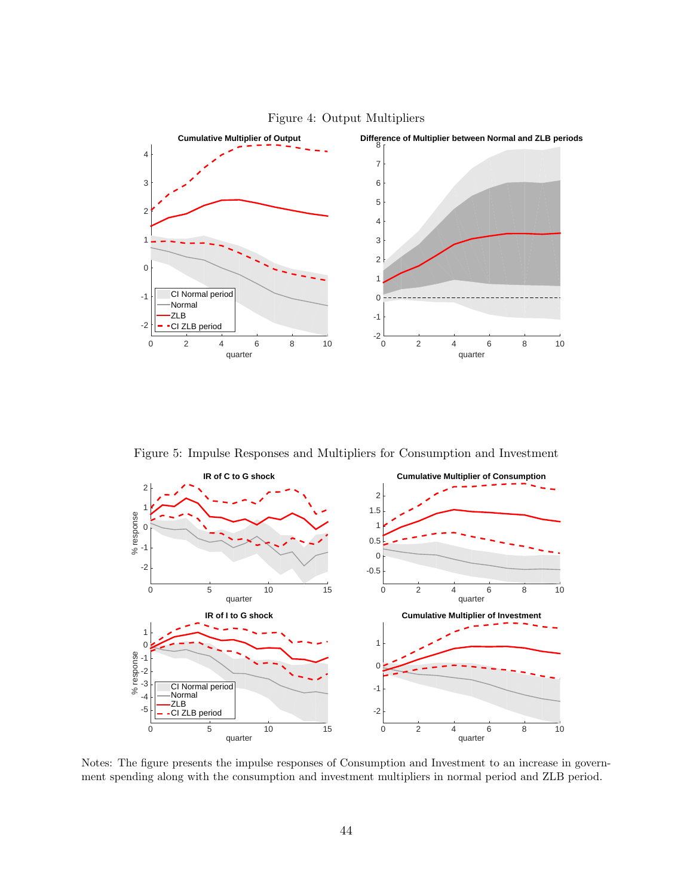Figure 4: Output Multipliers

Figure 5: Impulse Responses and Multipliers for Consumption and Investment

Notes: The figure presents the impulse responses of Consumption and Investment to an increase in government spending along with the consumption and investment multipliers in normal period and ZLB period.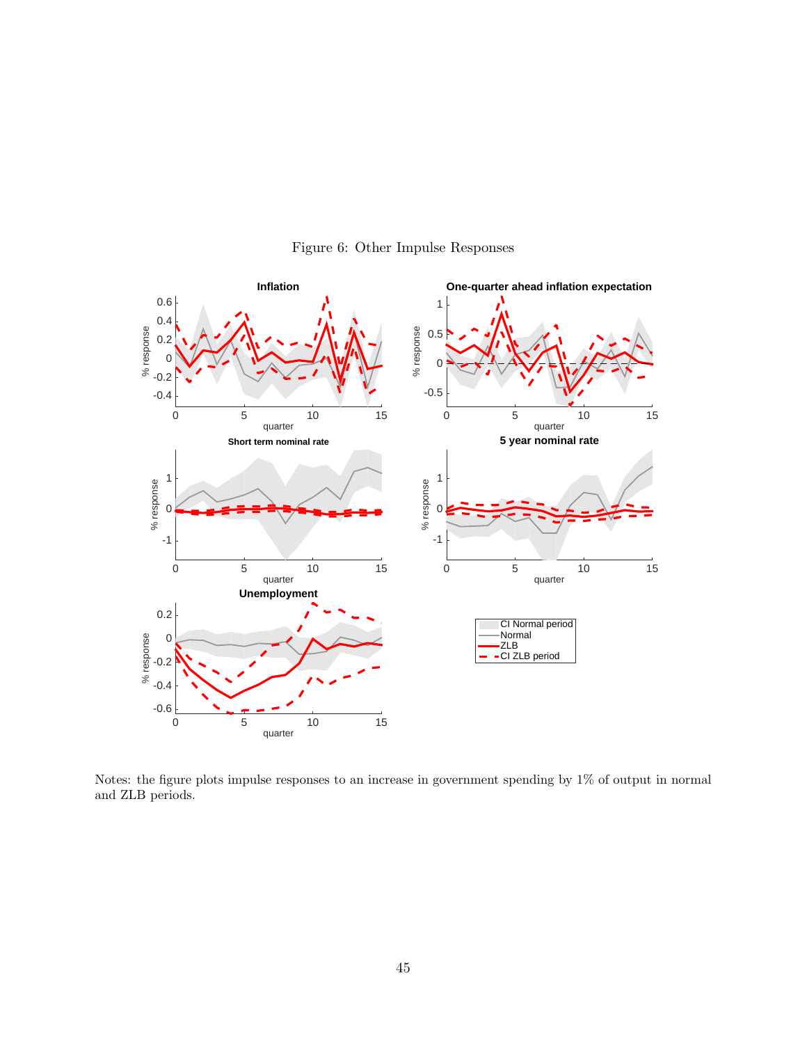Figure 6: Other Impulse Responses

Notes: the figure plots impulse responses to an increase in government spending by 1% of output in normal and ZLB periods.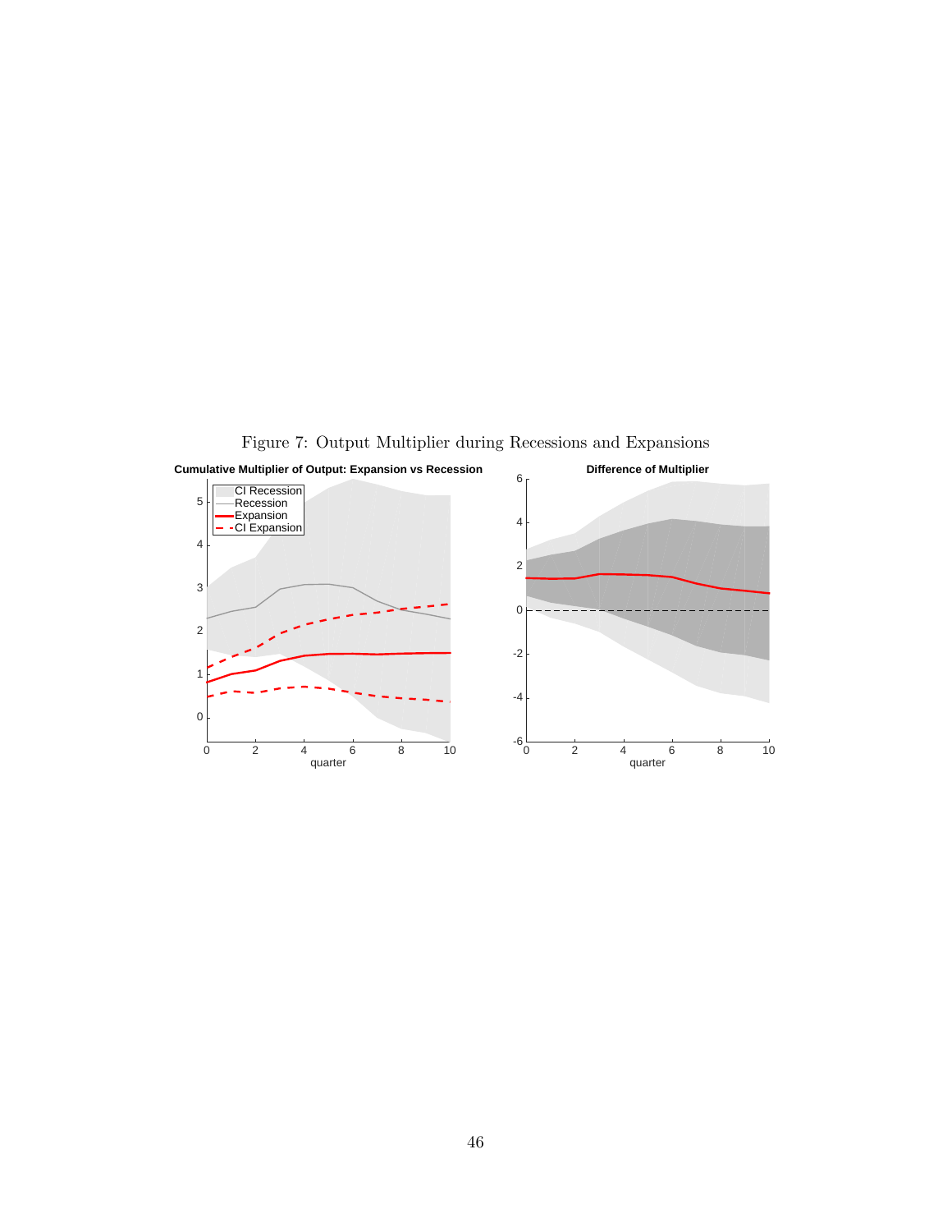Figure 7: Output Multiplier during Recessions and Expansions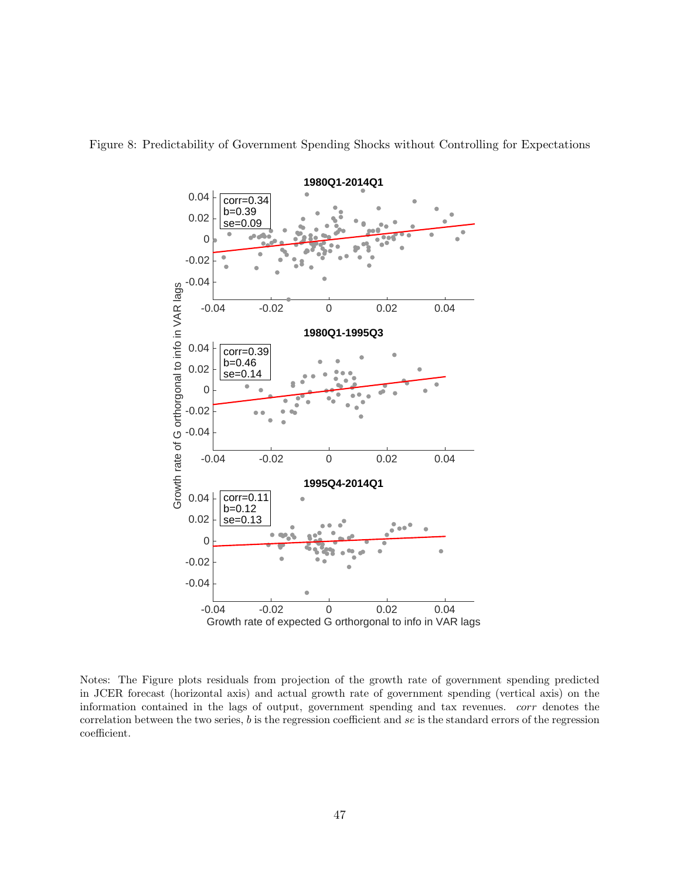Figure 8: Predictability of Government Spending Shocks without Controlling for Expectations

Notes: The Figure plots residuals from projection of the growth rate of government spending predicted in JCER forecast (horizontal axis) and actual growth rate of government spending (vertical axis) on the information contained in the lags of output, government spending and tax revenues. *corr* denotes the correlation between the two series, $b$ is the regression coefficient and $se$ is the standard errors of the regression coefficient.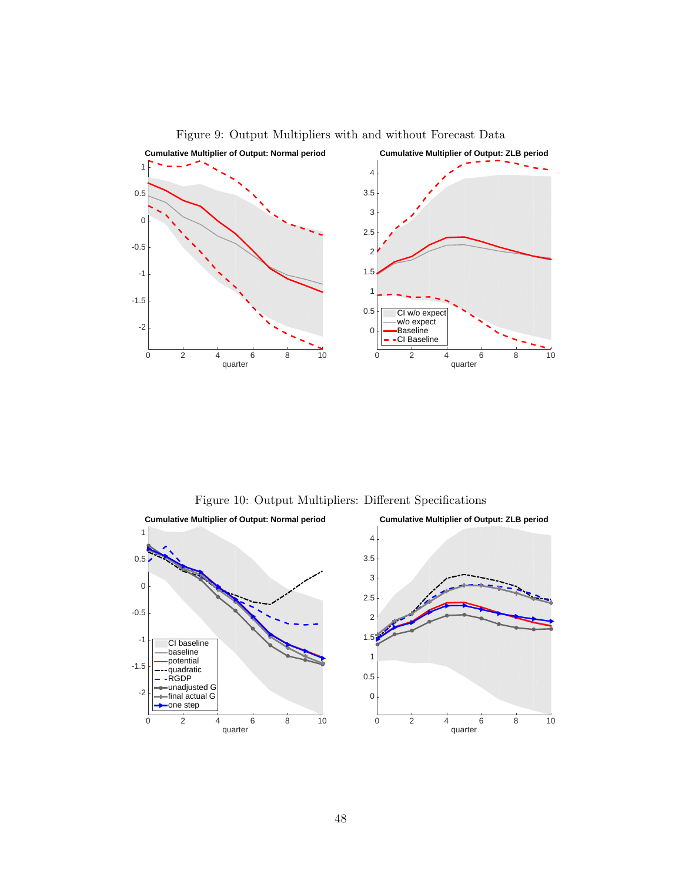Figure 9: Output Multipliers with and without Forecast Data

Figure 10: Output Multipliers: Different Specifications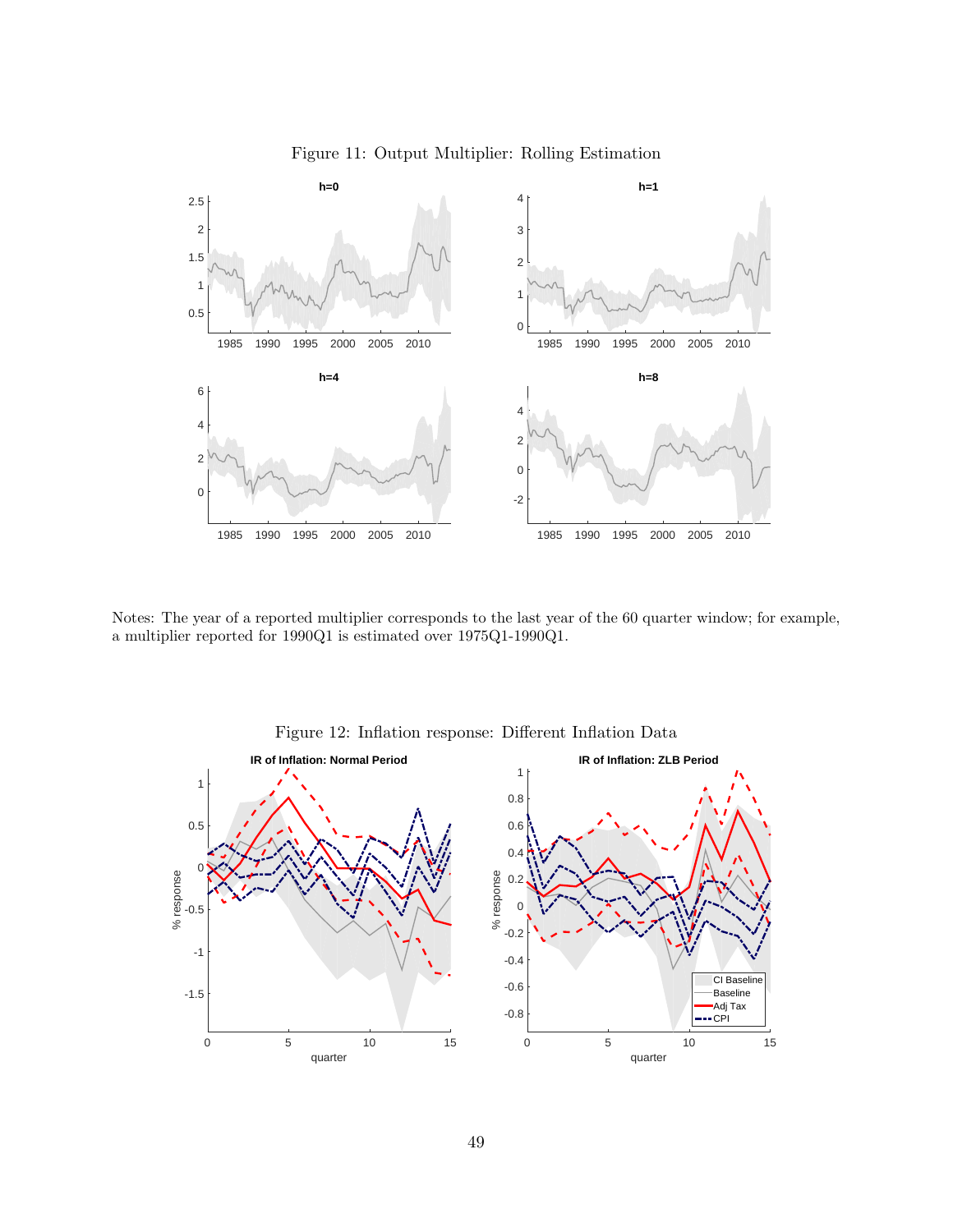Figure 11: Output Multiplier: Rolling Estimation

Notes: The year of a reported multiplier corresponds to the last year of the 60 quarter window; for example, a multiplier reported for 1990Q1 is estimated over 1975Q1-1990Q1.

Figure 12: Inflation response: Different Inflation Data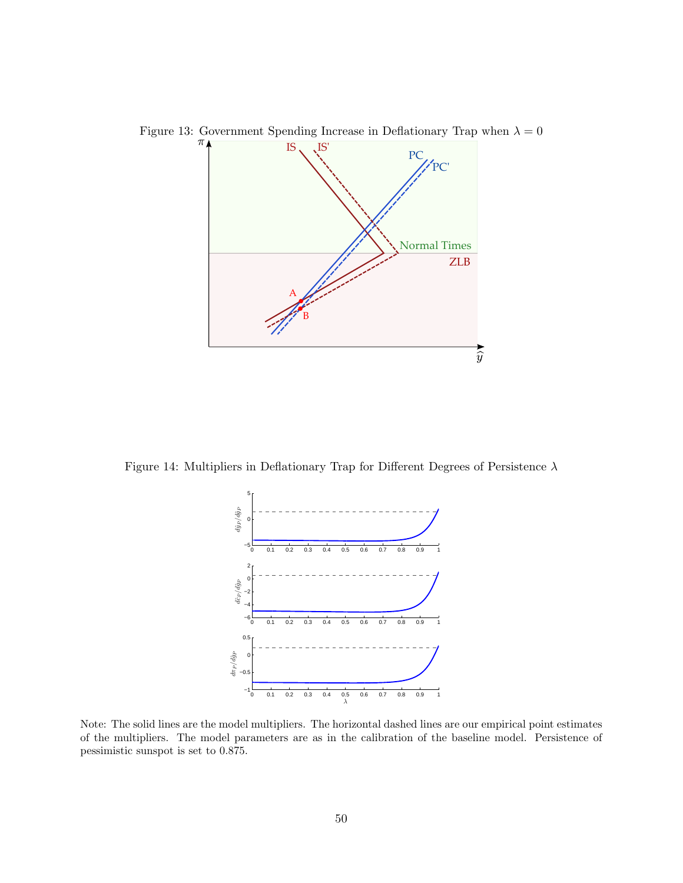Figure 13: Government Spending Increase in Deflationary Trap when $\lambda = 0$

Figure 14: Multipliers in Deflationary Trap for Different Degrees of Persistence $\lambda$

Note: The solid lines are the model multipliers. The horizontal dashed lines are our empirical point estimates of the multipliers. The model parameters are as in the calibration of the baseline model. Persistence of pessimistic sunspot is set to 0.875.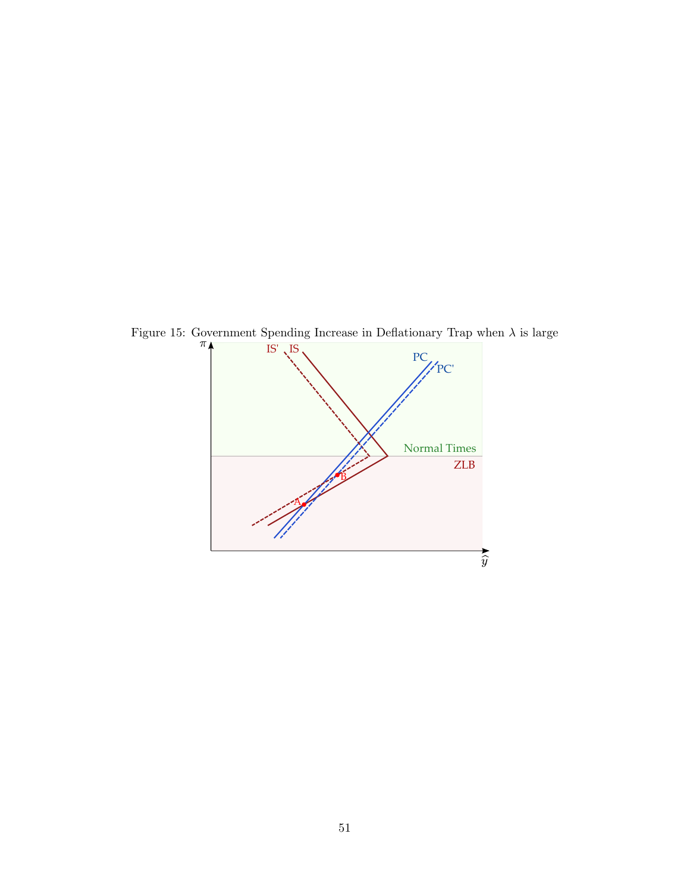Figure 15: Government Spending Increase in Deflationary Trap when $\lambda$ is large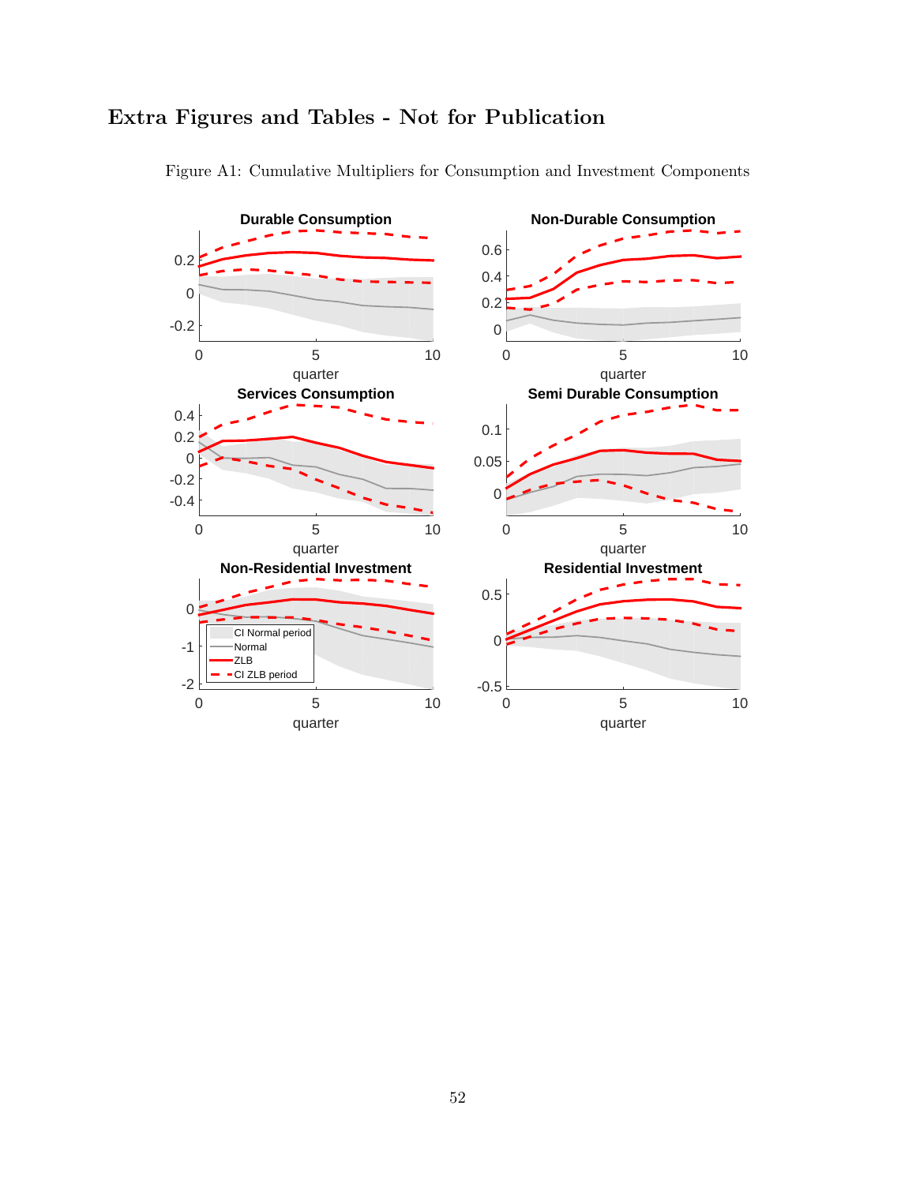# Extra Figures and Tables - Not for Publication

Figure A1: Cumulative Multipliers for Consumption and Investment Components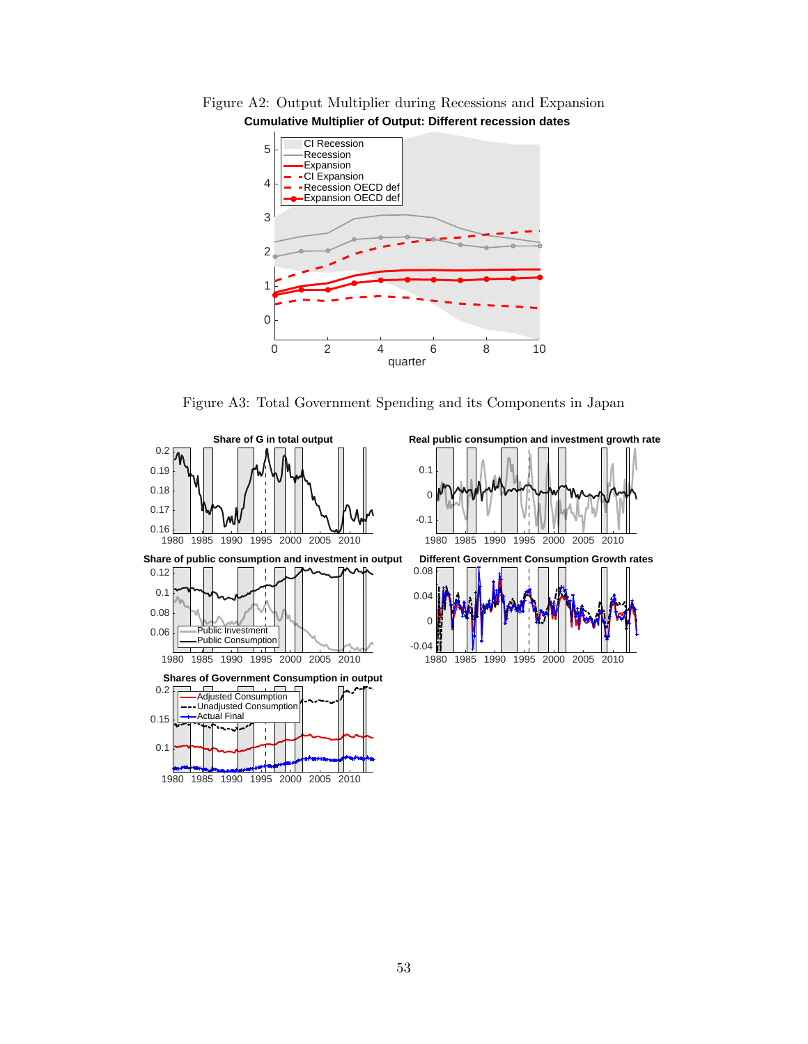Figure A2: Output Multiplier during Recessions and Expansion

Figure A3: Total Government Spending and its Components in Japan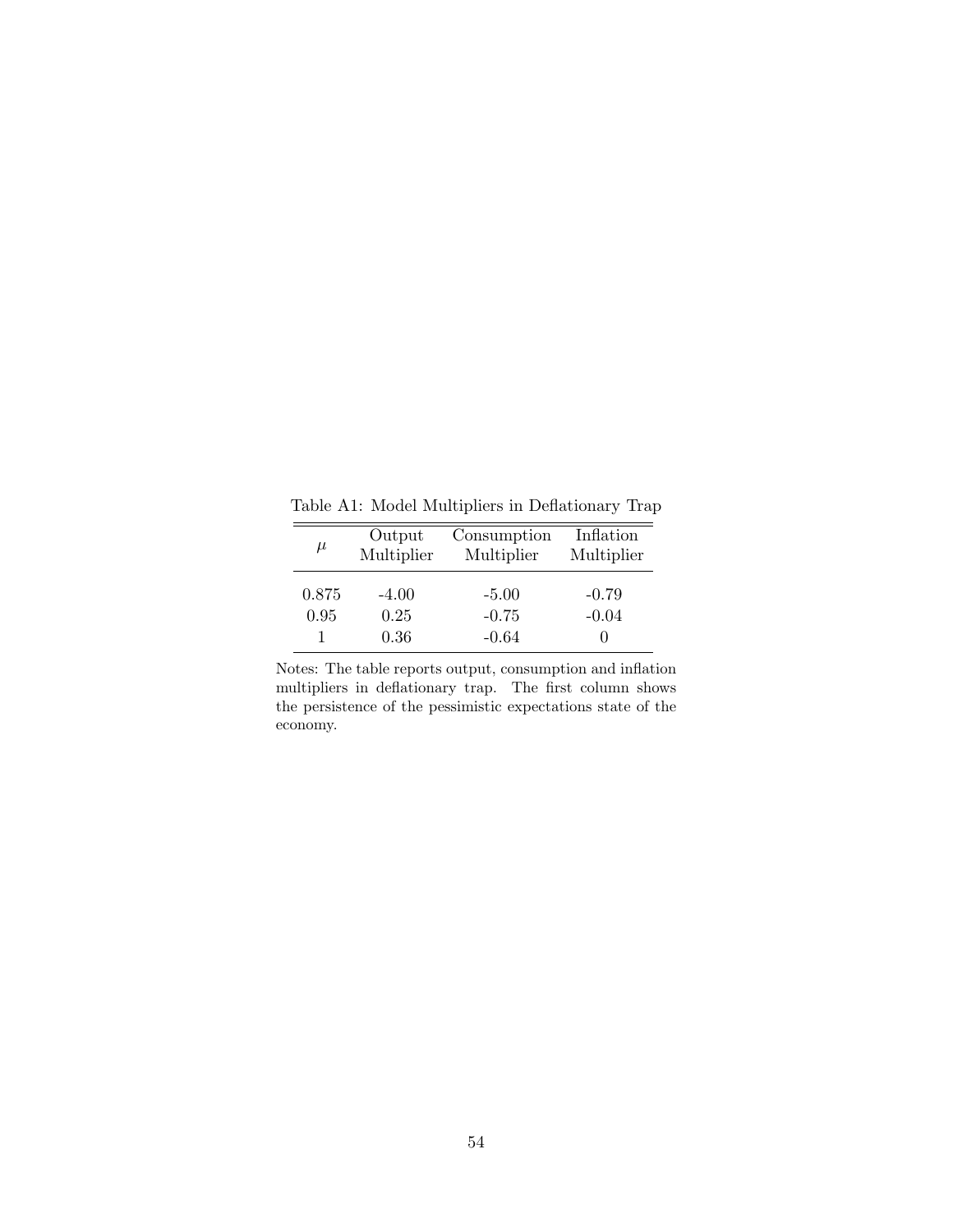Table A1: Model Multipliers in Deflationary Trap

| $\mu$ | Output Multiplier | Consumption Multiplier | Inflation Multiplier |
|---|---|---|---|
| 0.875 | -4.00 | -5.00 | -0.79 |
| 0.95 | 0.25 | -0.75 | -0.04 |
| 1 | 0.36 | -0.64 | 0 |

Notes: The table reports output, consumption and inflation multipliers in deflationary trap. The first column shows the persistence of the pessimistic expectations state of the economy.